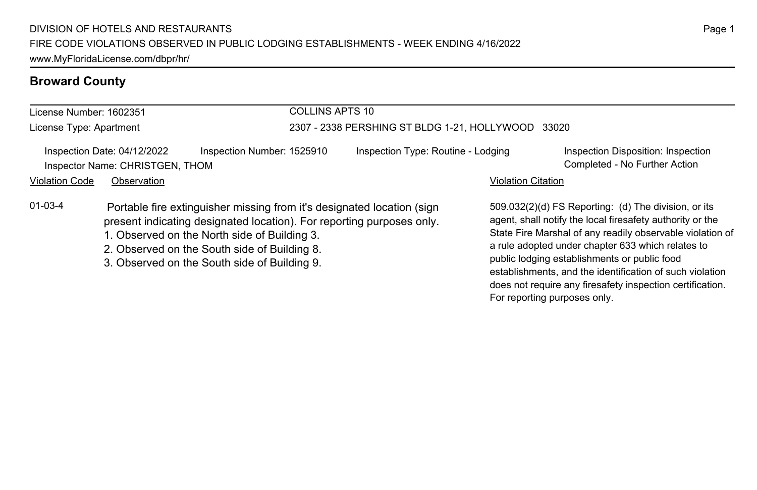DIVISION OF HOTELS AND RESTAURANTS
FIRE CODE VIOLATIONS OBSERVED IN PUBLIC LODGING ESTABLISHMENTS - WEEK ENDING 4/16/2022
www.MyFloridaLicense.com/dbpr/hr/

## Broward County

License Number: 1602351
License Type: Apartment

COLLINS APTS 10
2307 - 2338 PERSHING ST BLDG 1-21, HOLLYWOOD 33020

Inspection Date: 04/12/2022
Inspector Name: CHRISTGEN, THOM
Inspection Number: 1525910
Inspection Type: Routine - Lodging
Inspection Disposition: Inspection Completed - No Further Action

| Violation Code | Observation | Violation Citation |
|---|---|---|
| 01-03-4 | Portable fire extinguisher missing from it's designated location (sign present indicating designated location). For reporting purposes only.<br>1. Observed on the North side of Building 3.<br>2. Observed on the South side of Building 8.<br>3. Observed on the South side of Building 9. | 509.032(2)(d) FS Reporting: (d) The division, or its agent, shall notify the local firesafety authority or the State Fire Marshal of any readily observable violation of a rule adopted under chapter 633 which relates to public lodging establishments or public food establishments, and the identification of such violation does not require any firesafety inspection certification. For reporting purposes only. |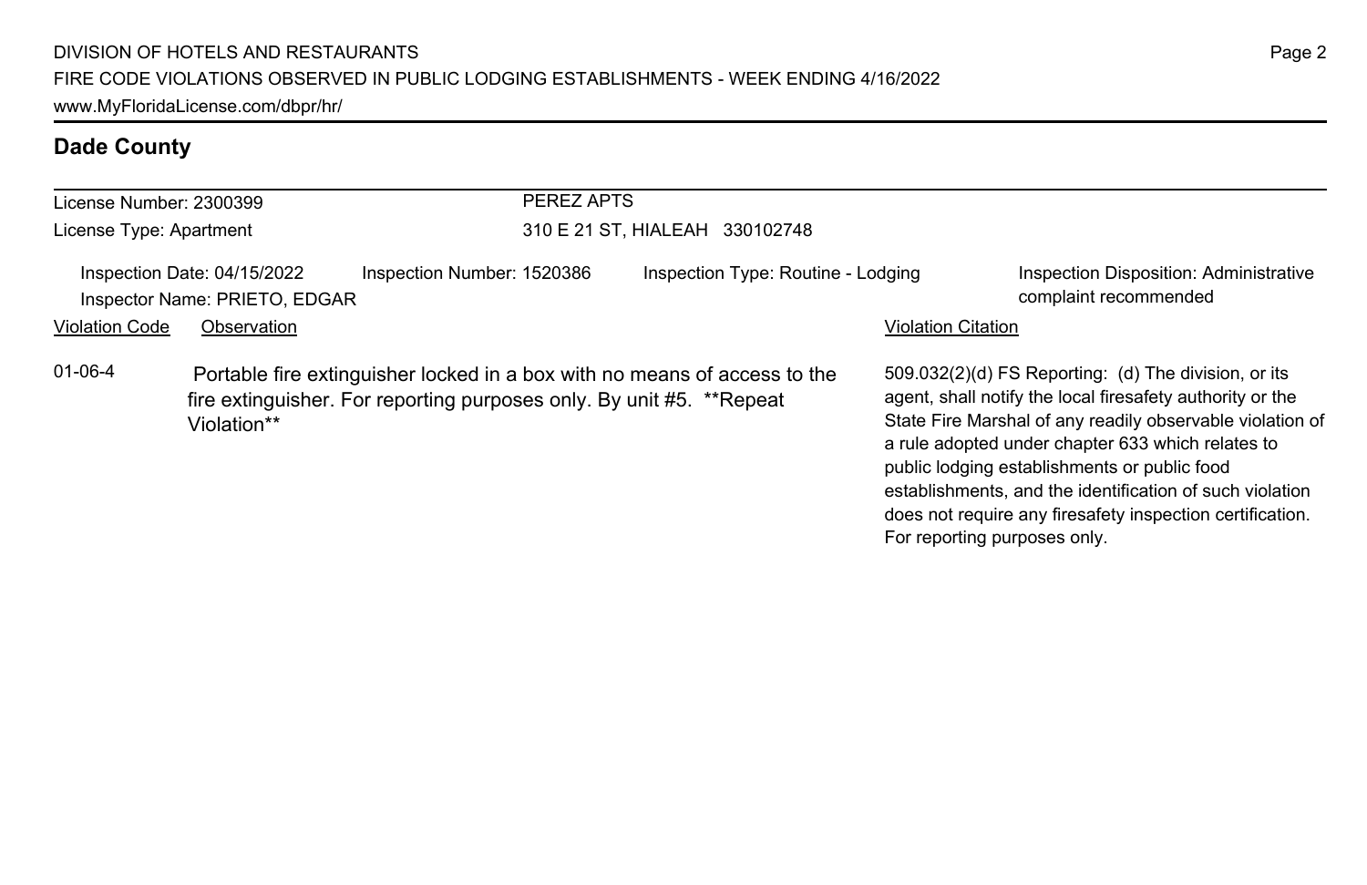## Dade County

License Number: 2300399
License Type: Apartment

PEREZ APTS
310 E 21 ST, HIALEAH 330102748

Inspection Date: 04/15/2022
Inspector Name: PRIETO, EDGAR
Inspection Number: 1520386
Inspection Type: Routine - Lodging
Inspection Disposition: Administrative complaint recommended

| Violation Code | Observation | Violation Citation |
| --- | --- | --- |
| 01-06-4 | Portable fire extinguisher locked in a box with no means of access to the fire extinguisher. For reporting purposes only. By unit #5. **Repeat Violation** | 509.032(2)(d) FS Reporting: (d) The division, or its agent, shall notify the local firesafety authority or the State Fire Marshal of any readily observable violation of a rule adopted under chapter 633 which relates to public lodging establishments or public food establishments, and the identification of such violation does not require any firesafety inspection certification. For reporting purposes only. |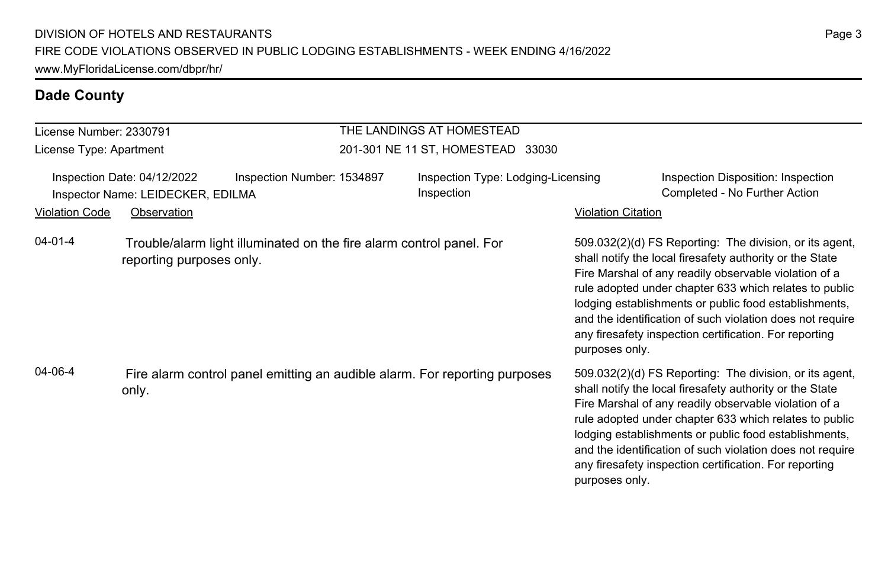## Dade County

License Number: 2330791
License Type: Apartment

THE LANDINGS AT HOMESTEAD
201-301 NE 11 ST, HOMESTEAD 33030

Inspection Date: 04/12/2022
Inspector Name: LEIDECKER, EDILMA
Inspection Number: 1534897
Inspection Type: Lodging-Licensing Inspection
Inspection Disposition: Inspection Completed - No Further Action

| Violation Code | Observation | Violation Citation |
| --- | --- | --- |
| 04-01-4 | Trouble/alarm light illuminated on the fire alarm control panel. For reporting purposes only. | 509.032(2)(d) FS Reporting: The division, or its agent, shall notify the local firesafety authority or the State Fire Marshal of any readily observable violation of a rule adopted under chapter 633 which relates to public lodging establishments or public food establishments, and the identification of such violation does not require any firesafety inspection certification. For reporting purposes only. |
| 04-06-4 | Fire alarm control panel emitting an audible alarm. For reporting purposes only. | 509.032(2)(d) FS Reporting: The division, or its agent, shall notify the local firesafety authority or the State Fire Marshal of any readily observable violation of a rule adopted under chapter 633 which relates to public lodging establishments or public food establishments, and the identification of such violation does not require any firesafety inspection certification. For reporting purposes only. |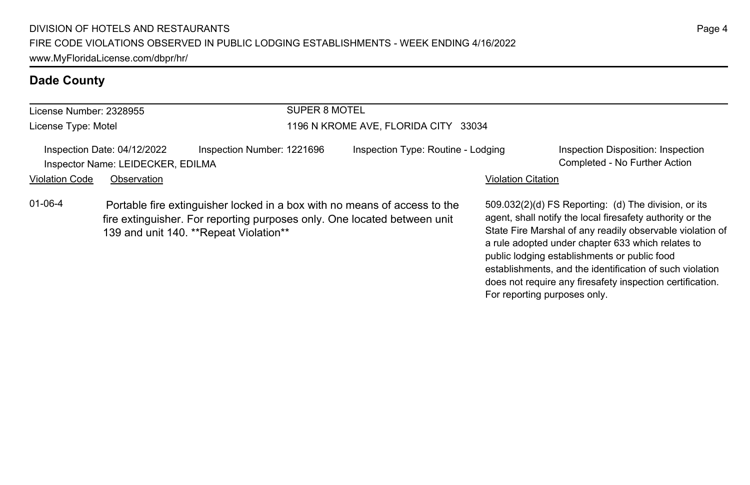## Dade County

License Number: 2328955
License Type: Motel

SUPER 8 MOTEL
1196 N KROME AVE, FLORIDA CITY 33034

Inspection Date: 04/12/2022
Inspector Name: LEIDECKER, EDILMA
Inspection Number: 1221696
Inspection Type: Routine - Lodging
Inspection Disposition: Inspection Completed - No Further Action

| Violation Code | Observation | Violation Citation |
| --- | --- | --- |
| 01-06-4 | Portable fire extinguisher locked in a box with no means of access to the fire extinguisher. For reporting purposes only. One located between unit 139 and unit 140. **Repeat Violation** | 509.032(2)(d) FS Reporting: (d) The division, or its agent, shall notify the local firesafety authority or the State Fire Marshal of any readily observable violation of a rule adopted under chapter 633 which relates to public lodging establishments or public food establishments, and the identification of such violation does not require any firesafety inspection certification. For reporting purposes only. |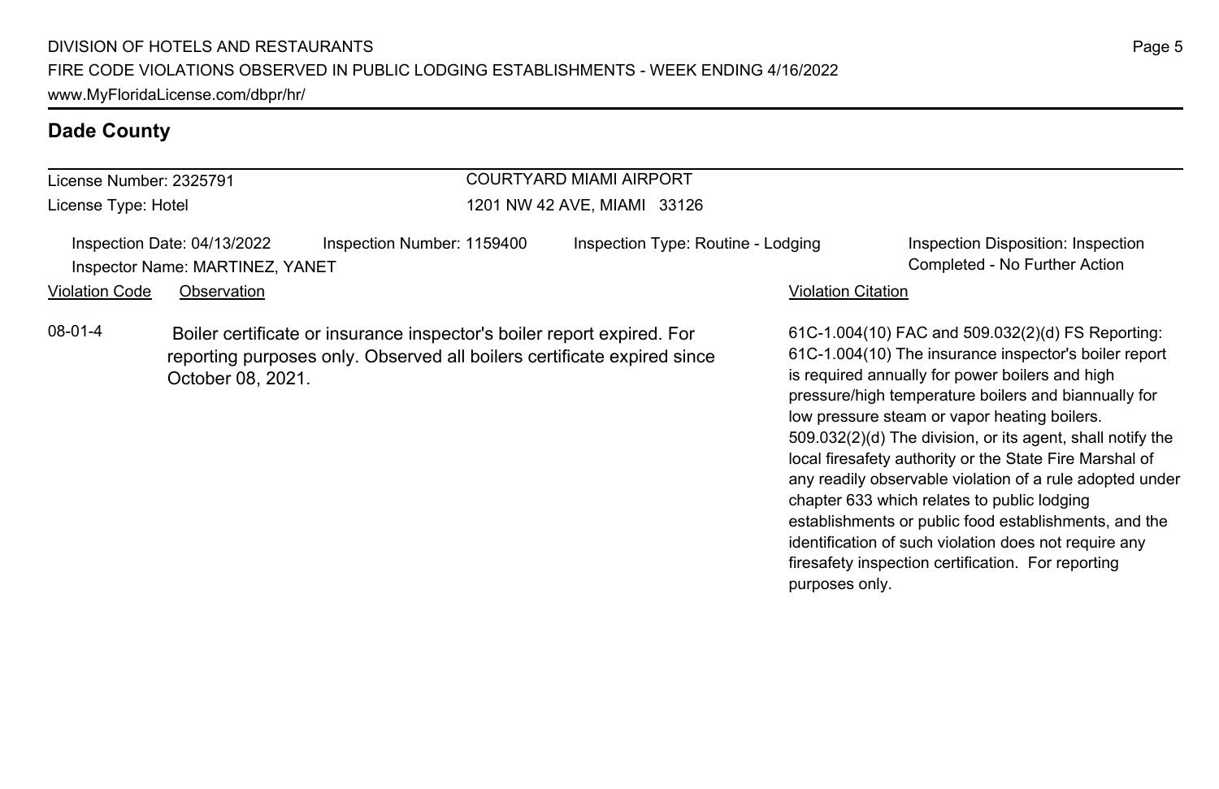## Dade County

License Number: 2325791

License Type: Hotel

COURTYARD MIAMI AIRPORT

1201 NW 42 AVE, MIAMI 33126

Inspection Date: 04/13/2022 Inspection Number: 1159400 Inspection Type: Routine - Lodging Inspection Disposition: Inspection Completed - No Further Action

Inspector Name: MARTINEZ, YANET

| Violation Code | Observation | Violation Citation |
| --- | --- | --- |
| 08-01-4 | Boiler certificate or insurance inspector's boiler report expired. For reporting purposes only. Observed all boilers certificate expired since October 08, 2021. | 61C-1.004(10) FAC and 509.032(2)(d) FS Reporting: 61C-1.004(10) The insurance inspector's boiler report is required annually for power boilers and high pressure/high temperature boilers and biannually for low pressure steam or vapor heating boilers. 509.032(2)(d) The division, or its agent, shall notify the local firesafety authority or the State Fire Marshal of any readily observable violation of a rule adopted under chapter 633 which relates to public lodging establishments or public food establishments, and the identification of such violation does not require any firesafety inspection certification. For reporting purposes only. |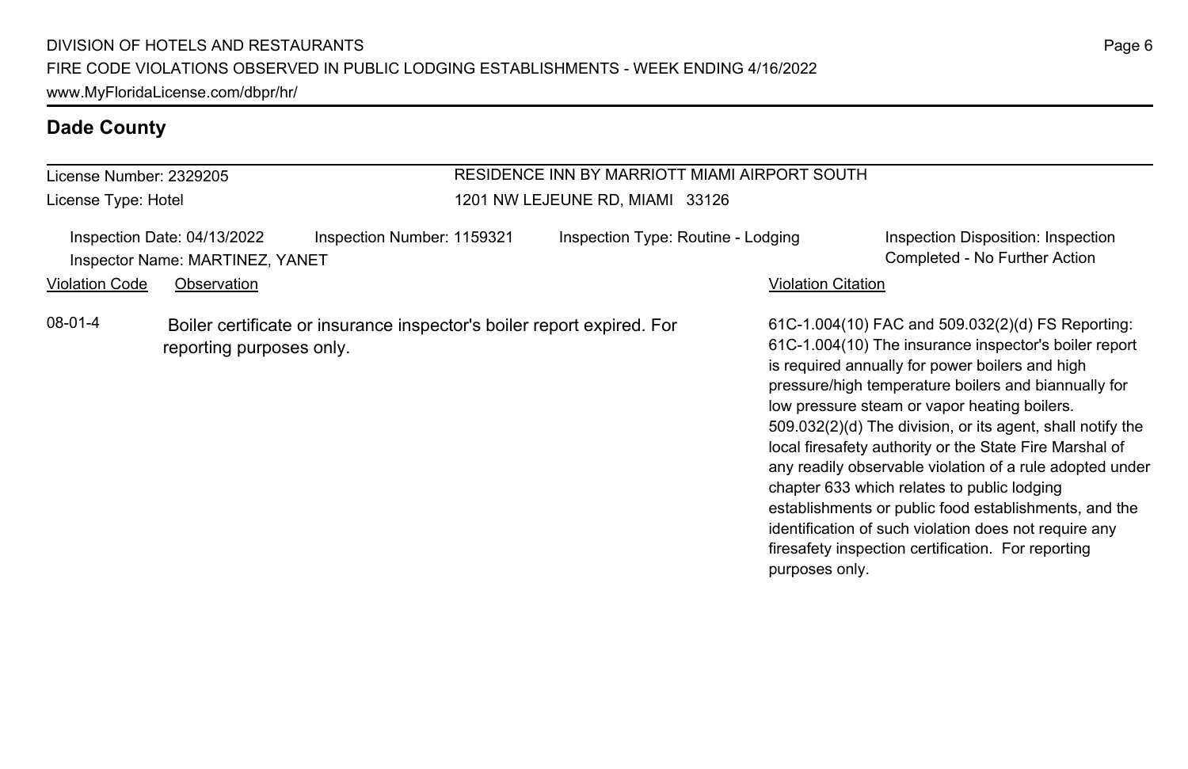## Dade County

License Number: 2329205

License Type: Hotel

RESIDENCE INN BY MARRIOTT MIAMI AIRPORT SOUTH

1201 NW LEJEUNE RD, MIAMI 33126

Inspection Date: 04/13/2022 | Inspection Number: 1159321 | Inspection Type: Routine - Lodging | Inspection Disposition: Inspection Completed - No Further Action

Inspector Name: MARTINEZ, YANET

| Violation Code | Observation | Violation Citation |
| --- | --- | --- |
| 08-01-4 | Boiler certificate or insurance inspector's boiler report expired. For reporting purposes only. | 61C-1.004(10) FAC and 509.032(2)(d) FS Reporting: 61C-1.004(10) The insurance inspector's boiler report is required annually for power boilers and high pressure/high temperature boilers and biannually for low pressure steam or vapor heating boilers. 509.032(2)(d) The division, or its agent, shall notify the local firesafety authority or the State Fire Marshal of any readily observable violation of a rule adopted under chapter 633 which relates to public lodging establishments or public food establishments, and the identification of such violation does not require any firesafety inspection certification. For reporting purposes only. |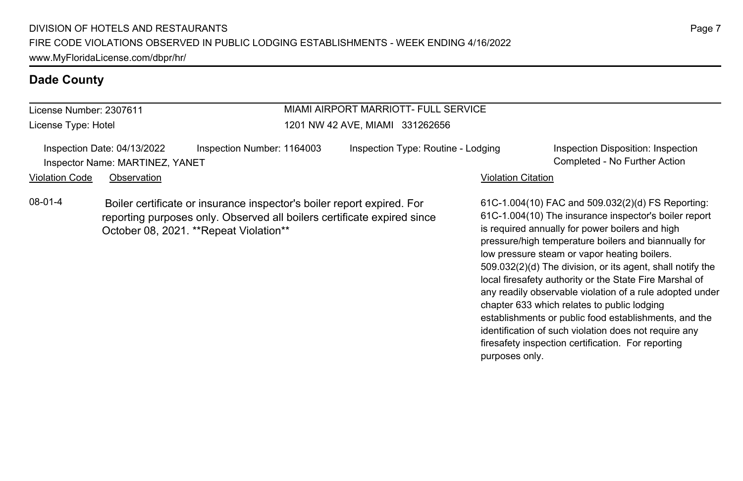## Dade County

License Number: 2307611
License Type: Hotel

MIAMI AIRPORT MARRIOTT- FULL SERVICE
1201 NW 42 AVE, MIAMI 331262656

Inspection Date: 04/13/2022
Inspector Name: MARTINEZ, YANET
Inspection Number: 1164003
Inspection Type: Routine - Lodging
Inspection Disposition: Inspection Completed - No Further Action

| Violation Code | Observation | Violation Citation |
| --- | --- | --- |
| 08-01-4 | Boiler certificate or insurance inspector's boiler report expired. For reporting purposes only. Observed all boilers certificate expired since October 08, 2021. **Repeat Violation** | 61C-1.004(10) FAC and 509.032(2)(d) FS Reporting: 61C-1.004(10) The insurance inspector's boiler report is required annually for power boilers and high pressure/high temperature boilers and biannually for low pressure steam or vapor heating boilers. 509.032(2)(d) The division, or its agent, shall notify the local firesafety authority or the State Fire Marshal of any readily observable violation of a rule adopted under chapter 633 which relates to public lodging establishments or public food establishments, and the identification of such violation does not require any firesafety inspection certification. For reporting purposes only. |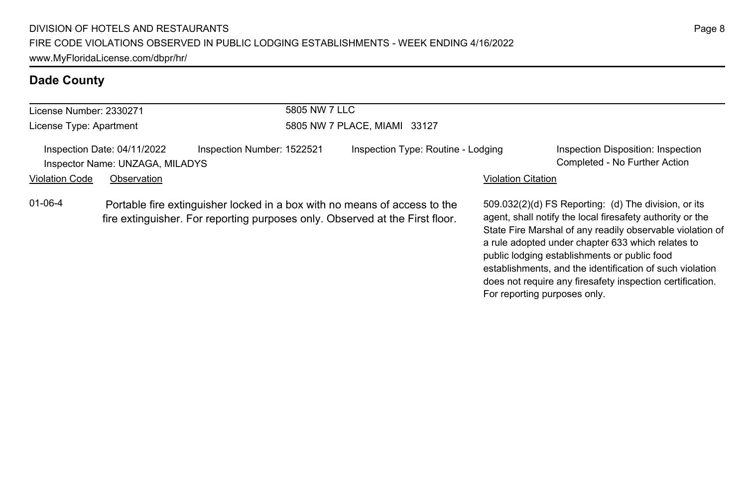## Dade County

License Number: 2330271

License Type: Apartment

5805 NW 7 LLC

5805 NW 7 PLACE, MIAMI 33127

Inspection Date: 04/11/2022 Inspection Number: 1522521 Inspection Type: Routine - Lodging Inspection Disposition: Inspection Completed - No Further Action

Inspector Name: UNZAGA, MILADYS

| Violation Code | Observation | Violation Citation |
| --- | --- | --- |
| 01-06-4 | Portable fire extinguisher locked in a box with no means of access to the fire extinguisher. For reporting purposes only. Observed at the First floor. | 509.032(2)(d) FS Reporting: (d) The division, or its agent, shall notify the local firesafety authority or the State Fire Marshal of any readily observable violation of a rule adopted under chapter 633 which relates to public lodging establishments or public food establishments, and the identification of such violation does not require any firesafety inspection certification. For reporting purposes only. |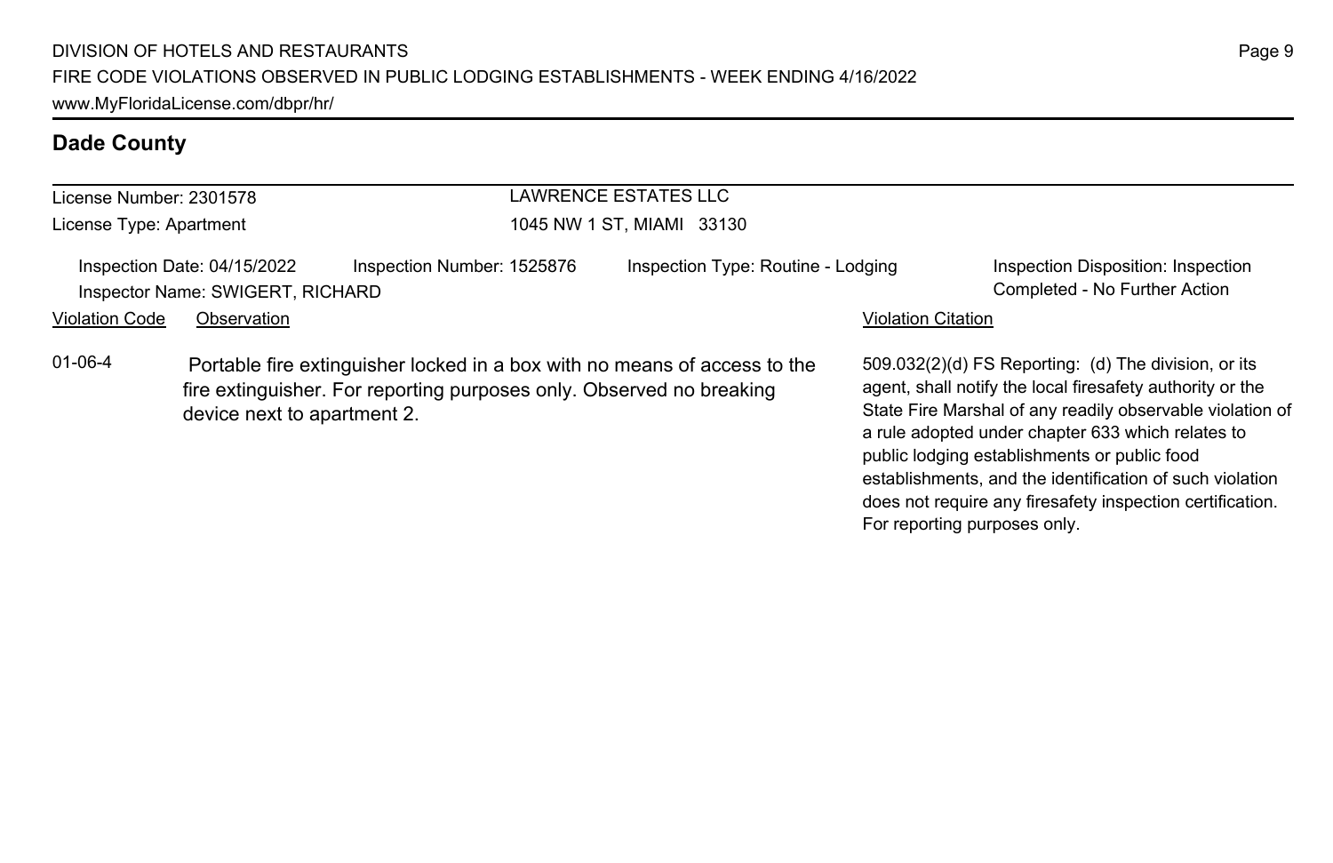## Dade County

License Number: 2301578
License Type: Apartment

LAWRENCE ESTATES LLC
1045 NW 1 ST, MIAMI 33130

Inspection Date: 04/15/2022
Inspector Name: SWIGERT, RICHARD
Inspection Number: 1525876
Inspection Type: Routine - Lodging
Inspection Disposition: Inspection Completed - No Further Action

| Violation Code | Observation | Violation Citation |
| --- | --- | --- |
| 01-06-4 | Portable fire extinguisher locked in a box with no means of access to the fire extinguisher. For reporting purposes only. Observed no breaking device next to apartment 2. | 509.032(2)(d) FS Reporting: (d) The division, or its agent, shall notify the local firesafety authority or the State Fire Marshal of any readily observable violation of a rule adopted under chapter 633 which relates to public lodging establishments or public food establishments, and the identification of such violation does not require any firesafety inspection certification. For reporting purposes only. |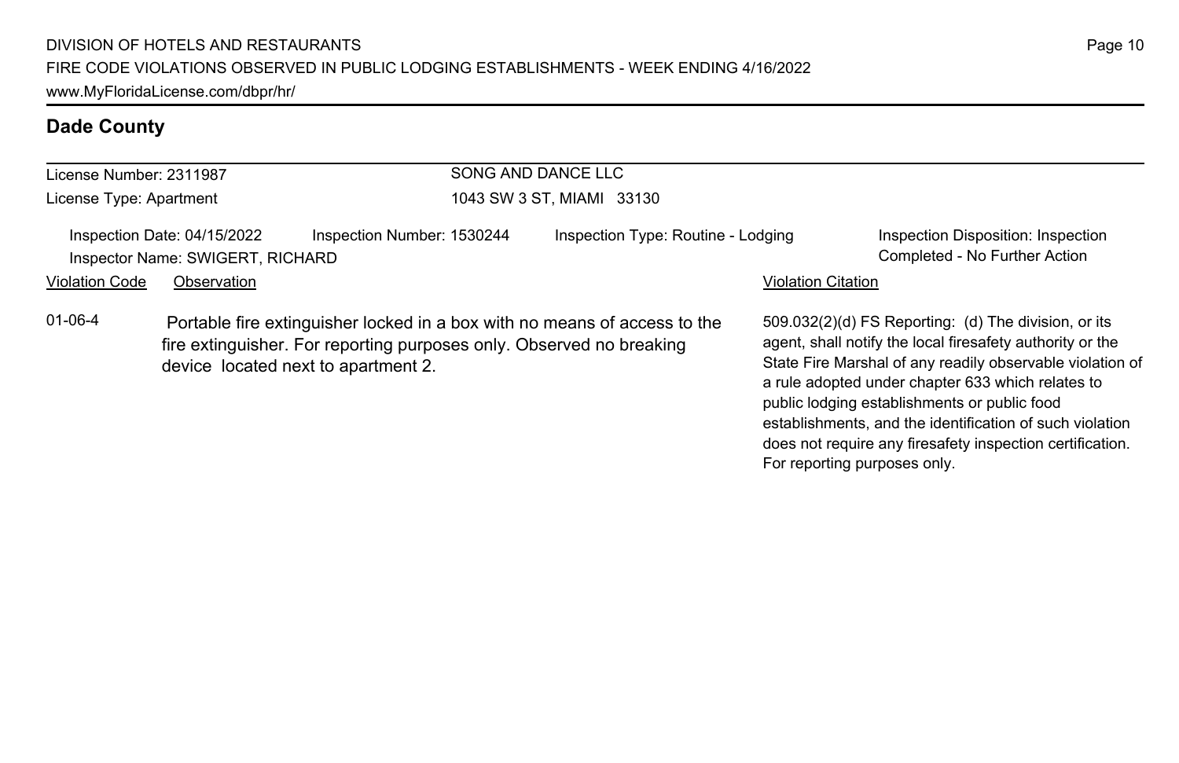## Dade County

License Number: 2311987

License Type: Apartment

SONG AND DANCE LLC

1043 SW 3 ST, MIAMI 33130

Inspection Date: 04/15/2022 Inspection Number: 1530244 Inspection Type: Routine - Lodging Inspection Disposition: Inspection Completed - No Further Action

Inspector Name: SWIGERT, RICHARD

| Violation Code | Observation | Violation Citation |
| --- | --- | --- |
| 01-06-4 | Portable fire extinguisher locked in a box with no means of access to the fire extinguisher. For reporting purposes only. Observed no breaking device located next to apartment 2. | 509.032(2)(d) FS Reporting: (d) The division, or its agent, shall notify the local firesafety authority or the State Fire Marshal of any readily observable violation of a rule adopted under chapter 633 which relates to public lodging establishments or public food establishments, and the identification of such violation does not require any firesafety inspection certification. For reporting purposes only. |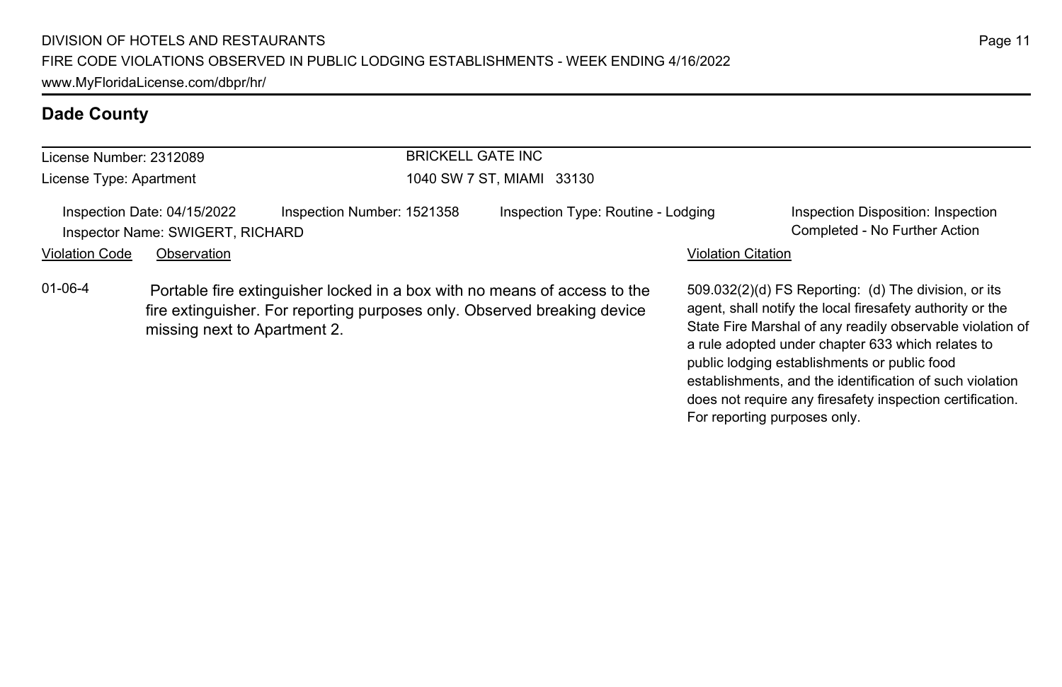## Dade County

License Number: 2312089
License Type: Apartment

BRICKELL GATE INC
1040 SW 7 ST, MIAMI 33130

Inspection Date: 04/15/2022
Inspector Name: SWIGERT, RICHARD
Inspection Number: 1521358
Inspection Type: Routine - Lodging
Inspection Disposition: Inspection Completed - No Further Action

| Violation Code | Observation | Violation Citation |
| --- | --- | --- |
| 01-06-4 | Portable fire extinguisher locked in a box with no means of access to the fire extinguisher. For reporting purposes only. Observed breaking device missing next to Apartment 2. | 509.032(2)(d) FS Reporting: (d) The division, or its agent, shall notify the local firesafety authority or the State Fire Marshal of any readily observable violation of a rule adopted under chapter 633 which relates to public lodging establishments or public food establishments, and the identification of such violation does not require any firesafety inspection certification. For reporting purposes only. |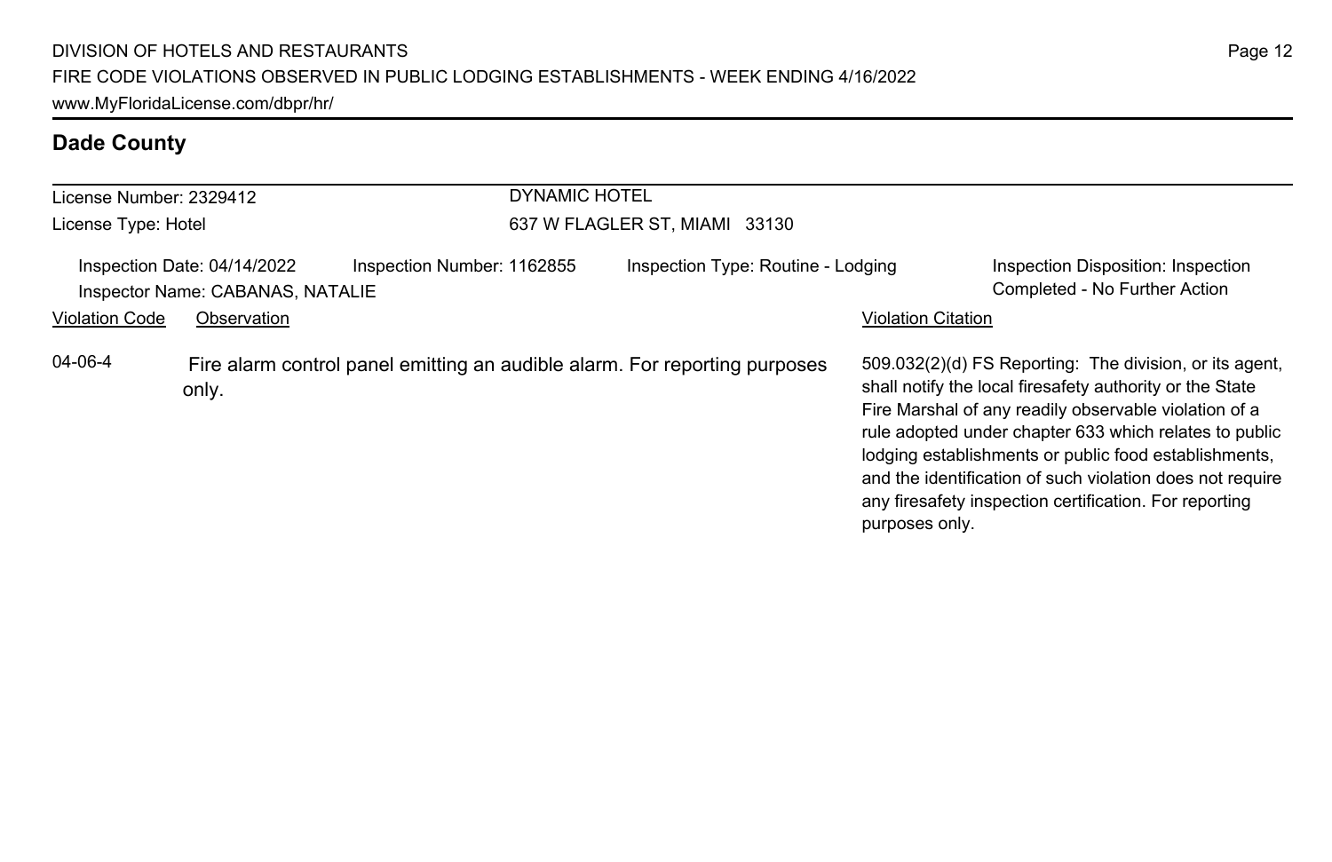## Dade County

License Number: 2329412
License Type: Hotel

DYNAMIC HOTEL
637 W FLAGLER ST, MIAMI 33130

Inspection Date: 04/14/2022
Inspector Name: CABANAS, NATALIE
Inspection Number: 1162855
Inspection Type: Routine - Lodging
Inspection Disposition: Inspection Completed - No Further Action

| Violation Code | Observation | Violation Citation |
| --- | --- | --- |
| 04-06-4 | Fire alarm control panel emitting an audible alarm. For reporting purposes only. | 509.032(2)(d) FS Reporting: The division, or its agent, shall notify the local firesafety authority or the State Fire Marshal of any readily observable violation of a rule adopted under chapter 633 which relates to public lodging establishments or public food establishments, and the identification of such violation does not require any firesafety inspection certification. For reporting purposes only. |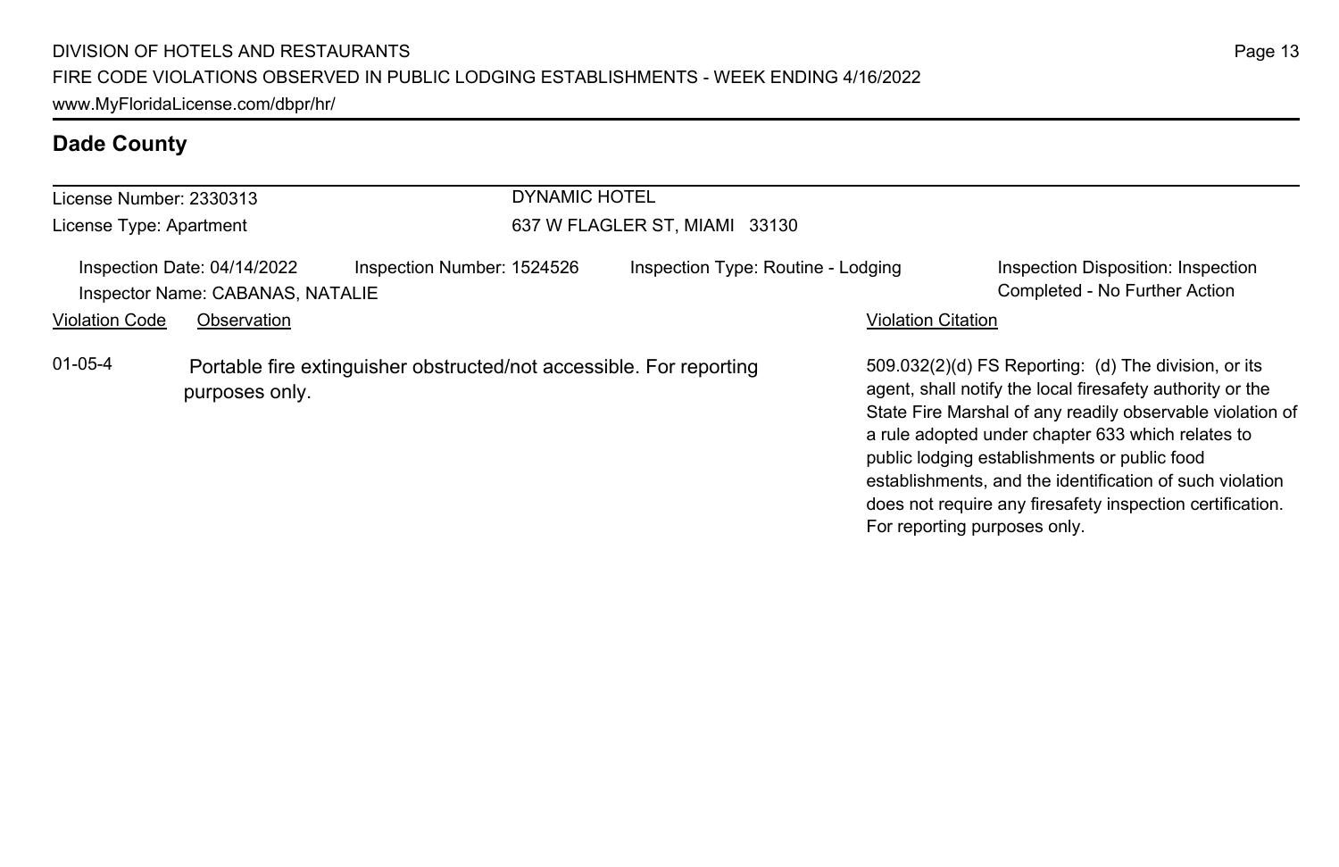## Dade County

| License Number: 2330313 | DYNAMIC HOTEL |
| --- | --- |
| License Type: Apartment | 637 W FLAGLER ST, MIAMI 33130 |

Inspection Date: 04/14/2022 | Inspection Number: 1524526 | Inspection Type: Routine - Lodging | Inspection Disposition: Inspection Completed - No Further Action

Inspector Name: CABANAS, NATALIE

| Violation Code | Observation | Violation Citation |
| --- | --- | --- |
| 01-05-4 | Portable fire extinguisher obstructed/not accessible. For reporting purposes only. | 509.032(2)(d) FS Reporting: (d) The division, or its agent, shall notify the local firesafety authority or the State Fire Marshal of any readily observable violation of a rule adopted under chapter 633 which relates to public lodging establishments or public food establishments, and the identification of such violation does not require any firesafety inspection certification. For reporting purposes only. |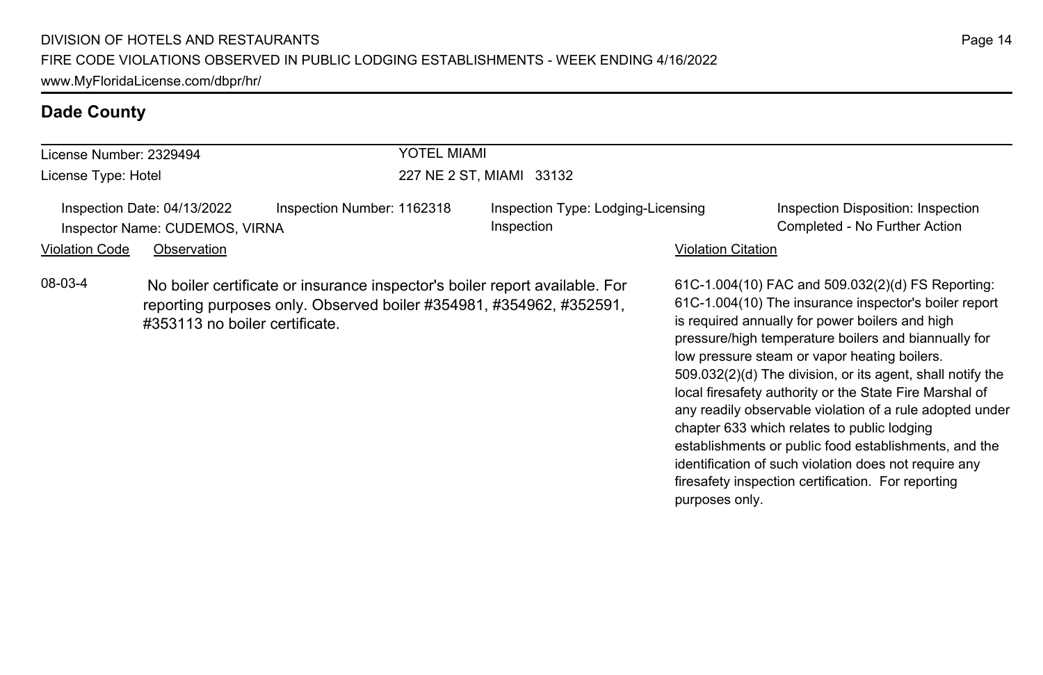## Dade County

License Number: 2329494
License Type: Hotel

YOTEL MIAMI
227 NE 2 ST, MIAMI 33132

Inspection Date: 04/13/2022
Inspector Name: CUDEMOS, VIRNA
Inspection Number: 1162318
Inspection Type: Lodging-Licensing Inspection
Inspection Disposition: Inspection Completed - No Further Action

| Violation Code | Observation | Violation Citation |
|---|---|---|
| 08-03-4 | No boiler certificate or insurance inspector's boiler report available. For reporting purposes only. Observed boiler #354981, #354962, #352591, #353113 no boiler certificate. | 61C-1.004(10) FAC and 509.032(2)(d) FS Reporting: 61C-1.004(10) The insurance inspector's boiler report is required annually for power boilers and high pressure/high temperature boilers and biannually for low pressure steam or vapor heating boilers. 509.032(2)(d) The division, or its agent, shall notify the local firesafety authority or the State Fire Marshal of any readily observable violation of a rule adopted under chapter 633 which relates to public lodging establishments or public food establishments, and the identification of such violation does not require any firesafety inspection certification. For reporting purposes only. |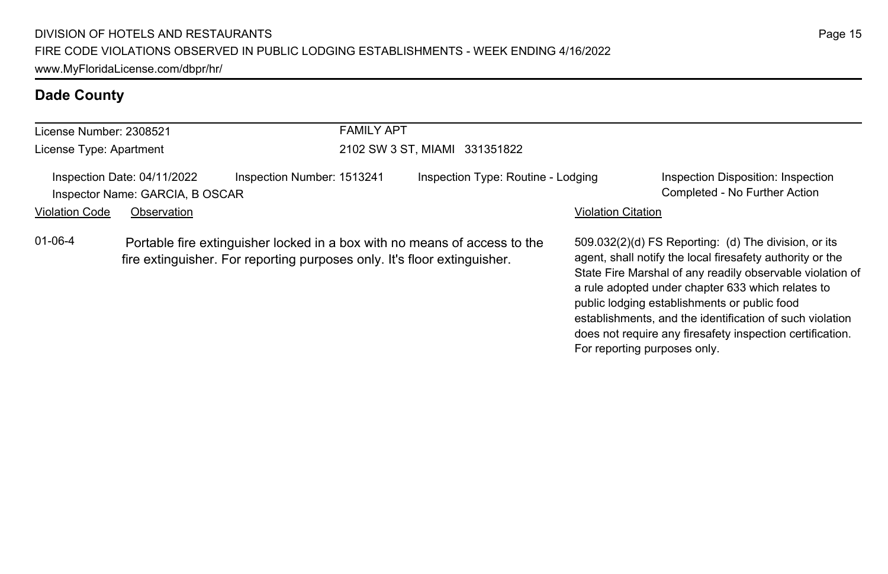## Dade County

| License Number: 2308521 | FAMILY APT |
| --- | --- |
| License Type: Apartment | 2102 SW 3 ST, MIAMI 331351822 |

Inspection Date: 04/11/2022 | Inspection Number: 1513241 | Inspection Type: Routine - Lodging | Inspection Disposition: Inspection Completed - No Further Action

Inspector Name: GARCIA, B OSCAR

| Violation Code | Observation | Violation Citation |
| --- | --- | --- |
| 01-06-4 | Portable fire extinguisher locked in a box with no means of access to the fire extinguisher. For reporting purposes only. It's floor extinguisher. | 509.032(2)(d) FS Reporting: (d) The division, or its agent, shall notify the local firesafety authority or the State Fire Marshal of any readily observable violation of a rule adopted under chapter 633 which relates to public lodging establishments or public food establishments, and the identification of such violation does not require any firesafety inspection certification. For reporting purposes only. |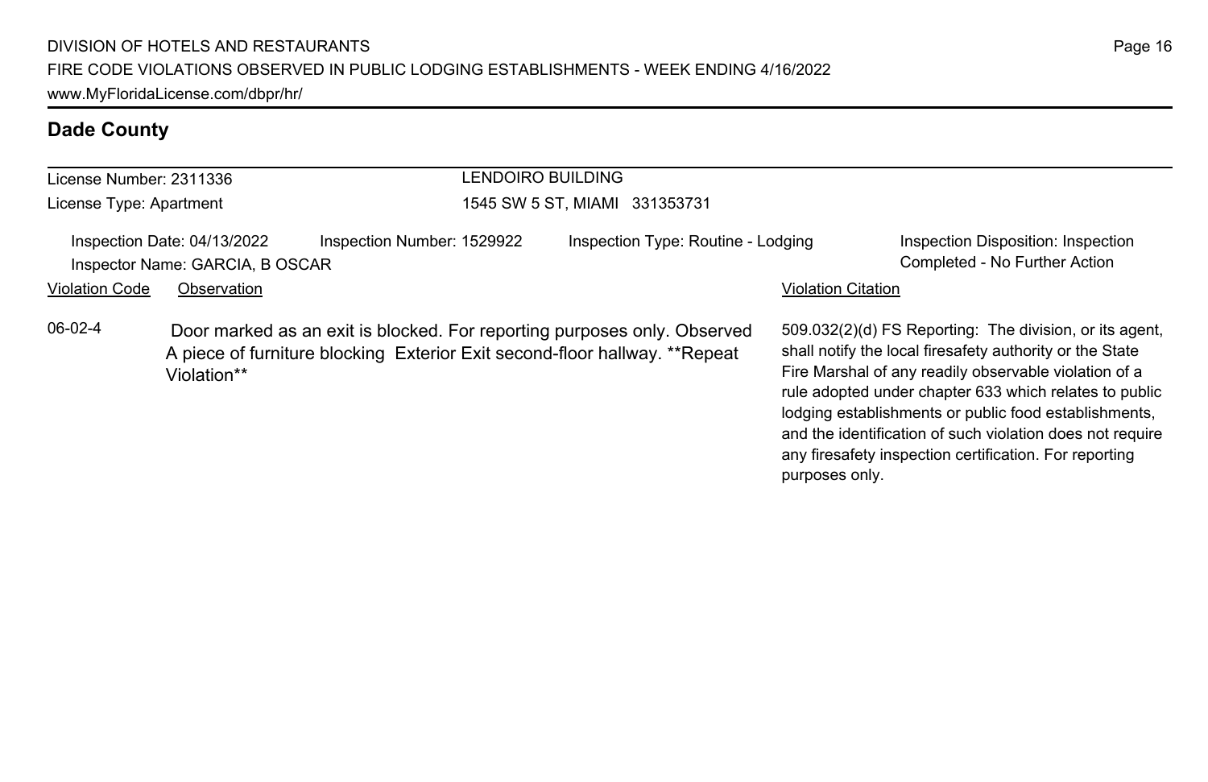## Dade County

License Number: 2311336

License Type: Apartment

LENDOIRO BUILDING

1545 SW 5 ST, MIAMI 331353731

Inspection Date: 04/13/2022 Inspection Number: 1529922 Inspection Type: Routine - Lodging Inspection Disposition: Inspection Completed - No Further Action

Inspector Name: GARCIA, B OSCAR

| Violation Code | Observation | Violation Citation |
| --- | --- | --- |
| 06-02-4 | Door marked as an exit is blocked. For reporting purposes only. Observed A piece of furniture blocking Exterior Exit second-floor hallway. **Repeat Violation** | 509.032(2)(d) FS Reporting: The division, or its agent, shall notify the local firesafety authority or the State Fire Marshal of any readily observable violation of a rule adopted under chapter 633 which relates to public lodging establishments or public food establishments, and the identification of such violation does not require any firesafety inspection certification. For reporting purposes only. |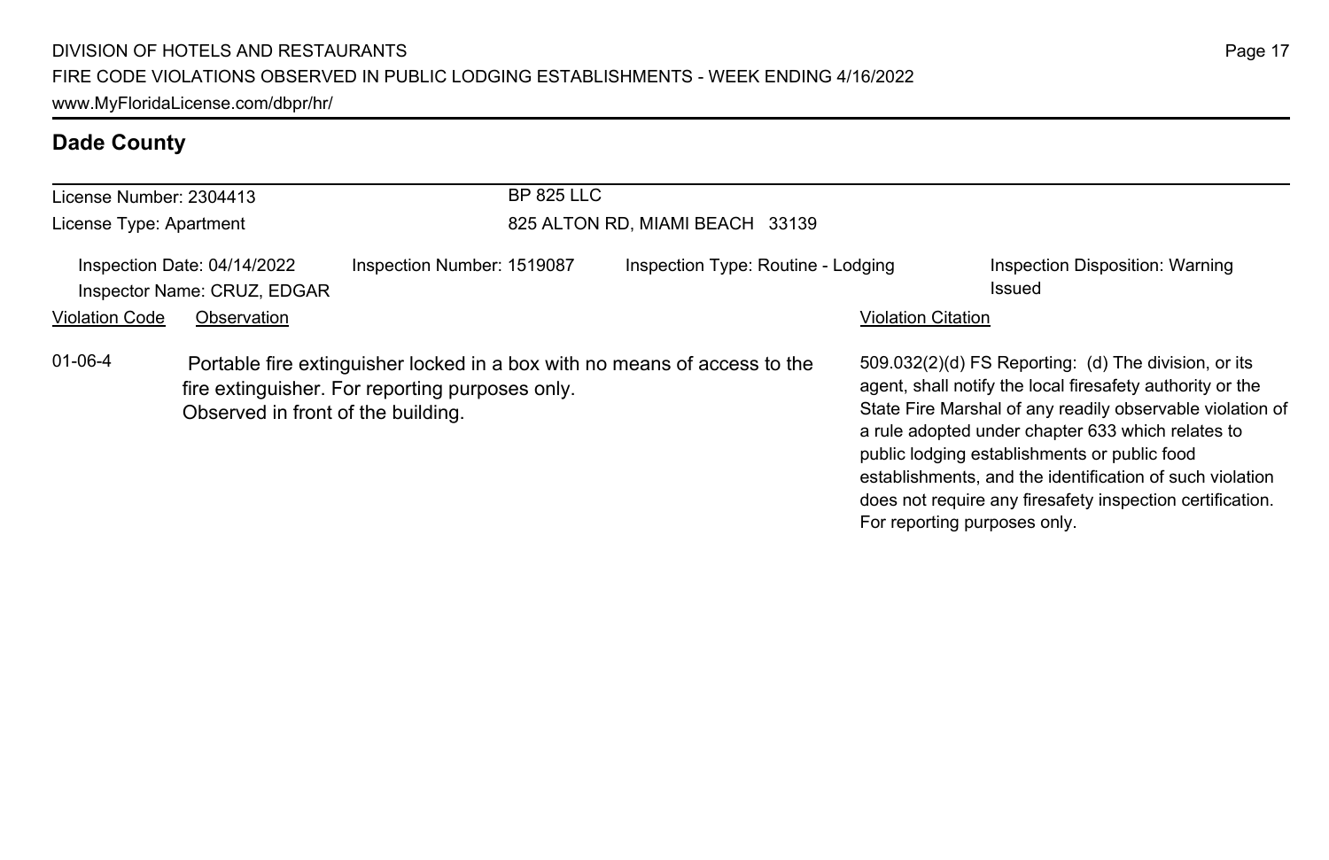## Dade County

License Number: 2304413

License Type: Apartment

BP 825 LLC

825 ALTON RD, MIAMI BEACH 33139

Inspection Date: 04/14/2022

Inspector Name: CRUZ, EDGAR

Inspection Number: 1519087

Inspection Type: Routine - Lodging

Inspection Disposition: Warning Issued

| Violation Code | Observation | Violation Citation |
|---|---|---|
| 01-06-4 | Portable fire extinguisher locked in a box with no means of access to the fire extinguisher. For reporting purposes only. Observed in front of the building. | 509.032(2)(d) FS Reporting: (d) The division, or its agent, shall notify the local firesafety authority or the State Fire Marshal of any readily observable violation of a rule adopted under chapter 633 which relates to public lodging establishments or public food establishments, and the identification of such violation does not require any firesafety inspection certification. For reporting purposes only. |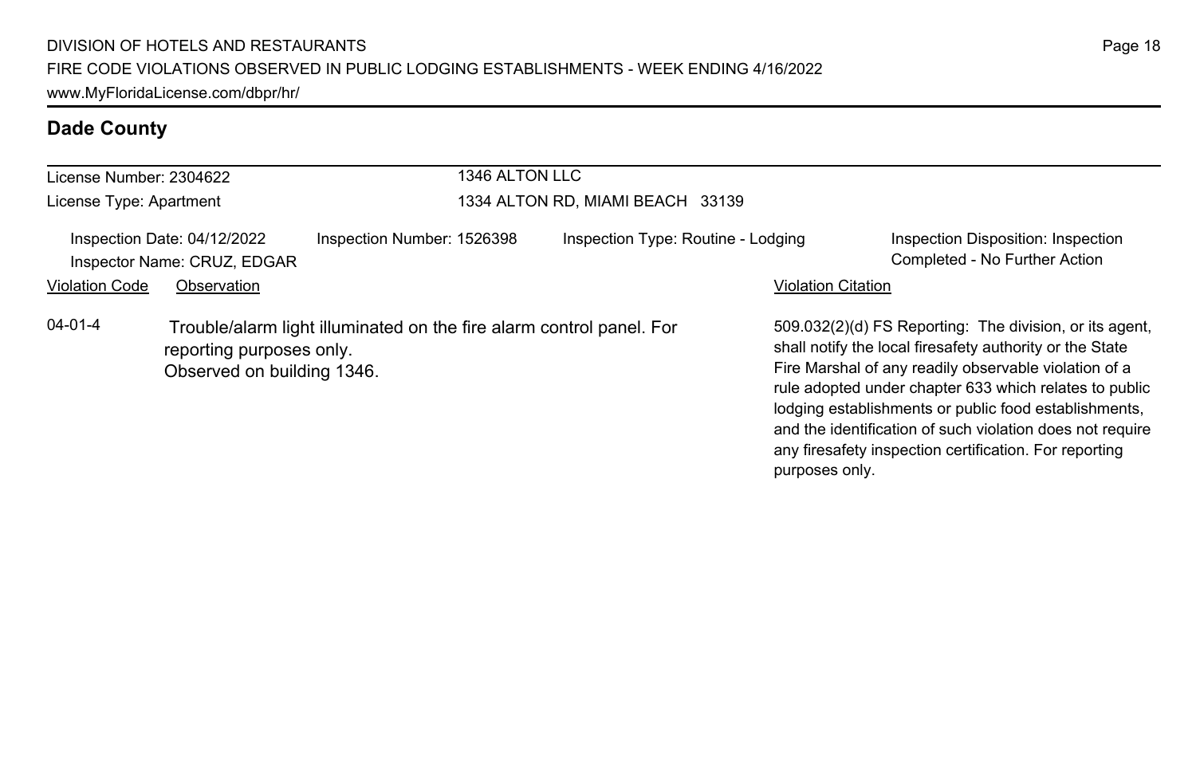## Dade County

License Number: 2304622

License Type: Apartment

1346 ALTON LLC

1334 ALTON RD, MIAMI BEACH 33139

Inspection Date: 04/12/2022

Inspector Name: CRUZ, EDGAR

Inspection Number: 1526398

Inspection Type: Routine - Lodging

Inspection Disposition: Inspection Completed - No Further Action

| Violation Code | Observation | Violation Citation |
| --- | --- | --- |
| 04-01-4 | Trouble/alarm light illuminated on the fire alarm control panel. For reporting purposes only. Observed on building 1346. | 509.032(2)(d) FS Reporting: The division, or its agent, shall notify the local firesafety authority or the State Fire Marshal of any readily observable violation of a rule adopted under chapter 633 which relates to public lodging establishments or public food establishments, and the identification of such violation does not require any firesafety inspection certification. For reporting purposes only. |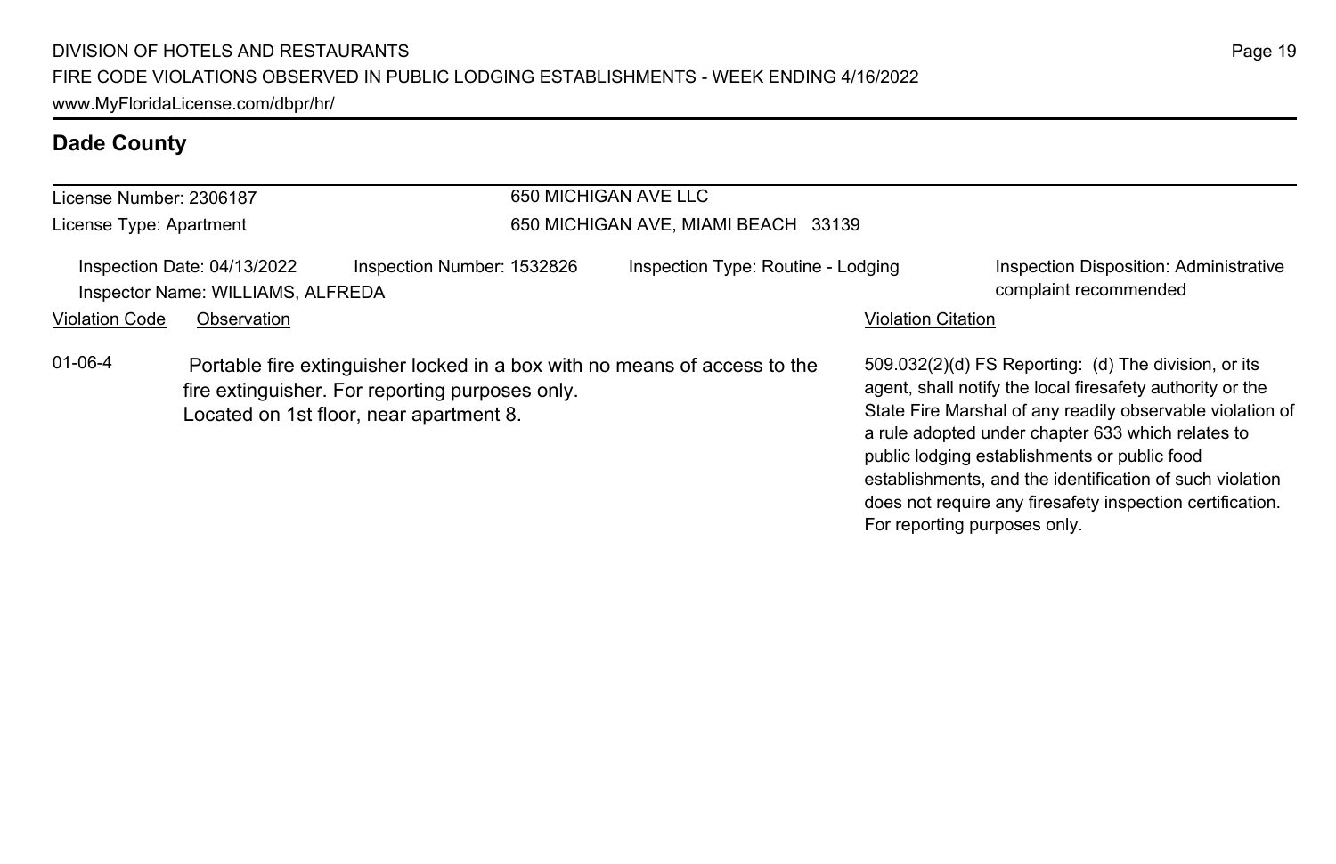## Dade County

License Number: 2306187

License Type: Apartment

650 MICHIGAN AVE LLC

650 MICHIGAN AVE, MIAMI BEACH 33139

Inspection Date: 04/13/2022
Inspection Number: 1532826
Inspection Type: Routine - Lodging
Inspection Disposition: Administrative complaint recommended

Inspector Name: WILLIAMS, ALFREDA

| Violation Code | Observation | Violation Citation |
| --- | --- | --- |
| 01-06-4 | Portable fire extinguisher locked in a box with no means of access to the fire extinguisher. For reporting purposes only. Located on 1st floor, near apartment 8. | 509.032(2)(d) FS Reporting: (d) The division, or its agent, shall notify the local firesafety authority or the State Fire Marshal of any readily observable violation of a rule adopted under chapter 633 which relates to public lodging establishments or public food establishments, and the identification of such violation does not require any firesafety inspection certification. For reporting purposes only. |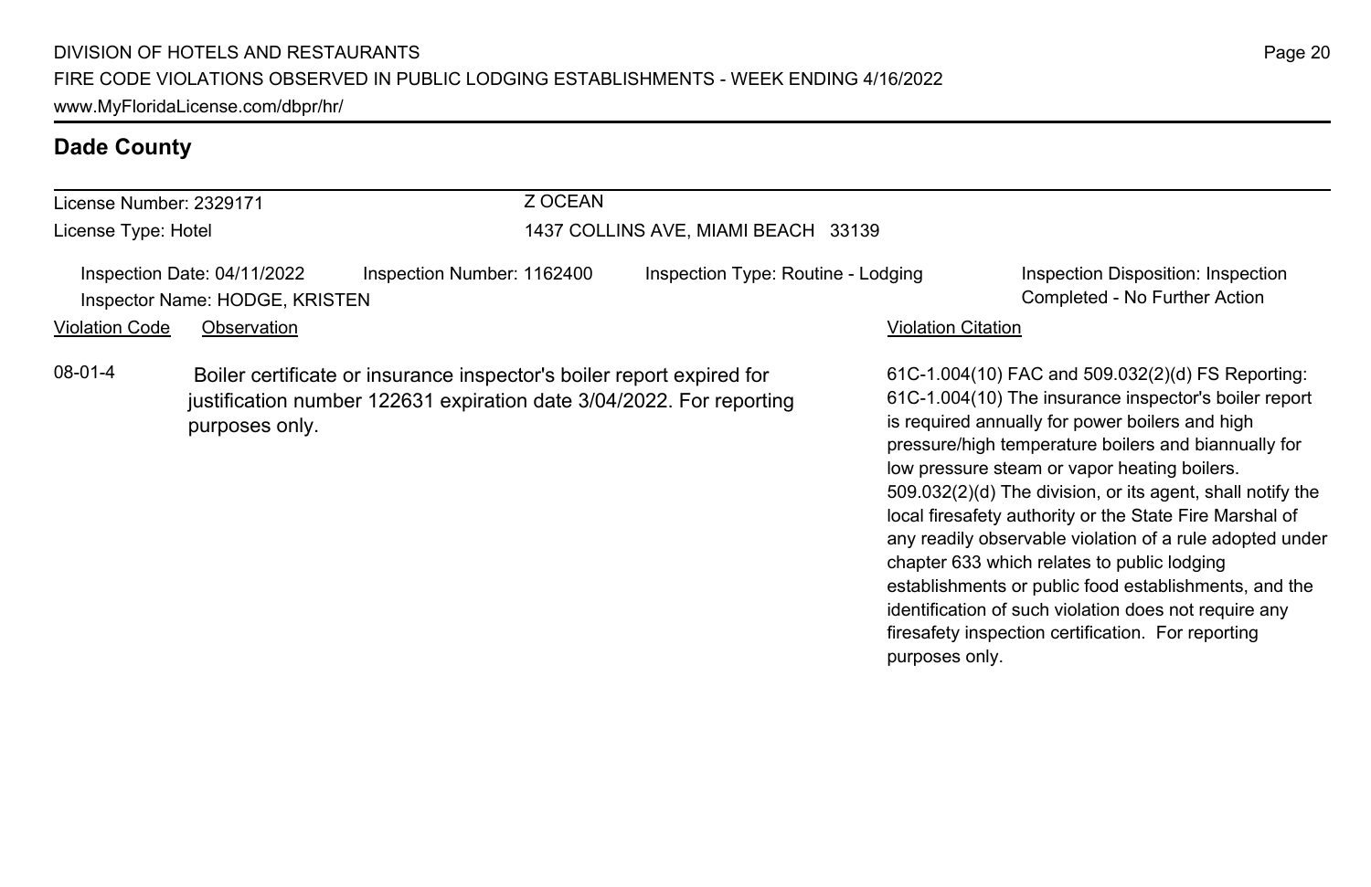## Dade County

License Number: 2329171
License Type: Hotel

Z OCEAN
1437 COLLINS AVE, MIAMI BEACH 33139

Inspection Date: 04/11/2022
Inspector Name: HODGE, KRISTEN
Inspection Number: 1162400
Inspection Type: Routine - Lodging
Inspection Disposition: Inspection Completed - No Further Action

| Violation Code | Observation | Violation Citation |
| --- | --- | --- |
| 08-01-4 | Boiler certificate or insurance inspector's boiler report expired for justification number 122631 expiration date 3/04/2022. For reporting purposes only. | 61C-1.004(10) FAC and 509.032(2)(d) FS Reporting: 61C-1.004(10) The insurance inspector's boiler report is required annually for power boilers and high pressure/high temperature boilers and biannually for low pressure steam or vapor heating boilers. 509.032(2)(d) The division, or its agent, shall notify the local firesafety authority or the State Fire Marshal of any readily observable violation of a rule adopted under chapter 633 which relates to public lodging establishments or public food establishments, and the identification of such violation does not require any firesafety inspection certification. For reporting purposes only. |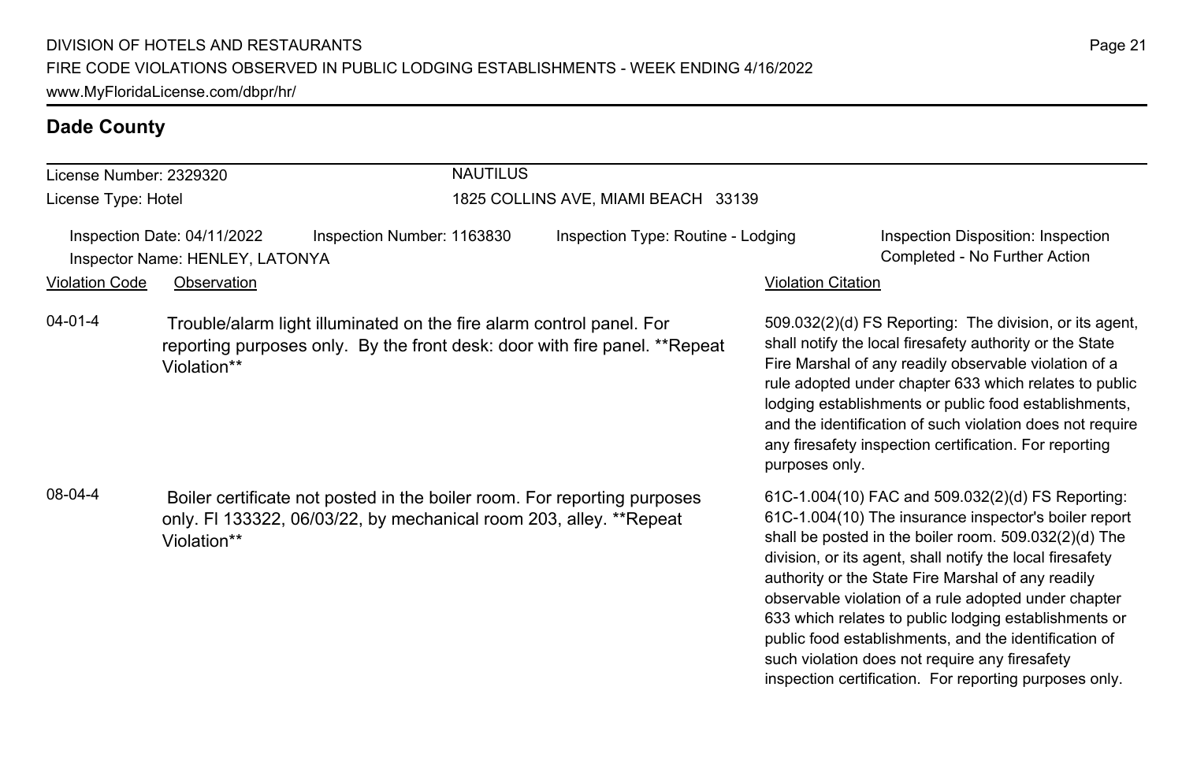## Dade County

**License Number:** 2329320
**License Type:** Hotel

**NAUTILUS**
1825 COLLINS AVE, MIAMI BEACH 33139

**Inspection Date:** 04/11/2022
**Inspector Name:** HENLEY, LATONYA
**Inspection Number:** 1163830
**Inspection Type:** Routine - Lodging
**Inspection Disposition:** Inspection Completed - No Further Action

| Violation Code | Observation | Violation Citation |
|---|---|---|
| 04-01-4 | Trouble/alarm light illuminated on the fire alarm control panel. For reporting purposes only. By the front desk: door with fire panel. **Repeat Violation** | 509.032(2)(d) FS Reporting: The division, or its agent, shall notify the local firesafety authority or the State Fire Marshal of any readily observable violation of a rule adopted under chapter 633 which relates to public lodging establishments or public food establishments, and the identification of such violation does not require any firesafety inspection certification. For reporting purposes only. |
| 08-04-4 | Boiler certificate not posted in the boiler room. For reporting purposes only. Fl 133322, 06/03/22, by mechanical room 203, alley. **Repeat Violation** | 61C-1.004(10) FAC and 509.032(2)(d) FS Reporting: 61C-1.004(10) The insurance inspector's boiler report shall be posted in the boiler room. 509.032(2)(d) The division, or its agent, shall notify the local firesafety authority or the State Fire Marshal of any readily observable violation of a rule adopted under chapter 633 which relates to public lodging establishments or public food establishments, and the identification of such violation does not require any firesafety inspection certification. For reporting purposes only. |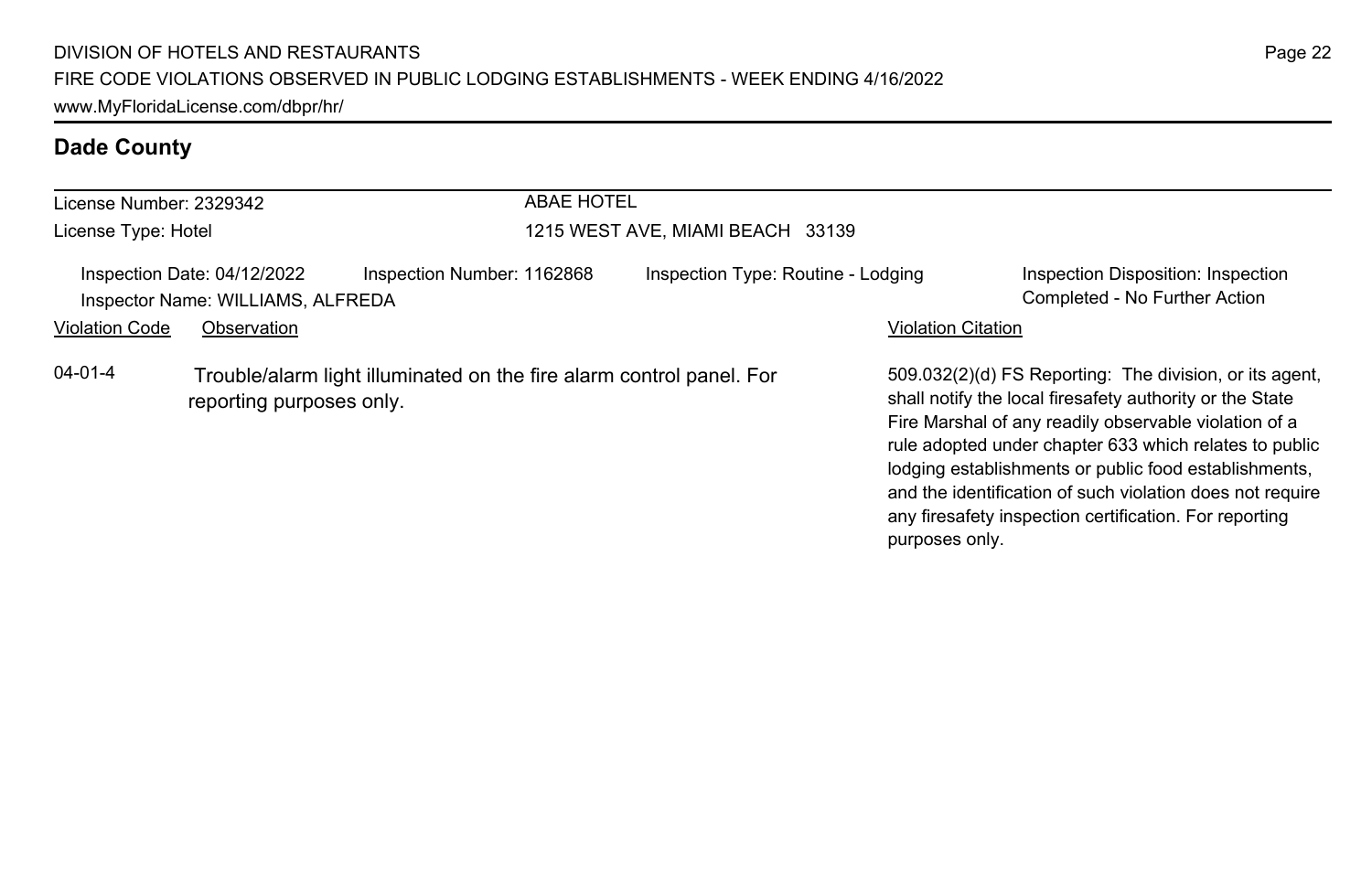## Dade County

License Number: 2329342

License Type: Hotel

ABAE HOTEL

1215 WEST AVE, MIAMI BEACH 33139

Inspection Date: 04/12/2022 | Inspection Number: 1162868 | Inspection Type: Routine - Lodging | Inspection Disposition: Inspection Completed - No Further Action

Inspector Name: WILLIAMS, ALFREDA

| Violation Code | Observation | Violation Citation |
| --- | --- | --- |
| 04-01-4 | Trouble/alarm light illuminated on the fire alarm control panel. For reporting purposes only. | 509.032(2)(d) FS Reporting: The division, or its agent, shall notify the local firesafety authority or the State Fire Marshal of any readily observable violation of a rule adopted under chapter 633 which relates to public lodging establishments or public food establishments, and the identification of such violation does not require any firesafety inspection certification. For reporting purposes only. |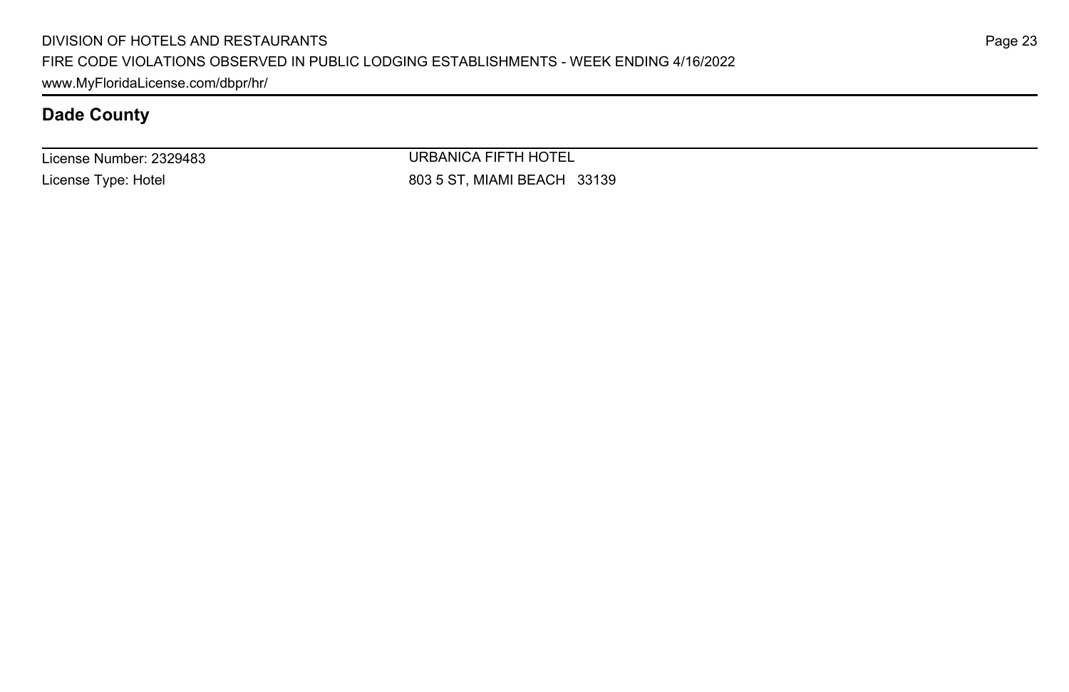## Dade County

| License Number: 2329483 | URBANICA FIFTH HOTEL |
|---|---|
| License Type: Hotel | 803 5 ST, MIAMI BEACH 33139 |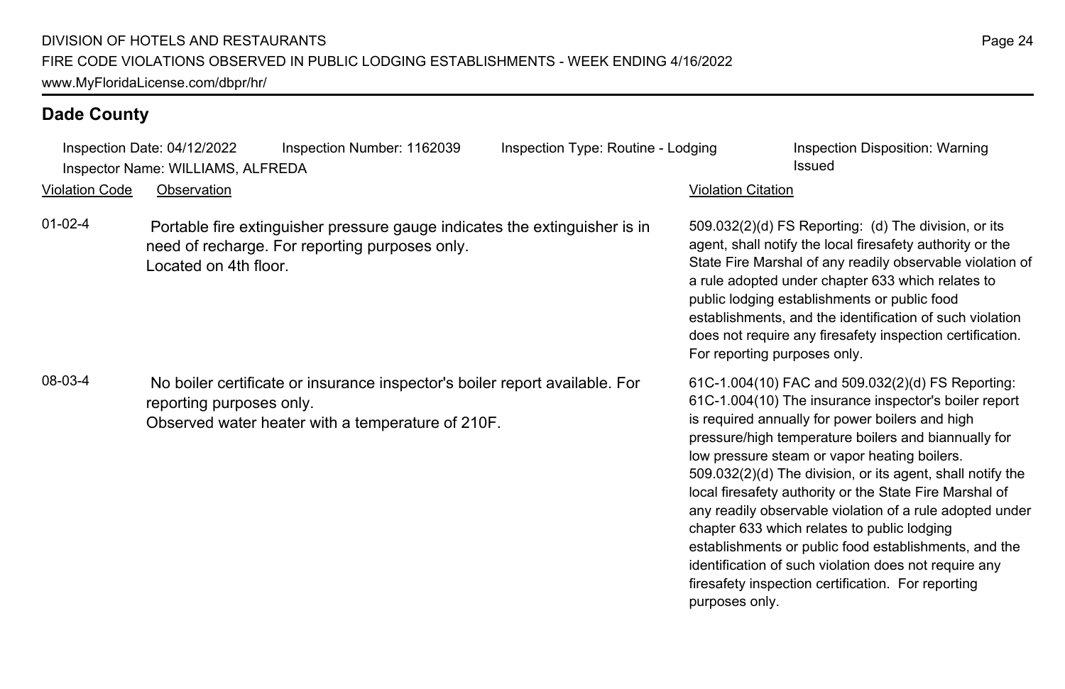## Dade County

Inspection Date: 04/12/2022 | Inspection Number: 1162039 | Inspection Type: Routine - Lodging | Inspection Disposition: Warning Issued

Inspector Name: WILLIAMS, ALFREDA

| Violation Code | Observation | Violation Citation |
| --- | --- | --- |
| 01-02-4 | Portable fire extinguisher pressure gauge indicates the extinguisher is in need of recharge. For reporting purposes only. Located on 4th floor. | 509.032(2)(d) FS Reporting: (d) The division, or its agent, shall notify the local firesafety authority or the State Fire Marshal of any readily observable violation of a rule adopted under chapter 633 which relates to public lodging establishments or public food establishments, and the identification of such violation does not require any firesafety inspection certification. For reporting purposes only. |
| 08-03-4 | No boiler certificate or insurance inspector's boiler report available. For reporting purposes only. Observed water heater with a temperature of 210F. | 61C-1.004(10) FAC and 509.032(2)(d) FS Reporting: 61C-1.004(10) The insurance inspector's boiler report is required annually for power boilers and high pressure/high temperature boilers and biannually for low pressure steam or vapor heating boilers. 509.032(2)(d) The division, or its agent, shall notify the local firesafety authority or the State Fire Marshal of any readily observable violation of a rule adopted under chapter 633 which relates to public lodging establishments or public food establishments, and the identification of such violation does not require any firesafety inspection certification. For reporting purposes only. |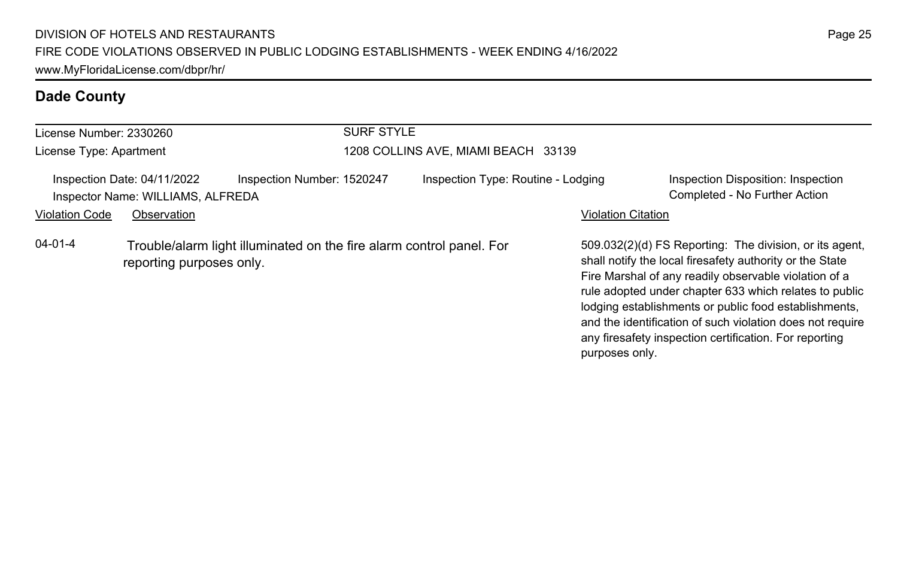## Dade County

| | |
|---|---|
| License Number: 2330260 | SURF STYLE |
| License Type: Apartment | 1208 COLLINS AVE, MIAMI BEACH 33139 |

Inspection Date: 04/11/2022 | Inspection Number: 1520247 | Inspection Type: Routine - Lodging | Inspection Disposition: Inspection Completed - No Further Action

Inspector Name: WILLIAMS, ALFREDA

| Violation Code | Observation | Violation Citation |
|---|---|---|
| 04-01-4 | Trouble/alarm light illuminated on the fire alarm control panel. For reporting purposes only. | 509.032(2)(d) FS Reporting: The division, or its agent, shall notify the local firesafety authority or the State Fire Marshal of any readily observable violation of a rule adopted under chapter 633 which relates to public lodging establishments or public food establishments, and the identification of such violation does not require any firesafety inspection certification. For reporting purposes only. |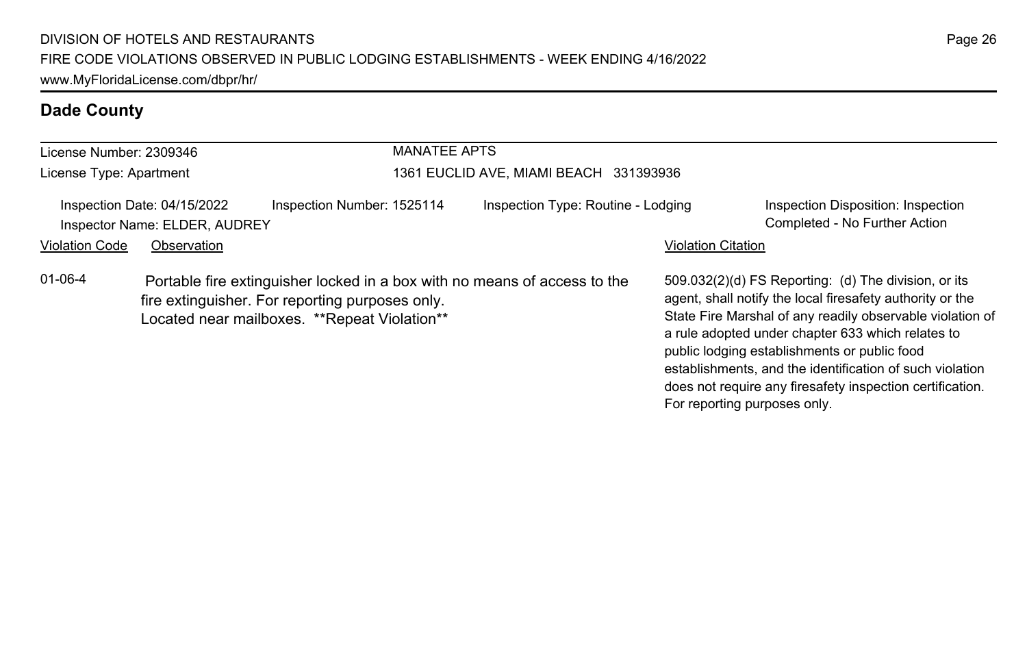## Dade County

| License Number: 2309346 | MANATEE APTS |
| --- | --- |
| License Type: Apartment | 1361 EUCLID AVE, MIAMI BEACH 331393936 |

| Inspection Date: 04/15/2022 | Inspection Number: 1525114 | Inspection Type: Routine - Lodging | Inspection Disposition: Inspection Completed - No Further Action |
| --- | --- | --- | --- |
| Inspector Name: ELDER, AUDREY | | | |

| Violation Code | Observation | Violation Citation |
| --- | --- | --- |
| 01-06-4 | Portable fire extinguisher locked in a box with no means of access to the fire extinguisher. For reporting purposes only. Located near mailboxes. **Repeat Violation** | 509.032(2)(d) FS Reporting: (d) The division, or its agent, shall notify the local firesafety authority or the State Fire Marshal of any readily observable violation of a rule adopted under chapter 633 which relates to public lodging establishments or public food establishments, and the identification of such violation does not require any firesafety inspection certification. For reporting purposes only. |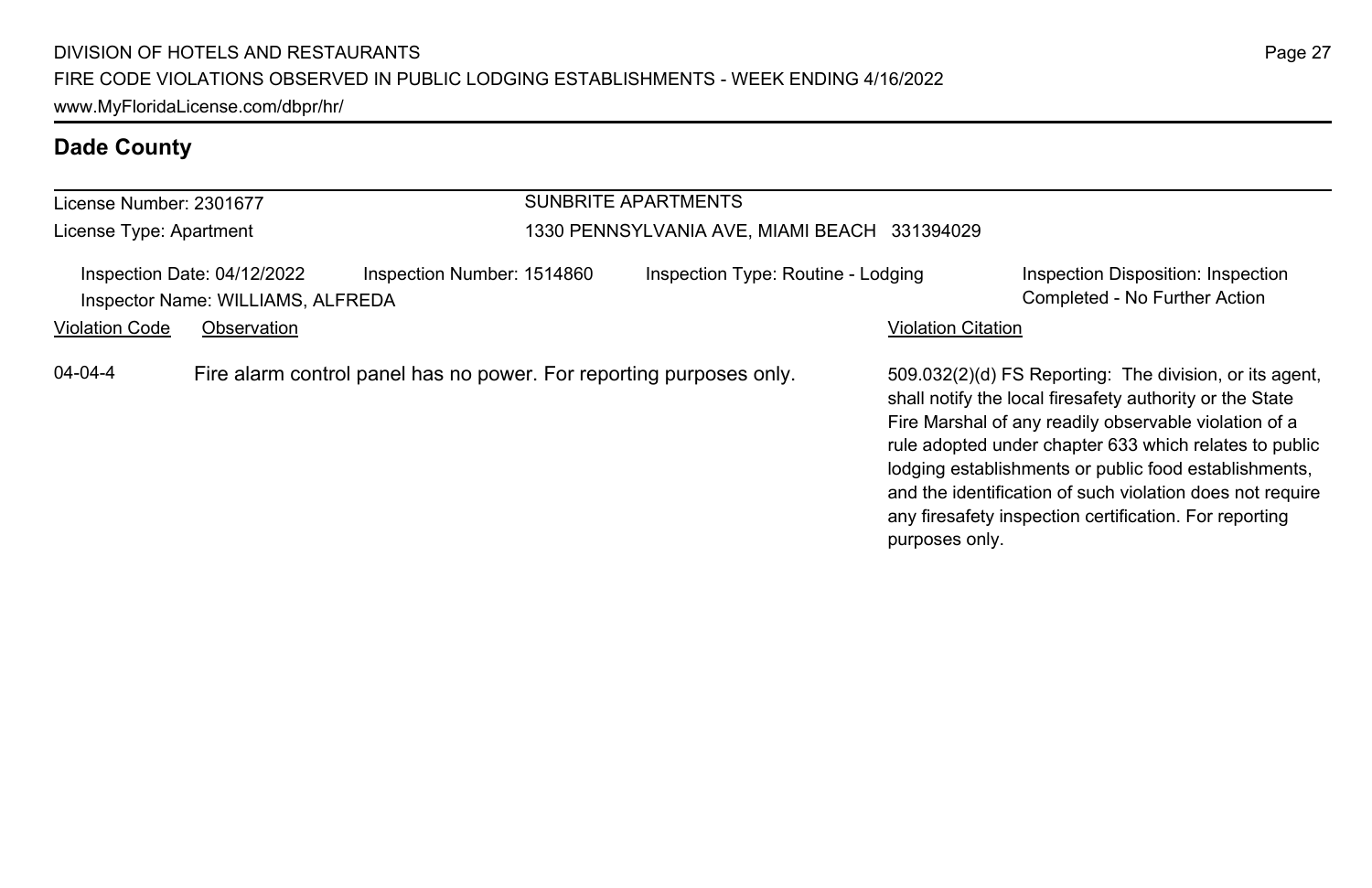## Dade County

License Number: 2301677
License Type: Apartment

SUNBRITE APARTMENTS
1330 PENNSYLVANIA AVE, MIAMI BEACH 331394029

Inspection Date: 04/12/2022
Inspector Name: WILLIAMS, ALFREDA
Inspection Number: 1514860
Inspection Type: Routine - Lodging
Inspection Disposition: Inspection Completed - No Further Action

| Violation Code | Observation | Violation Citation |
| --- | --- | --- |
| 04-04-4 | Fire alarm control panel has no power. For reporting purposes only. | 509.032(2)(d) FS Reporting: The division, or its agent, shall notify the local firesafety authority or the State Fire Marshal of any readily observable violation of a rule adopted under chapter 633 which relates to public lodging establishments or public food establishments, and the identification of such violation does not require any firesafety inspection certification. For reporting purposes only. |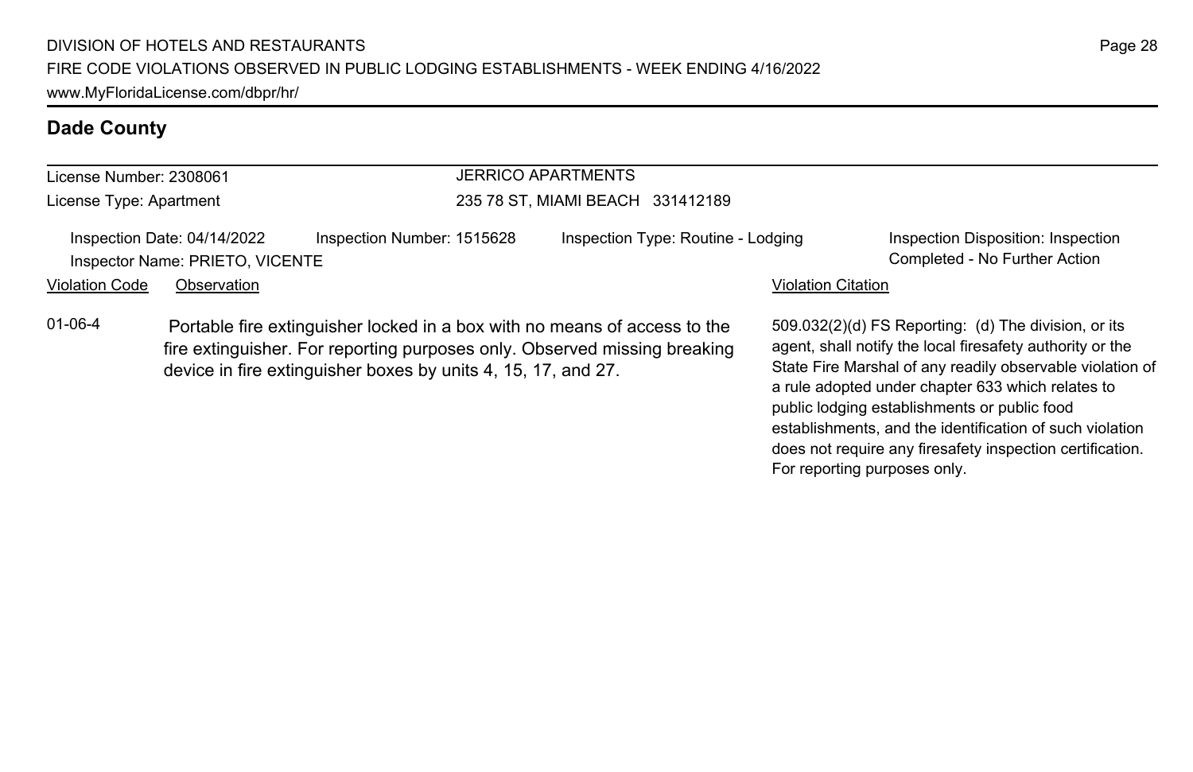## Dade County

License Number: 2308061
License Type: Apartment

JERRICO APARTMENTS
235 78 ST, MIAMI BEACH 331412189

Inspection Date: 04/14/2022 Inspection Number: 1515628 Inspection Type: Routine - Lodging Inspection Disposition: Inspection Completed - No Further Action
Inspector Name: PRIETO, VICENTE

| Violation Code | Observation | Violation Citation |
| --- | --- | --- |
| 01-06-4 | Portable fire extinguisher locked in a box with no means of access to the fire extinguisher. For reporting purposes only. Observed missing breaking device in fire extinguisher boxes by units 4, 15, 17, and 27. | 509.032(2)(d) FS Reporting: (d) The division, or its agent, shall notify the local firesafety authority or the State Fire Marshal of any readily observable violation of a rule adopted under chapter 633 which relates to public lodging establishments or public food establishments, and the identification of such violation does not require any firesafety inspection certification. For reporting purposes only. |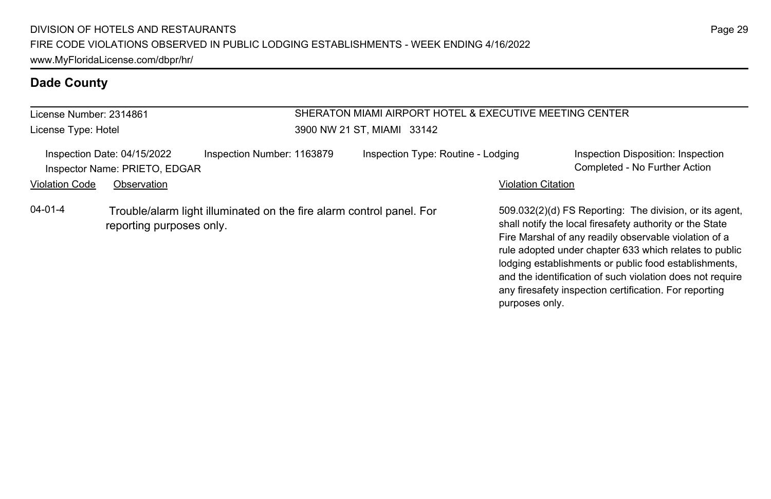## Dade County

| License Number: 2314861 | SHERATON MIAMI AIRPORT HOTEL & EXECUTIVE MEETING CENTER |
|---|---|
| License Type: Hotel | 3900 NW 21 ST, MIAMI 33142 |

Inspection Date: 04/15/2022
Inspector Name: PRIETO, EDGAR
Inspection Number: 1163879
Inspection Type: Routine - Lodging
Inspection Disposition: Inspection Completed - No Further Action

| Violation Code | Observation | Violation Citation |
|---|---|---|
| 04-01-4 | Trouble/alarm light illuminated on the fire alarm control panel. For reporting purposes only. | 509.032(2)(d) FS Reporting: The division, or its agent, shall notify the local firesafety authority or the State Fire Marshal of any readily observable violation of a rule adopted under chapter 633 which relates to public lodging establishments or public food establishments, and the identification of such violation does not require any firesafety inspection certification. For reporting purposes only. |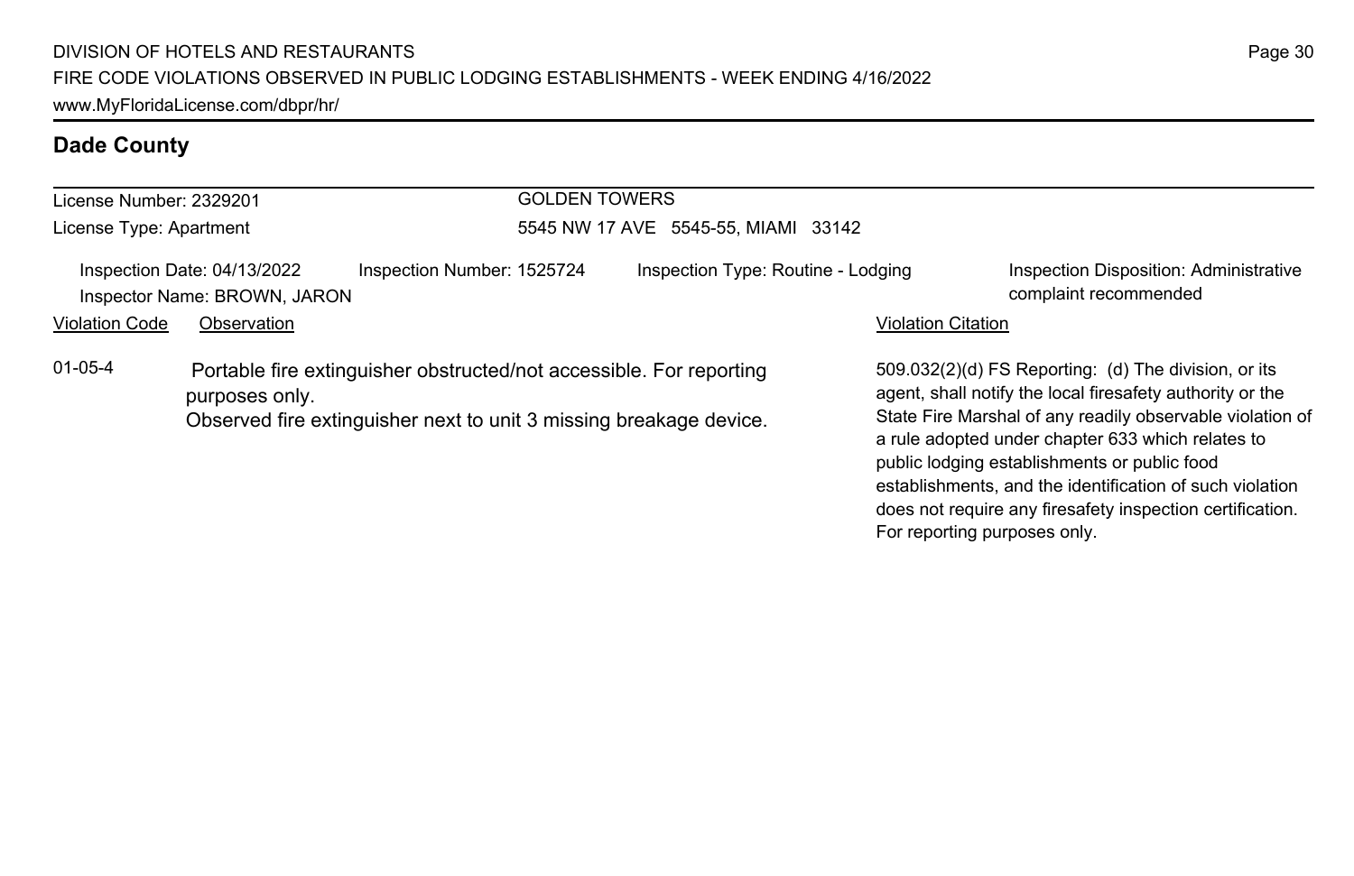## Dade County

License Number: 2329201

License Type: Apartment

GOLDEN TOWERS

5545 NW 17 AVE 5545-55, MIAMI 33142

Inspection Date: 04/13/2022

Inspector Name: BROWN, JARON

Inspection Number: 1525724

Inspection Type: Routine - Lodging

Inspection Disposition: Administrative complaint recommended

| Violation Code | Observation | Violation Citation |
|---|---|---|
| 01-05-4 | Portable fire extinguisher obstructed/not accessible. For reporting purposes only. Observed fire extinguisher next to unit 3 missing breakage device. | 509.032(2)(d) FS Reporting: (d) The division, or its agent, shall notify the local firesafety authority or the State Fire Marshal of any readily observable violation of a rule adopted under chapter 633 which relates to public lodging establishments or public food establishments, and the identification of such violation does not require any firesafety inspection certification. For reporting purposes only. |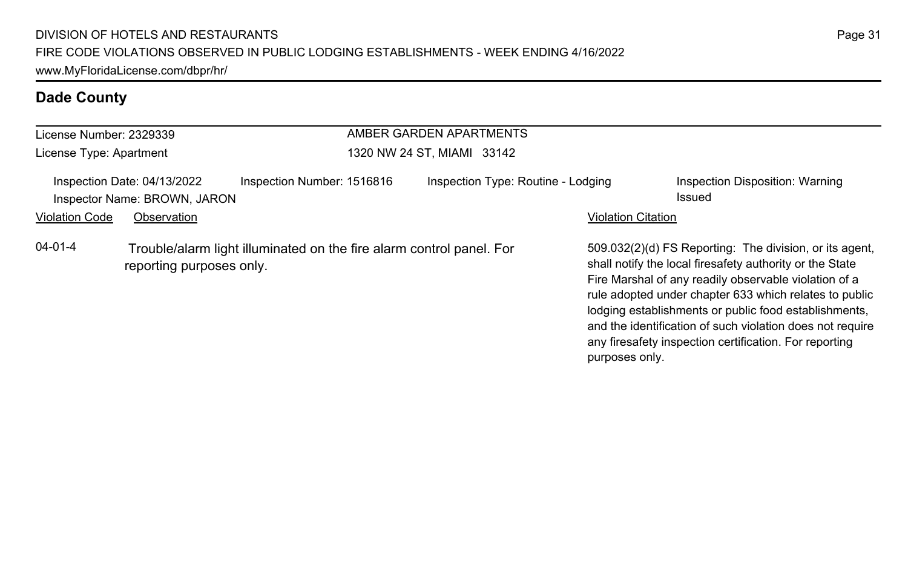## Dade County

License Number: 2329339
License Type: Apartment

AMBER GARDEN APARTMENTS
1320 NW 24 ST, MIAMI 33142

Inspection Date: 04/13/2022 | Inspection Number: 1516816 | Inspection Type: Routine - Lodging | Inspection Disposition: Warning Issued
Inspector Name: BROWN, JARON

| Violation Code | Observation | Violation Citation |
|---|---|---|
| 04-01-4 | Trouble/alarm light illuminated on the fire alarm control panel. For reporting purposes only. | 509.032(2)(d) FS Reporting: The division, or its agent, shall notify the local firesafety authority or the State Fire Marshal of any readily observable violation of a rule adopted under chapter 633 which relates to public lodging establishments or public food establishments, and the identification of such violation does not require any firesafety inspection certification. For reporting purposes only. |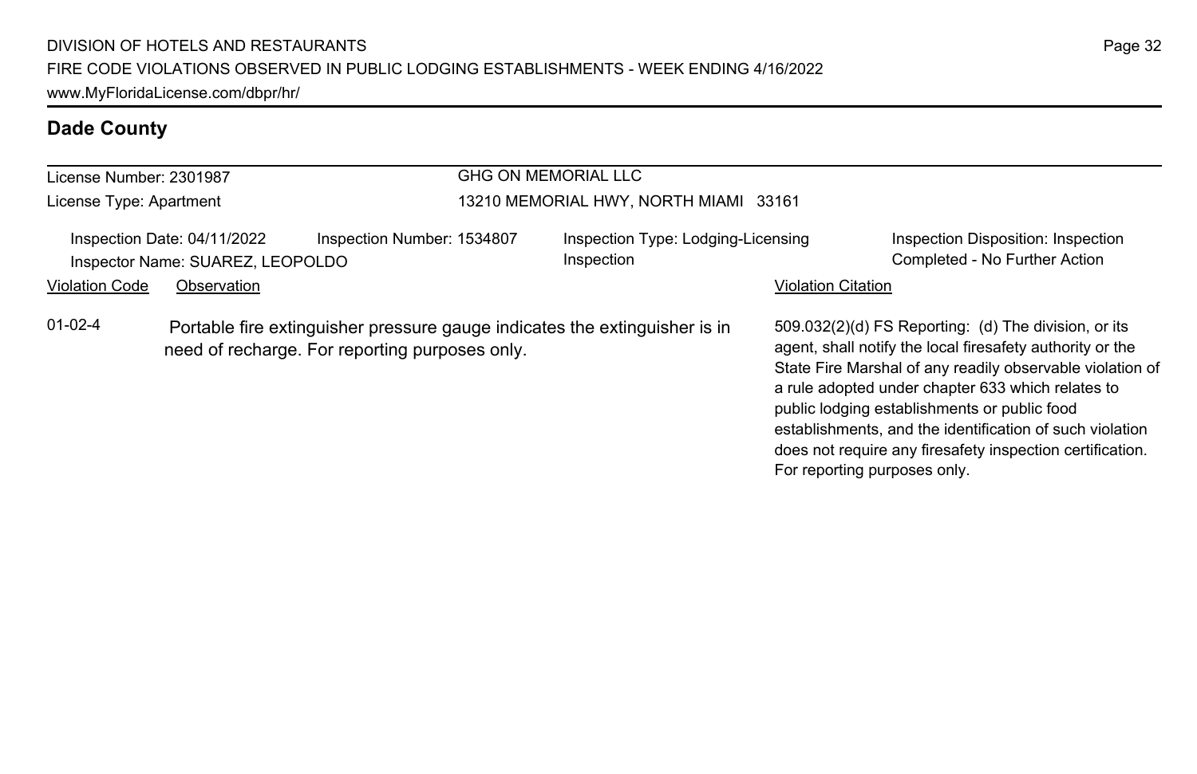## Dade County

License Number: 2301987

License Type: Apartment

GHG ON MEMORIAL LLC

13210 MEMORIAL HWY, NORTH MIAMI 33161

Inspection Date: 04/11/2022

Inspector Name: SUAREZ, LEOPOLDO

Inspection Number: 1534807

Inspection Type: Lodging-Licensing Inspection

Inspection Disposition: Inspection Completed - No Further Action

| Violation Code | Observation | Violation Citation |
| --- | --- | --- |
| 01-02-4 | Portable fire extinguisher pressure gauge indicates the extinguisher is in need of recharge. For reporting purposes only. | 509.032(2)(d) FS Reporting: (d) The division, or its agent, shall notify the local firesafety authority or the State Fire Marshal of any readily observable violation of a rule adopted under chapter 633 which relates to public lodging establishments or public food establishments, and the identification of such violation does not require any firesafety inspection certification. For reporting purposes only. |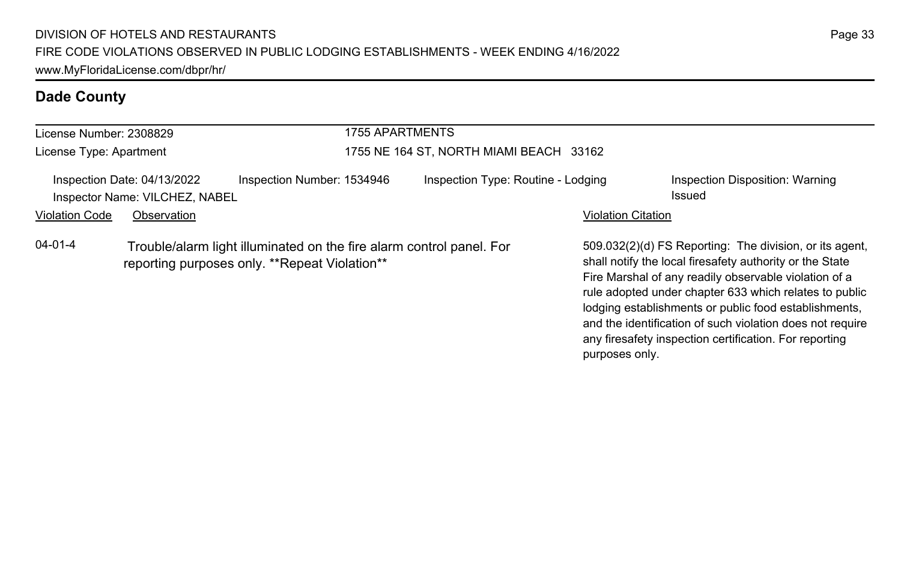## Dade County

License Number: 2308829
License Type: Apartment

1755 APARTMENTS
1755 NE 164 ST, NORTH MIAMI BEACH 33162

Inspection Date: 04/13/2022
Inspector Name: VILCHEZ, NABEL
Inspection Number: 1534946
Inspection Type: Routine - Lodging
Inspection Disposition: Warning Issued

| Violation Code | Observation | Violation Citation |
| --- | --- | --- |
| 04-01-4 | Trouble/alarm light illuminated on the fire alarm control panel. For reporting purposes only. **Repeat Violation** | 509.032(2)(d) FS Reporting: The division, or its agent, shall notify the local firesafety authority or the State Fire Marshal of any readily observable violation of a rule adopted under chapter 633 which relates to public lodging establishments or public food establishments, and the identification of such violation does not require any firesafety inspection certification. For reporting purposes only. |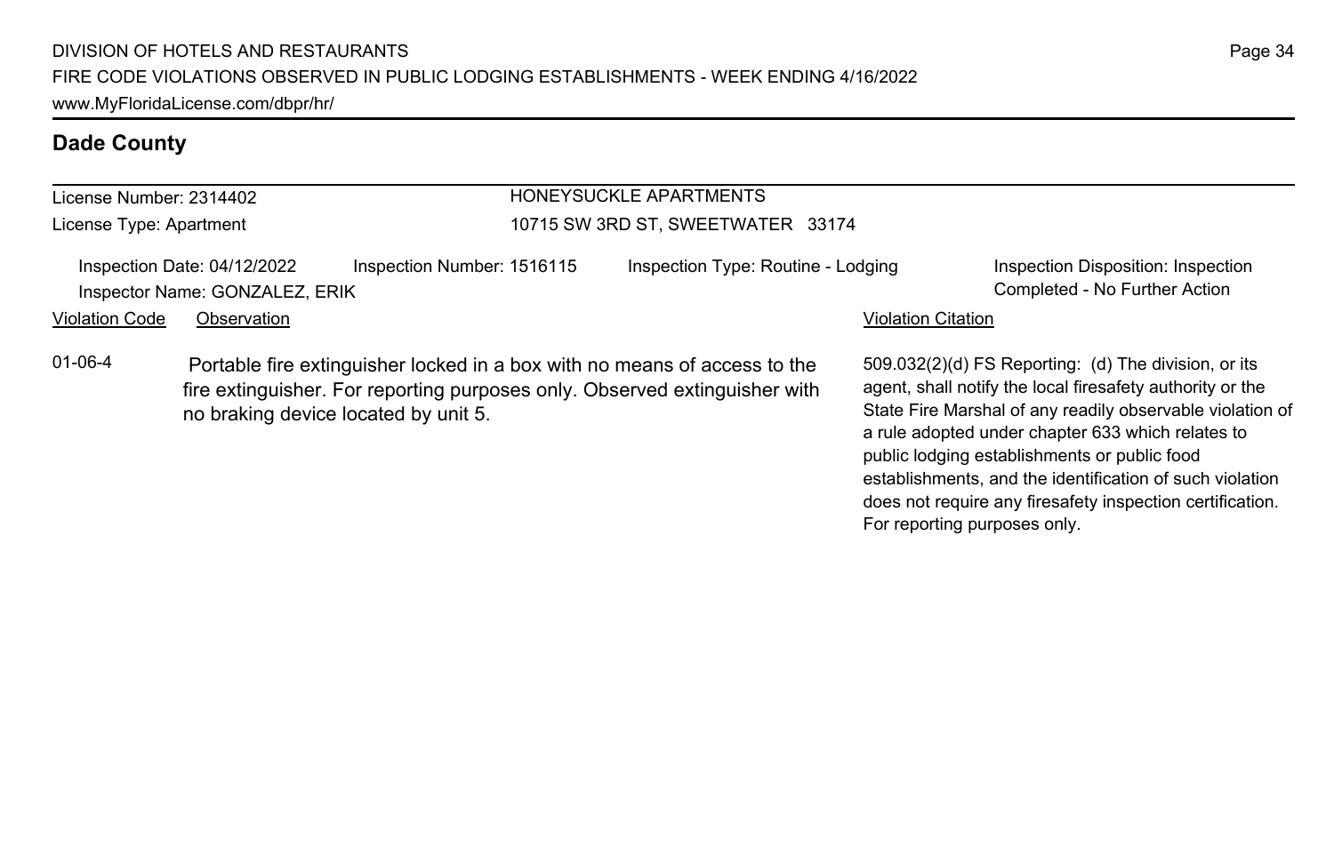## Dade County

License Number: 2314402
License Type: Apartment

HONEYSUCKLE APARTMENTS
10715 SW 3RD ST, SWEETWATER 33174

Inspection Date: 04/12/2022
Inspector Name: GONZALEZ, ERIK
Inspection Number: 1516115
Inspection Type: Routine - Lodging
Inspection Disposition: Inspection Completed - No Further Action

| Violation Code | Observation | Violation Citation |
| --- | --- | --- |
| 01-06-4 | Portable fire extinguisher locked in a box with no means of access to the fire extinguisher. For reporting purposes only. Observed extinguisher with no braking device located by unit 5. | 509.032(2)(d) FS Reporting: (d) The division, or its agent, shall notify the local firesafety authority or the State Fire Marshal of any readily observable violation of a rule adopted under chapter 633 which relates to public lodging establishments or public food establishments, and the identification of such violation does not require any firesafety inspection certification. For reporting purposes only. |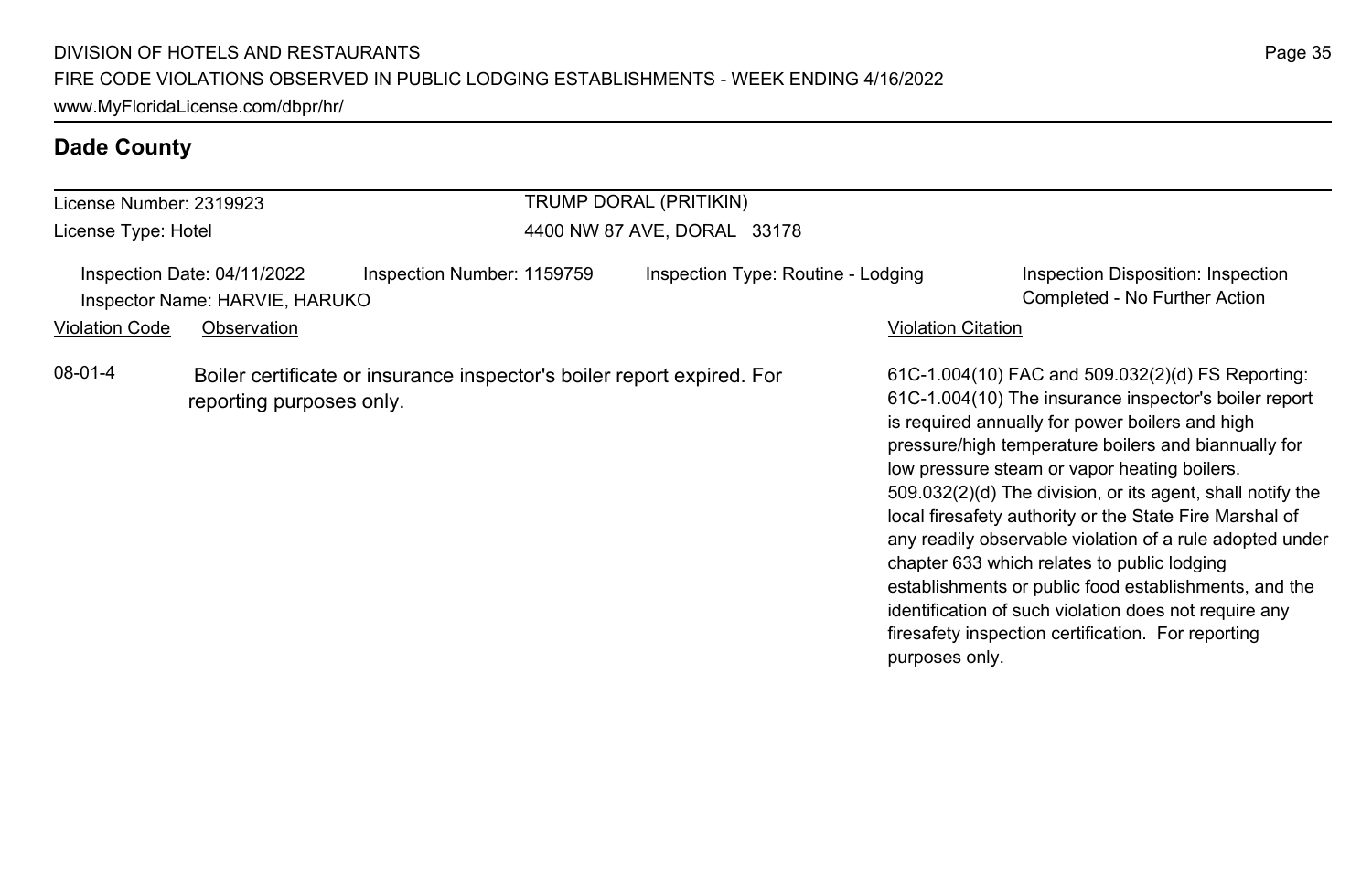## Dade County

License Number: 2319923
License Type: Hotel

TRUMP DORAL (PRITIKIN)
4400 NW 87 AVE, DORAL 33178

Inspection Date: 04/11/2022
Inspector Name: HARVIE, HARUKO

Inspection Number: 1159759

Inspection Type: Routine - Lodging

Inspection Disposition: Inspection Completed - No Further Action

| Violation Code | Observation | Violation Citation |
|---|---|---|
| 08-01-4 | Boiler certificate or insurance inspector's boiler report expired. For reporting purposes only. | 61C-1.004(10) FAC and 509.032(2)(d) FS Reporting: 61C-1.004(10) The insurance inspector's boiler report is required annually for power boilers and high pressure/high temperature boilers and biannually for low pressure steam or vapor heating boilers. 509.032(2)(d) The division, or its agent, shall notify the local firesafety authority or the State Fire Marshal of any readily observable violation of a rule adopted under chapter 633 which relates to public lodging establishments or public food establishments, and the identification of such violation does not require any firesafety inspection certification. For reporting purposes only. |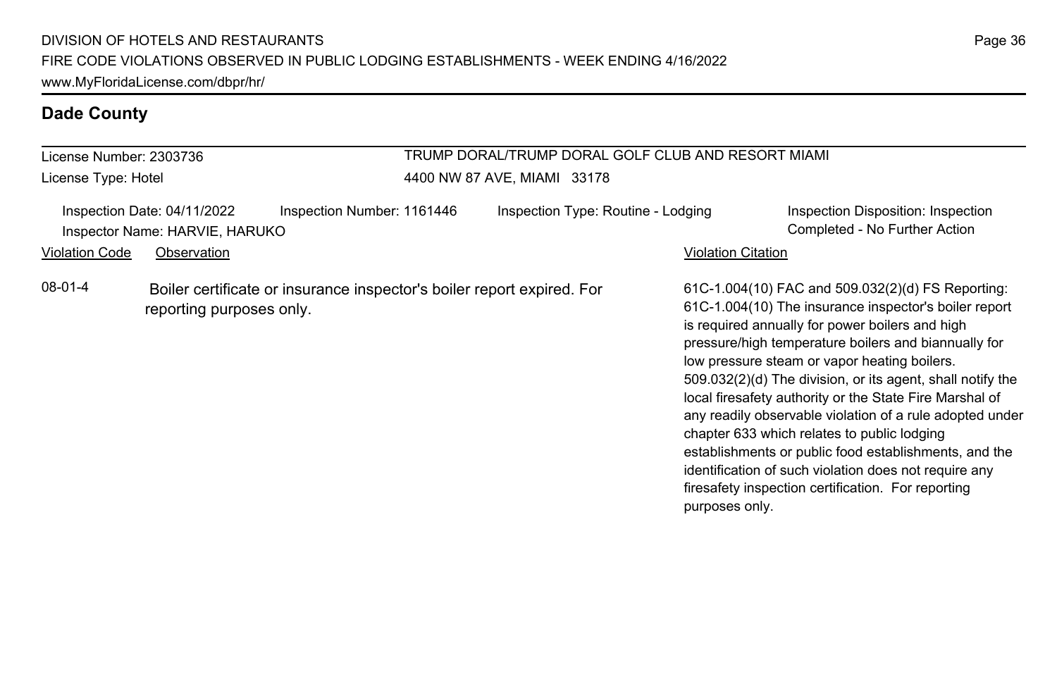## Dade County

License Number: 2303736

License Type: Hotel

TRUMP DORAL/TRUMP DORAL GOLF CLUB AND RESORT MIAMI

4400 NW 87 AVE, MIAMI 33178

Inspection Date: 04/11/2022 | Inspection Number: 1161446 | Inspection Type: Routine - Lodging | Inspection Disposition: Inspection Completed - No Further Action

Inspector Name: HARVIE, HARUKO

| Violation Code | Observation | Violation Citation |
|---|---|---|
| 08-01-4 | Boiler certificate or insurance inspector's boiler report expired. For reporting purposes only. | 61C-1.004(10) FAC and 509.032(2)(d) FS Reporting: 61C-1.004(10) The insurance inspector's boiler report is required annually for power boilers and high pressure/high temperature boilers and biannually for low pressure steam or vapor heating boilers. 509.032(2)(d) The division, or its agent, shall notify the local firesafety authority or the State Fire Marshal of any readily observable violation of a rule adopted under chapter 633 which relates to public lodging establishments or public food establishments, and the identification of such violation does not require any firesafety inspection certification. For reporting purposes only. |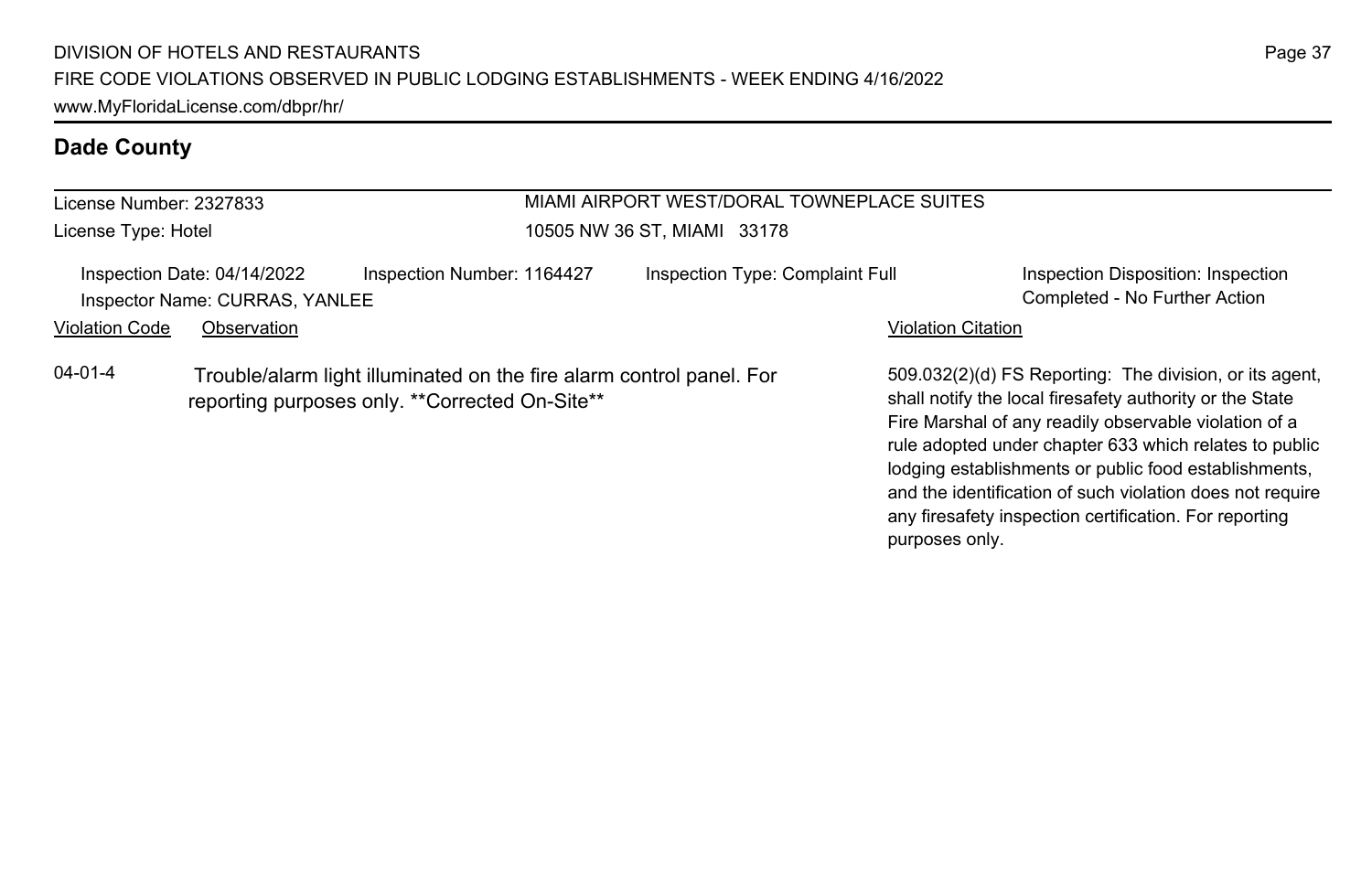## Dade County

License Number: 2327833
License Type: Hotel

MIAMI AIRPORT WEST/DORAL TOWNEPLACE SUITES
10505 NW 36 ST, MIAMI 33178

Inspection Date: 04/14/2022
Inspection Number: 1164427
Inspection Type: Complaint Full
Inspection Disposition: Inspection Completed - No Further Action
Inspector Name: CURRAS, YANLEE

| Violation Code | Observation | Violation Citation |
| --- | --- | --- |
| 04-01-4 | Trouble/alarm light illuminated on the fire alarm control panel. For reporting purposes only. **Corrected On-Site** | 509.032(2)(d) FS Reporting: The division, or its agent, shall notify the local firesafety authority or the State Fire Marshal of any readily observable violation of a rule adopted under chapter 633 which relates to public lodging establishments or public food establishments, and the identification of such violation does not require any firesafety inspection certification. For reporting purposes only. |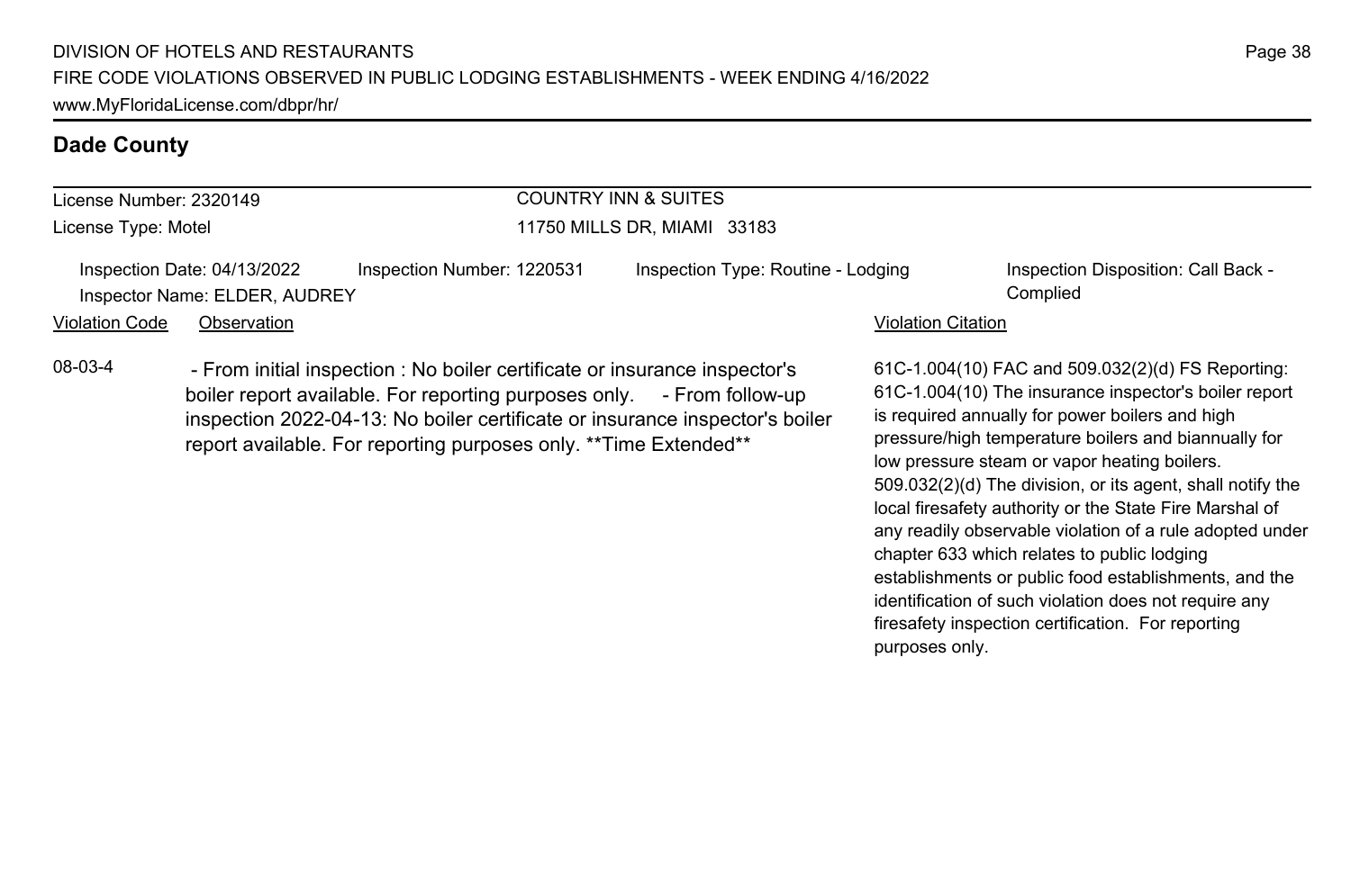## Dade County

License Number: 2320149

License Type: Motel

COUNTRY INN & SUITES

11750 MILLS DR, MIAMI 33183

Inspection Date: 04/13/2022 | Inspection Number: 1220531 | Inspection Type: Routine - Lodging | Inspection Disposition: Call Back - Complied

Inspector Name: ELDER, AUDREY

| Violation Code | Observation | Violation Citation |
| --- | --- | --- |
| 08-03-4 | - From initial inspection : No boiler certificate or insurance inspector's boiler report available. For reporting purposes only. - From follow-up inspection 2022-04-13: No boiler certificate or insurance inspector's boiler report available. For reporting purposes only. **Time Extended** | 61C-1.004(10) FAC and 509.032(2)(d) FS Reporting: 61C-1.004(10) The insurance inspector's boiler report is required annually for power boilers and high pressure/high temperature boilers and biannually for low pressure steam or vapor heating boilers. 509.032(2)(d) The division, or its agent, shall notify the local firesafety authority or the State Fire Marshal of any readily observable violation of a rule adopted under chapter 633 which relates to public lodging establishments or public food establishments, and the identification of such violation does not require any firesafety inspection certification. For reporting purposes only. |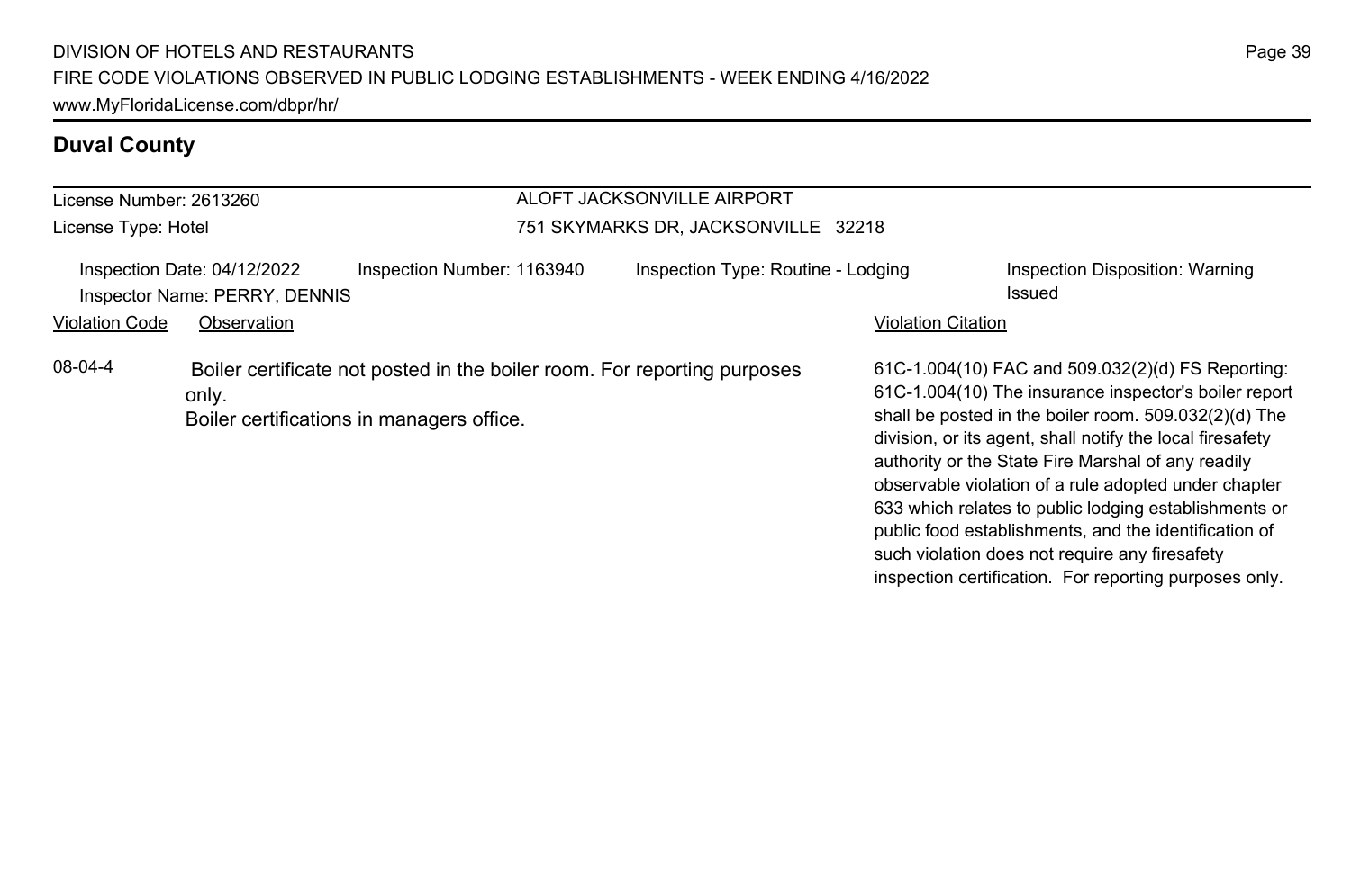## Duval County

License Number: 2613260
License Type: Hotel

ALOFT JACKSONVILLE AIRPORT
751 SKYMARKS DR, JACKSONVILLE 32218

Inspection Date: 04/12/2022
Inspector Name: PERRY, DENNIS
Inspection Number: 1163940
Inspection Type: Routine - Lodging
Inspection Disposition: Warning Issued

| Violation Code | Observation | Violation Citation |
| --- | --- | --- |
| 08-04-4 | Boiler certificate not posted in the boiler room. For reporting purposes only. Boiler certifications in managers office. | 61C-1.004(10) FAC and 509.032(2)(d) FS Reporting: 61C-1.004(10) The insurance inspector's boiler report shall be posted in the boiler room. 509.032(2)(d) The division, or its agent, shall notify the local firesafety authority or the State Fire Marshal of any readily observable violation of a rule adopted under chapter 633 which relates to public lodging establishments or public food establishments, and the identification of such violation does not require any firesafety inspection certification. For reporting purposes only. |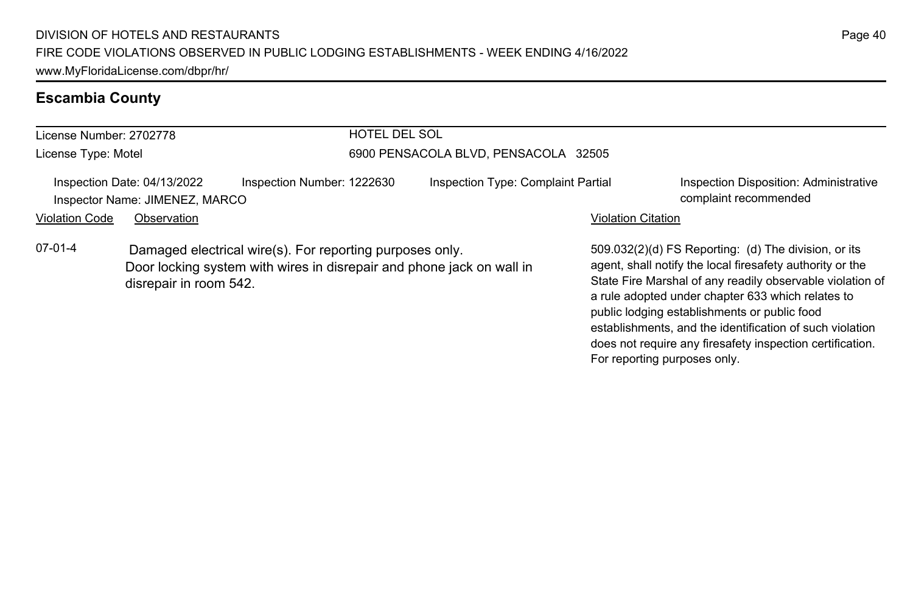## Escambia County

License Number: 2702778
License Type: Motel

HOTEL DEL SOL
6900 PENSACOLA BLVD, PENSACOLA 32505

Inspection Date: 04/13/2022
Inspector Name: JIMENEZ, MARCO
Inspection Number: 1222630
Inspection Type: Complaint Partial
Inspection Disposition: Administrative complaint recommended

| Violation Code | Observation | Violation Citation |
|---|---|---|
| 07-01-4 | Damaged electrical wire(s). For reporting purposes only. Door locking system with wires in disrepair and phone jack on wall in disrepair in room 542. | 509.032(2)(d) FS Reporting: (d) The division, or its agent, shall notify the local firesafety authority or the State Fire Marshal of any readily observable violation of a rule adopted under chapter 633 which relates to public lodging establishments or public food establishments, and the identification of such violation does not require any firesafety inspection certification. For reporting purposes only. |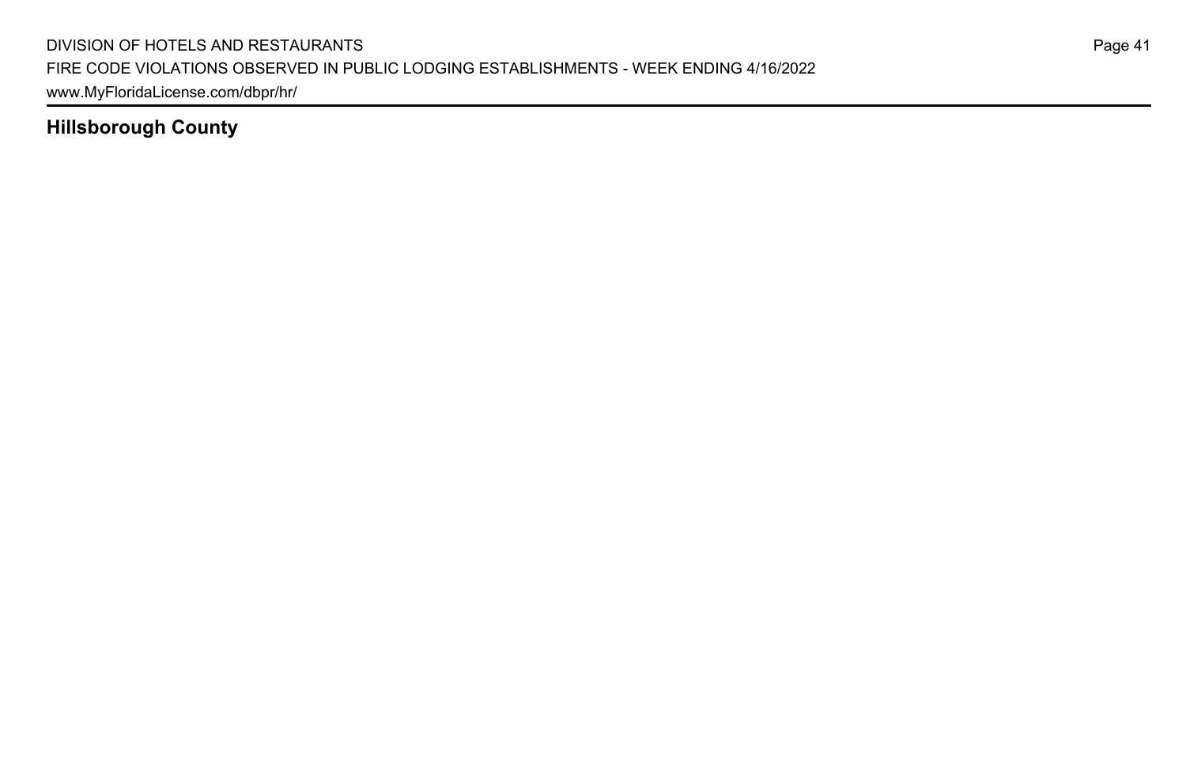## Hillsborough County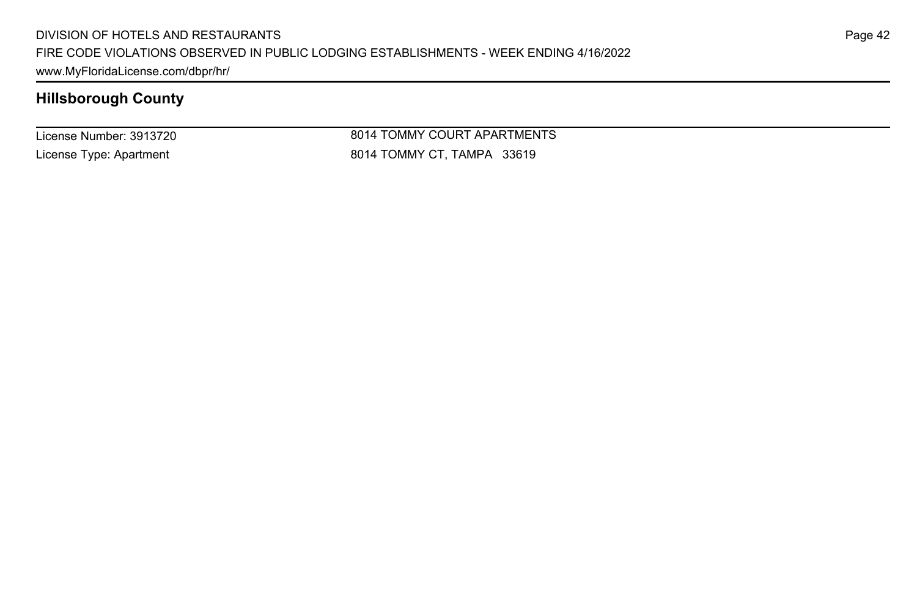## Hillsborough County

License Number: 3913720
License Type: Apartment

8014 TOMMY COURT APARTMENTS
8014 TOMMY CT, TAMPA 33619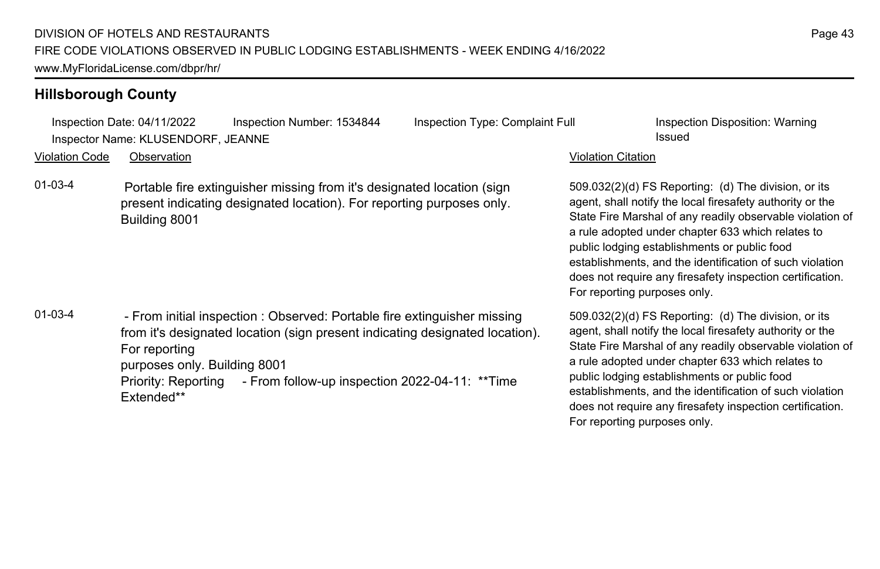## Hillsborough County

Inspection Date: 04/11/2022 Inspection Number: 1534844 Inspection Type: Complaint Full Inspection Disposition: Warning Issued

Inspector Name: KLUSENDORF, JEANNE

| Violation Code | Observation | Violation Citation |
|---|---|---|
| 01-03-4 | Portable fire extinguisher missing from it's designated location (sign present indicating designated location). For reporting purposes only. Building 8001 | 509.032(2)(d) FS Reporting: (d) The division, or its agent, shall notify the local firesafety authority or the State Fire Marshal of any readily observable violation of a rule adopted under chapter 633 which relates to public lodging establishments or public food establishments, and the identification of such violation does not require any firesafety inspection certification. For reporting purposes only. |
| 01-03-4 | - From initial inspection : Observed: Portable fire extinguisher missing from it's designated location (sign present indicating designated location). For reporting purposes only. Building 8001 Priority: Reporting - From follow-up inspection 2022-04-11: **Time Extended** | 509.032(2)(d) FS Reporting: (d) The division, or its agent, shall notify the local firesafety authority or the State Fire Marshal of any readily observable violation of a rule adopted under chapter 633 which relates to public lodging establishments or public food establishments, and the identification of such violation does not require any firesafety inspection certification. For reporting purposes only. |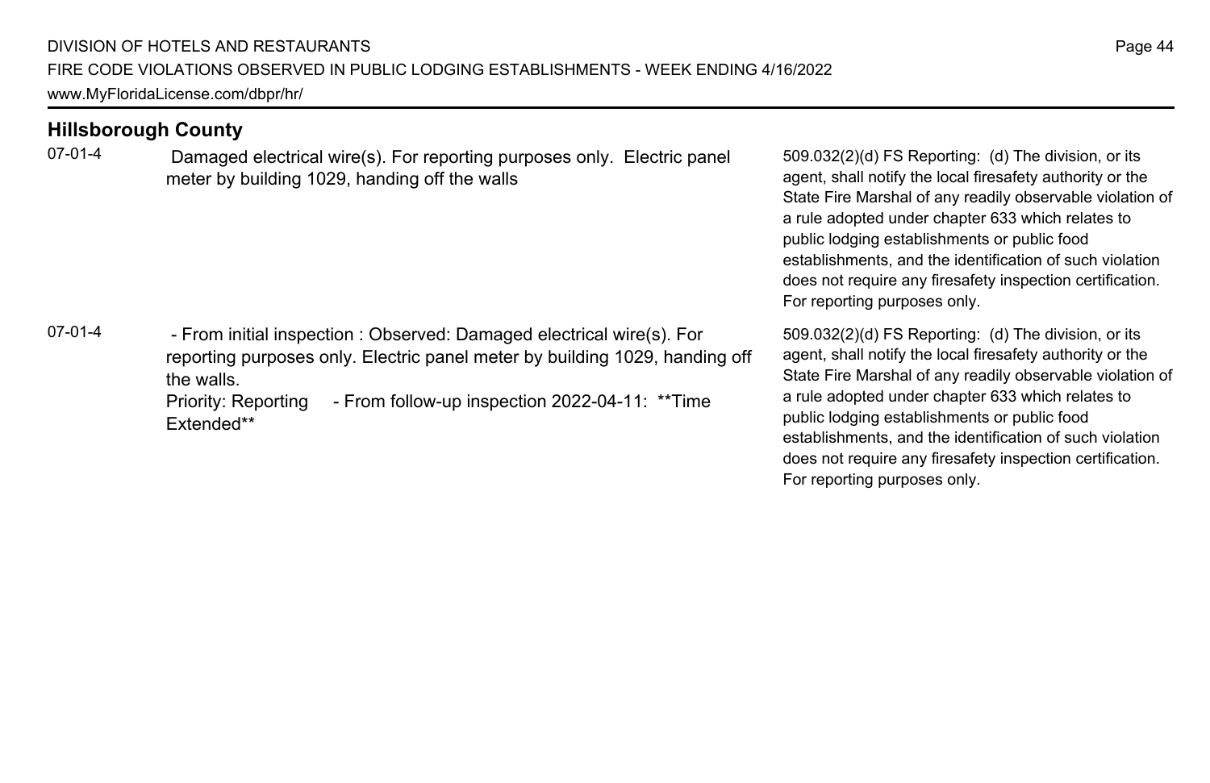## Hillsborough County

| | | |
|---|---|---|
| 07-01-4 | Damaged electrical wire(s). For reporting purposes only. Electric panel meter by building 1029, handing off the walls | 509.032(2)(d) FS Reporting: (d) The division, or its agent, shall notify the local firesafety authority or the State Fire Marshal of any readily observable violation of a rule adopted under chapter 633 which relates to public lodging establishments or public food establishments, and the identification of such violation does not require any firesafety inspection certification. For reporting purposes only. |
| 07-01-4 | - From initial inspection : Observed: Damaged electrical wire(s). For reporting purposes only. Electric panel meter by building 1029, handing off the walls. Priority: Reporting - From follow-up inspection 2022-04-11: **Time Extended** | 509.032(2)(d) FS Reporting: (d) The division, or its agent, shall notify the local firesafety authority or the State Fire Marshal of any readily observable violation of a rule adopted under chapter 633 which relates to public lodging establishments or public food establishments, and the identification of such violation does not require any firesafety inspection certification. For reporting purposes only. |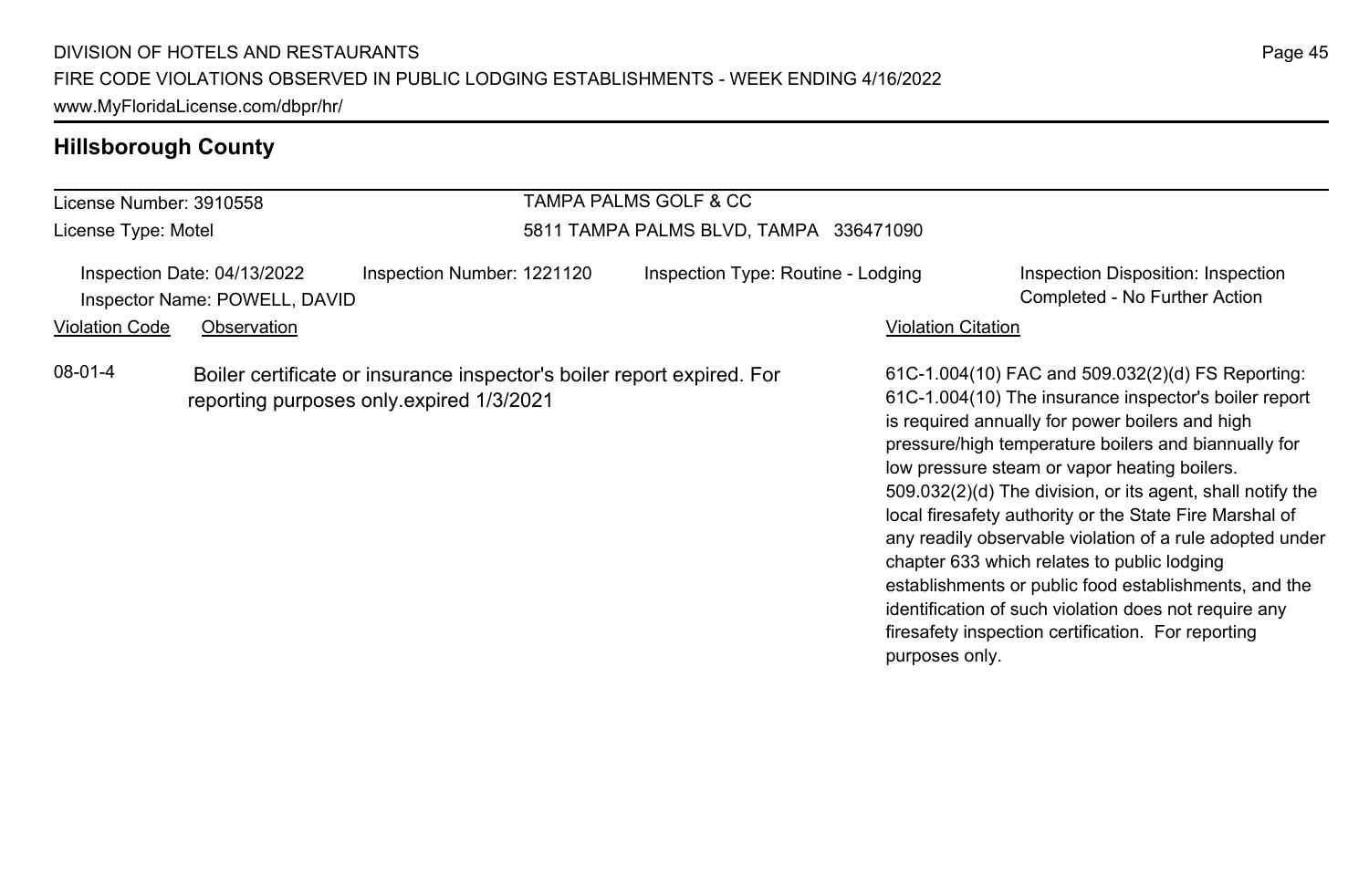## Hillsborough County

License Number: 3910558
License Type: Motel

TAMPA PALMS GOLF & CC
5811 TAMPA PALMS BLVD, TAMPA 336471090

Inspection Date: 04/13/2022
Inspector Name: POWELL, DAVID

Inspection Number: 1221120

Inspection Type: Routine - Lodging

Inspection Disposition: Inspection Completed - No Further Action

| Violation Code | Observation | Violation Citation |
|---|---|---|
| 08-01-4 | Boiler certificate or insurance inspector's boiler report expired. For reporting purposes only.expired 1/3/2021 | 61C-1.004(10) FAC and 509.032(2)(d) FS Reporting: 61C-1.004(10) The insurance inspector's boiler report is required annually for power boilers and high pressure/high temperature boilers and biannually for low pressure steam or vapor heating boilers. 509.032(2)(d) The division, or its agent, shall notify the local firesafety authority or the State Fire Marshal of any readily observable violation of a rule adopted under chapter 633 which relates to public lodging establishments or public food establishments, and the identification of such violation does not require any firesafety inspection certification. For reporting purposes only. |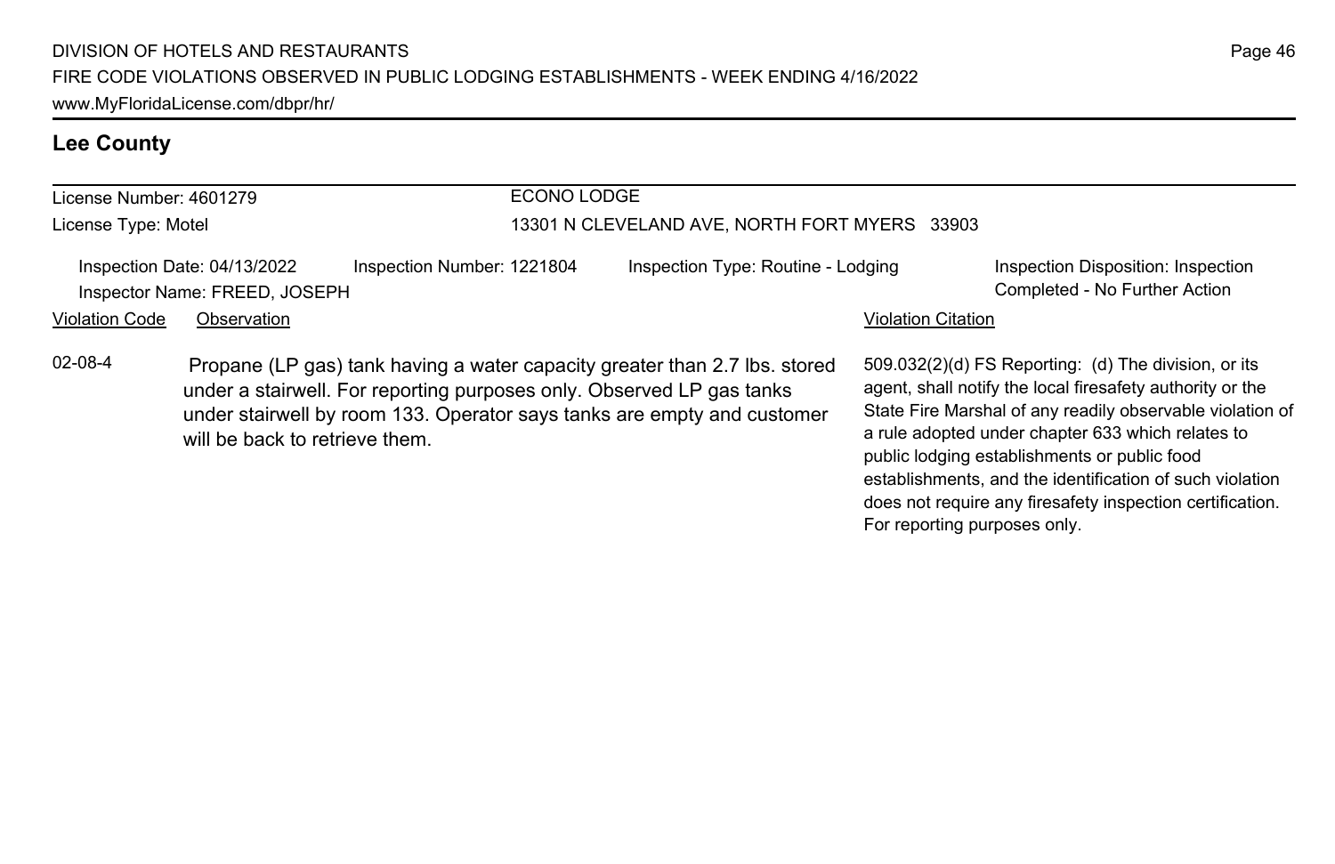## Lee County

License Number: 4601279 ECONO LODGE

License Type: Motel 13301 N CLEVELAND AVE, NORTH FORT MYERS 33903

Inspection Date: 04/13/2022 Inspection Number: 1221804 Inspection Type: Routine - Lodging Inspection Disposition: Inspection Completed - No Further Action

Inspector Name: FREED, JOSEPH

| Violation Code | Observation | Violation Citation |
|---|---|---|
| 02-08-4 | Propane (LP gas) tank having a water capacity greater than 2.7 lbs. stored under a stairwell. For reporting purposes only. Observed LP gas tanks under stairwell by room 133. Operator says tanks are empty and customer will be back to retrieve them. | 509.032(2)(d) FS Reporting: (d) The division, or its agent, shall notify the local firesafety authority or the State Fire Marshal of any readily observable violation of a rule adopted under chapter 633 which relates to public lodging establishments or public food establishments, and the identification of such violation does not require any firesafety inspection certification. For reporting purposes only. |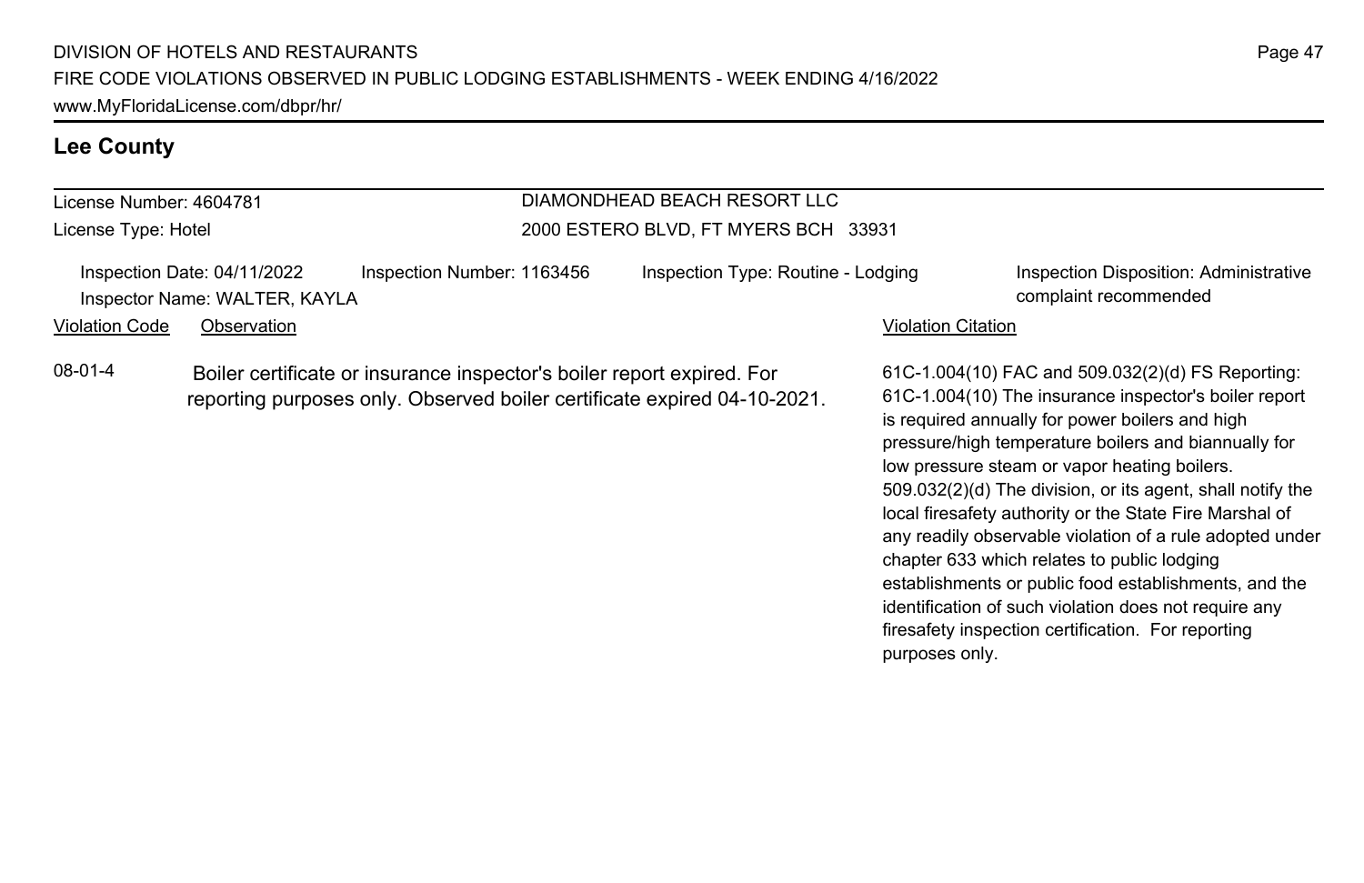## Lee County

| License Number: 4604781 | DIAMONDHEAD BEACH RESORT LLC |
|---|---|
| License Type: Hotel | 2000 ESTERO BLVD, FT MYERS BCH 33931 |

| Inspection Date: 04/11/2022 | Inspection Number: 1163456 | Inspection Type: Routine - Lodging | Inspection Disposition: Administrative complaint recommended |
|---|---|---|---|
| Inspector Name: WALTER, KAYLA | | | |

| Violation Code | Observation | Violation Citation |
|---|---|---|
| 08-01-4 | Boiler certificate or insurance inspector's boiler report expired. For reporting purposes only. Observed boiler certificate expired 04-10-2021. | 61C-1.004(10) FAC and 509.032(2)(d) FS Reporting: 61C-1.004(10) The insurance inspector's boiler report is required annually for power boilers and high pressure/high temperature boilers and biannually for low pressure steam or vapor heating boilers. 509.032(2)(d) The division, or its agent, shall notify the local firesafety authority or the State Fire Marshal of any readily observable violation of a rule adopted under chapter 633 which relates to public lodging establishments or public food establishments, and the identification of such violation does not require any firesafety inspection certification. For reporting purposes only. |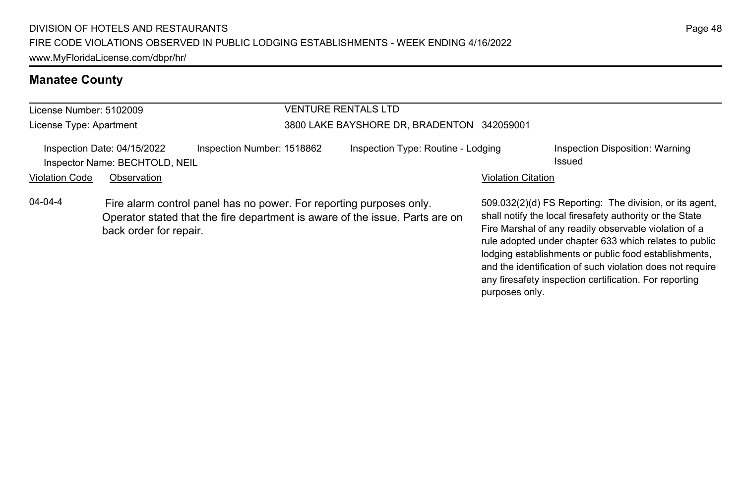## Manatee County

| License Number: 5102009 | VENTURE RENTALS LTD |
|---|---|
| License Type: Apartment | 3800 LAKE BAYSHORE DR, BRADENTON 342059001 |

| Inspection Date: 04/15/2022 | Inspection Number: 1518862 | Inspection Type: Routine - Lodging | Inspection Disposition: Warning Issued |
|---|---|---|---|
| Inspector Name: BECHTOLD, NEIL | | | |

| Violation Code | Observation | Violation Citation |
|---|---|---|
| 04-04-4 | Fire alarm control panel has no power. For reporting purposes only. Operator stated that the fire department is aware of the issue. Parts are on back order for repair. | 509.032(2)(d) FS Reporting: The division, or its agent, shall notify the local firesafety authority or the State Fire Marshal of any readily observable violation of a rule adopted under chapter 633 which relates to public lodging establishments or public food establishments, and the identification of such violation does not require any firesafety inspection certification. For reporting purposes only. |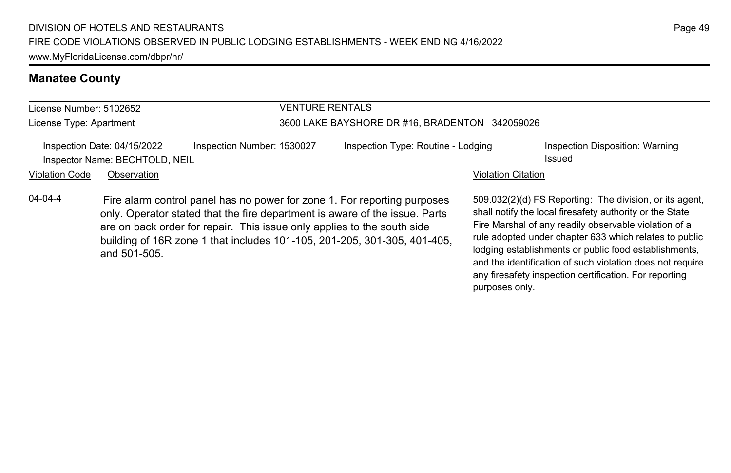## Manatee County

| License Number: 5102652 | VENTURE RENTALS |
| --- | --- |
| License Type: Apartment | 3600 LAKE BAYSHORE DR #16, BRADENTON 342059026 |

Inspection Date: 04/15/2022 | Inspection Number: 1530027 | Inspection Type: Routine - Lodging | Inspection Disposition: Warning Issued

Inspector Name: BECHTOLD, NEIL

| Violation Code | Observation | Violation Citation |
| --- | --- | --- |
| 04-04-4 | Fire alarm control panel has no power for zone 1. For reporting purposes only. Operator stated that the fire department is aware of the issue. Parts are on back order for repair. This issue only applies to the south side building of 16R zone 1 that includes 101-105, 201-205, 301-305, 401-405, and 501-505. | 509.032(2)(d) FS Reporting: The division, or its agent, shall notify the local firesafety authority or the State Fire Marshal of any readily observable violation of a rule adopted under chapter 633 which relates to public lodging establishments or public food establishments, and the identification of such violation does not require any firesafety inspection certification. For reporting purposes only. |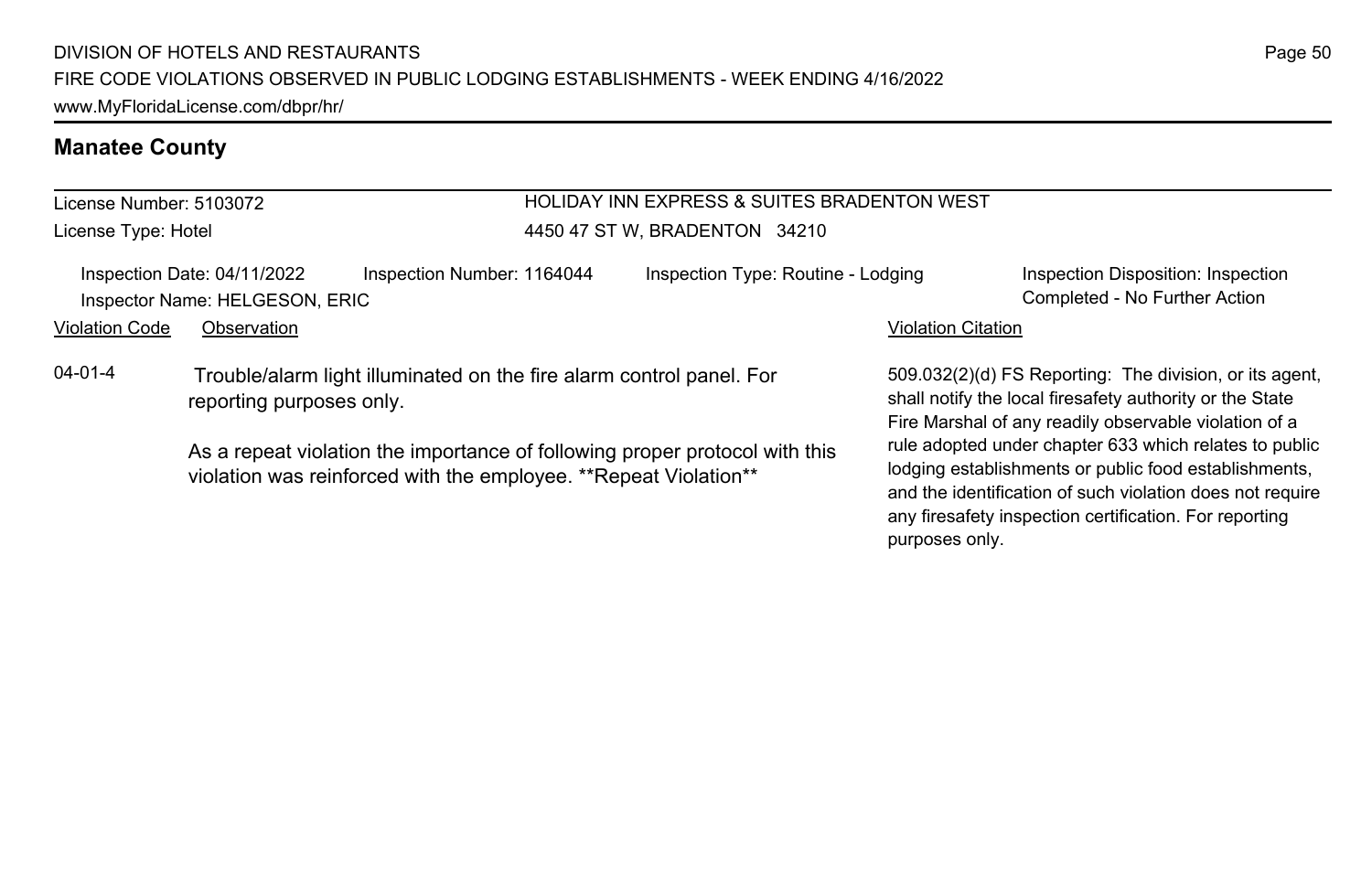## Manatee County

License Number: 5103072

License Type: Hotel

HOLIDAY INN EXPRESS & SUITES BRADENTON WEST
4450 47 ST W, BRADENTON 34210

Inspection Date: 04/11/2022 Inspection Number: 1164044 Inspection Type: Routine - Lodging Inspection Disposition: Inspection Completed - No Further Action

Inspector Name: HELGESON, ERIC

| Violation Code | Observation | Violation Citation |
|---|---|---|
| 04-01-4 | Trouble/alarm light illuminated on the fire alarm control panel. For reporting purposes only.<br><br>As a repeat violation the importance of following proper protocol with this violation was reinforced with the employee. **Repeat Violation** | 509.032(2)(d) FS Reporting: The division, or its agent, shall notify the local firesafety authority or the State Fire Marshal of any readily observable violation of a rule adopted under chapter 633 which relates to public lodging establishments or public food establishments, and the identification of such violation does not require any firesafety inspection certification. For reporting purposes only. |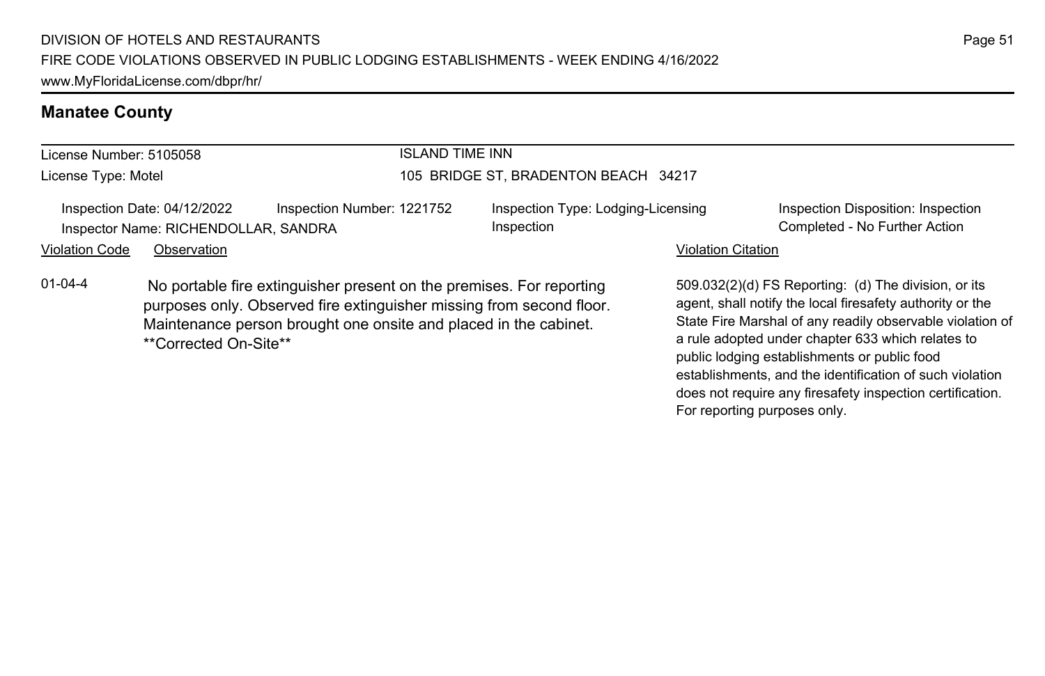## Manatee County

License Number: 5105058
License Type: Motel

ISLAND TIME INN
105 BRIDGE ST, BRADENTON BEACH 34217

Inspection Date: 04/12/2022
Inspection Number: 1221752
Inspection Type: Lodging-Licensing Inspection
Inspection Disposition: Inspection Completed - No Further Action
Inspector Name: RICHENDOLLAR, SANDRA

| Violation Code | Observation | Violation Citation |
| --- | --- | --- |
| 01-04-4 | No portable fire extinguisher present on the premises. For reporting purposes only. Observed fire extinguisher missing from second floor. Maintenance person brought one onsite and placed in the cabinet. **Corrected On-Site** | 509.032(2)(d) FS Reporting: (d) The division, or its agent, shall notify the local firesafety authority or the State Fire Marshal of any readily observable violation of a rule adopted under chapter 633 which relates to public lodging establishments or public food establishments, and the identification of such violation does not require any firesafety inspection certification. For reporting purposes only. |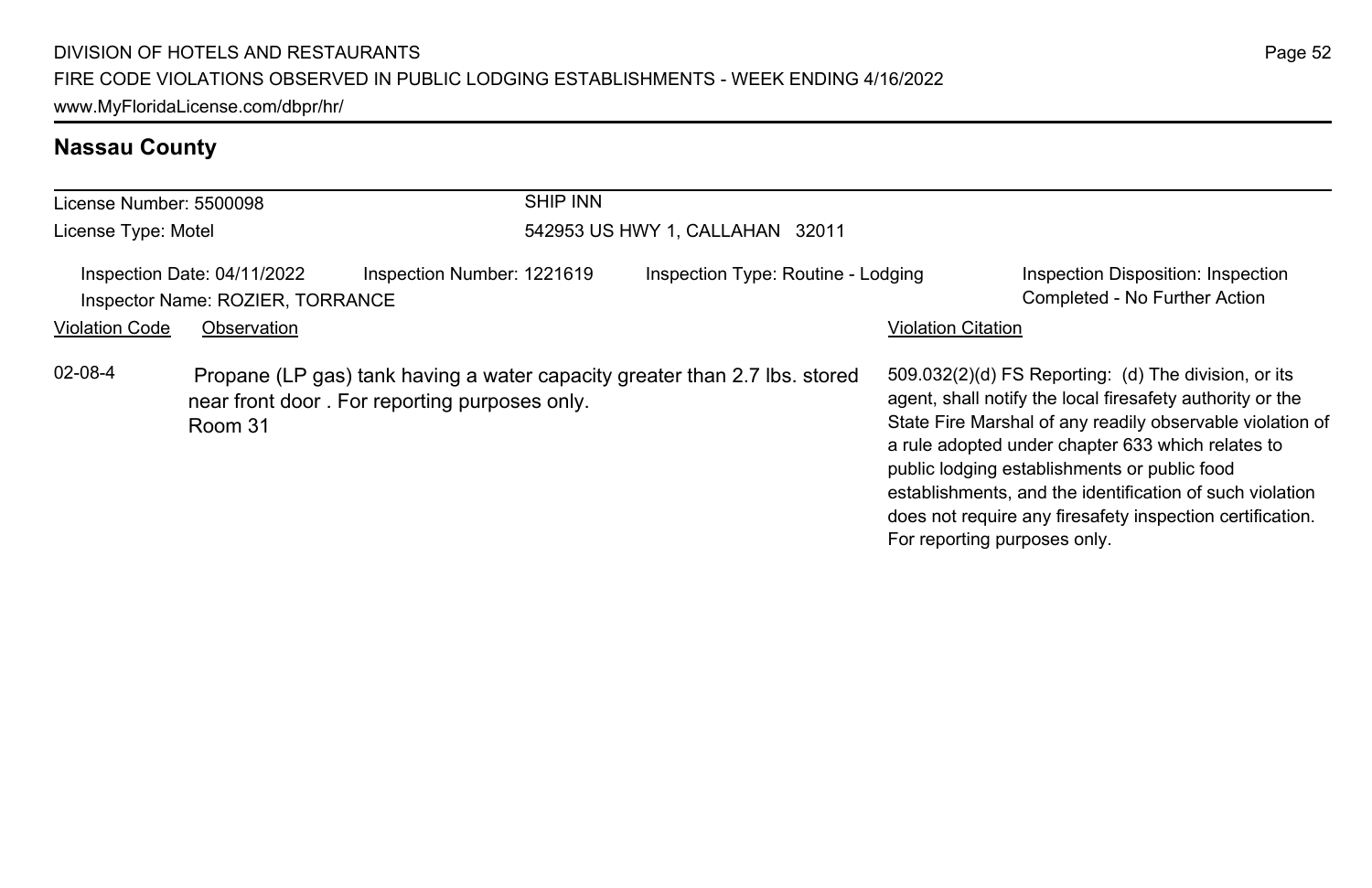## Nassau County

| License Number: 5500098 | SHIP INN |
|---|---|
| License Type: Motel | 542953 US HWY 1, CALLAHAN 32011 |

Inspection Date: 04/11/2022 | Inspection Number: 1221619 | Inspection Type: Routine - Lodging | Inspection Disposition: Inspection Completed - No Further Action

Inspector Name: ROZIER, TORRANCE

| Violation Code | Observation | Violation Citation |
|---|---|---|
| 02-08-4 | Propane (LP gas) tank having a water capacity greater than 2.7 lbs. stored near front door . For reporting purposes only. Room 31 | 509.032(2)(d) FS Reporting: (d) The division, or its agent, shall notify the local firesafety authority or the State Fire Marshal of any readily observable violation of a rule adopted under chapter 633 which relates to public lodging establishments or public food establishments, and the identification of such violation does not require any firesafety inspection certification. For reporting purposes only. |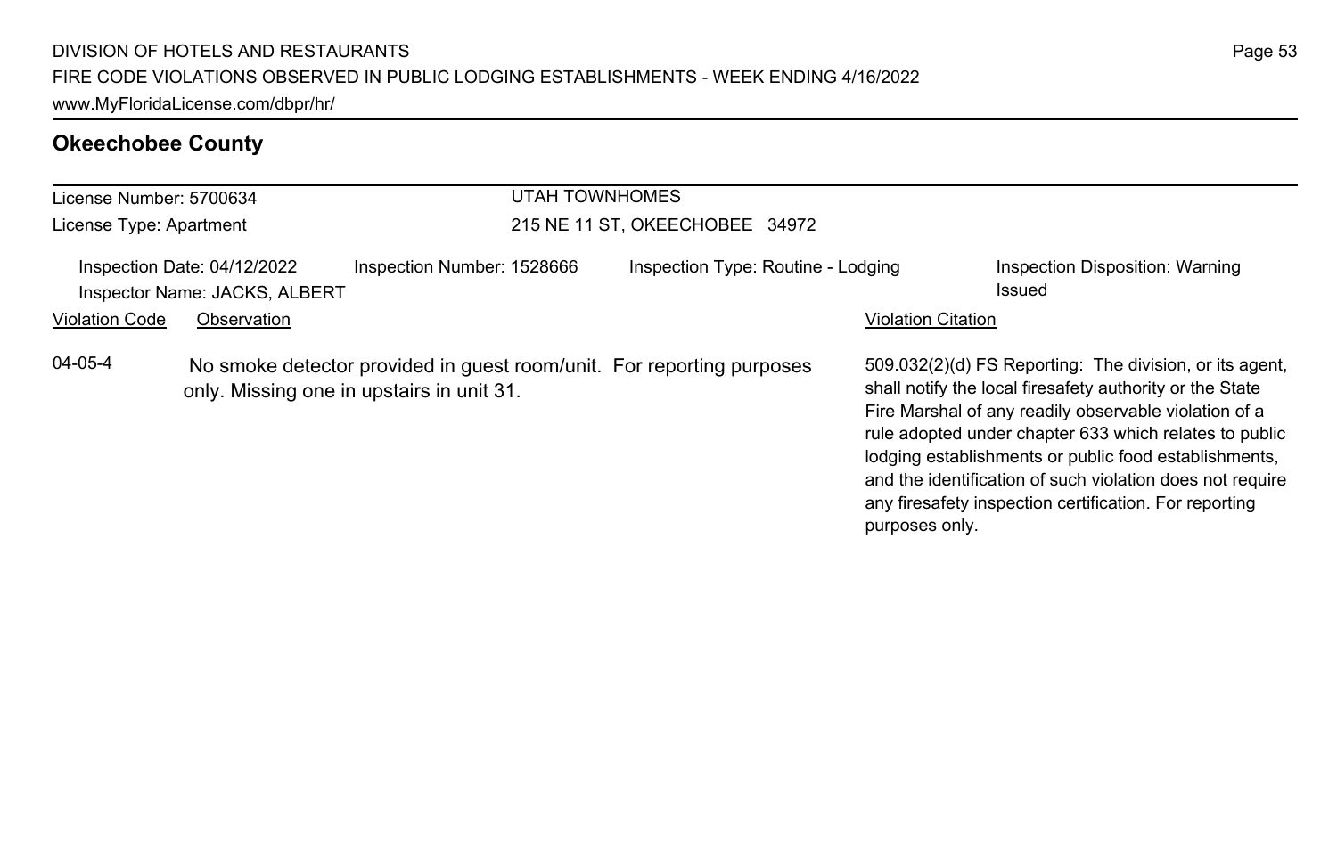## Okeechobee County

License Number: 5700634
License Type: Apartment

UTAH TOWNHOMES
215 NE 11 ST, OKEECHOBEE 34972

Inspection Date: 04/12/2022
Inspector Name: JACKS, ALBERT
Inspection Number: 1528666
Inspection Type: Routine - Lodging
Inspection Disposition: Warning Issued

| Violation Code | Observation | Violation Citation |
| --- | --- | --- |
| 04-05-4 | No smoke detector provided in guest room/unit. For reporting purposes only. Missing one in upstairs in unit 31. | 509.032(2)(d) FS Reporting: The division, or its agent, shall notify the local firesafety authority or the State Fire Marshal of any readily observable violation of a rule adopted under chapter 633 which relates to public lodging establishments or public food establishments, and the identification of such violation does not require any firesafety inspection certification. For reporting purposes only. |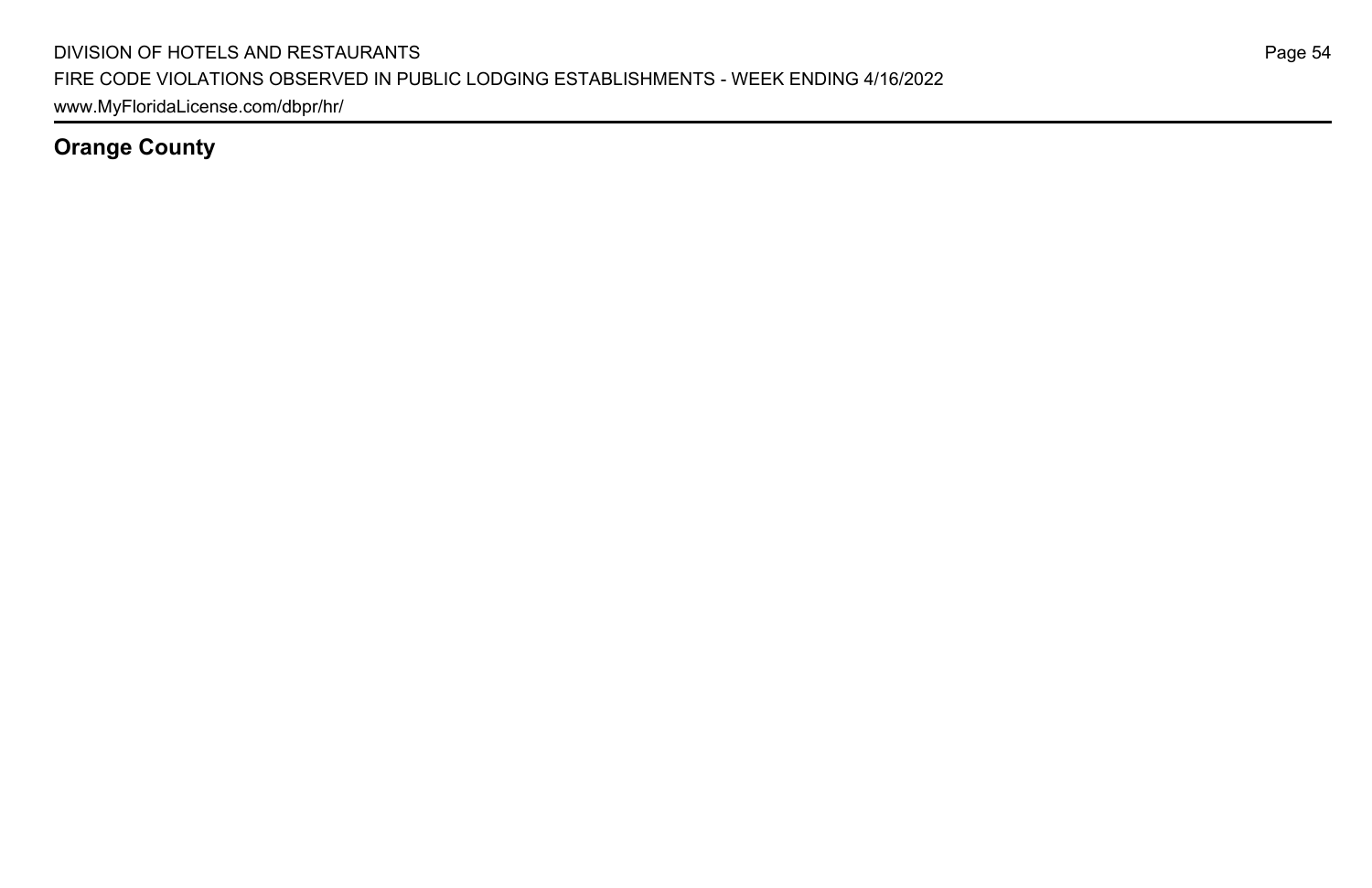## Orange County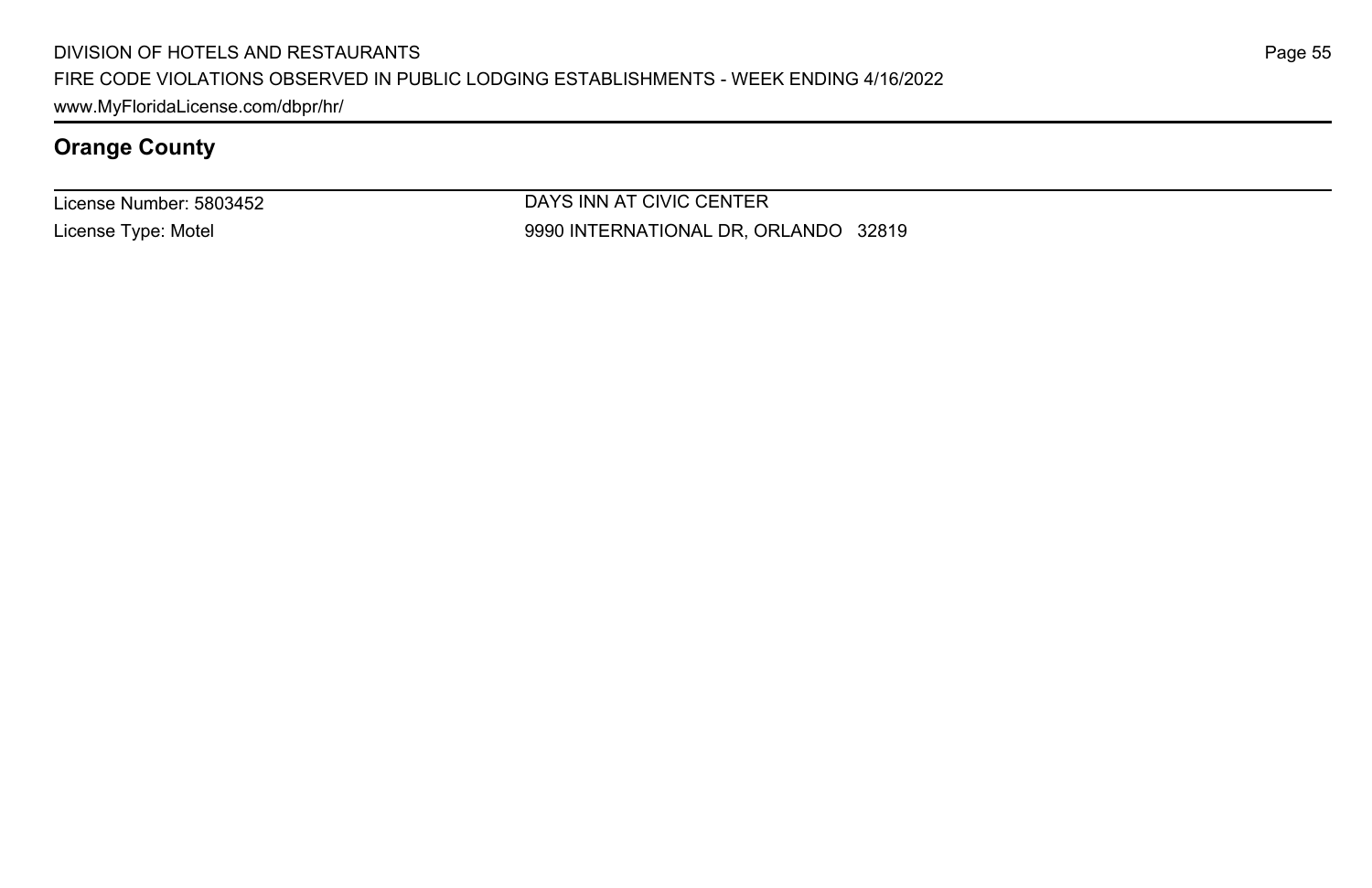## Orange County

| License Number: 5803452 | DAYS INN AT CIVIC CENTER |
| --- | --- |
| License Type: Motel | 9990 INTERNATIONAL DR, ORLANDO 32819 |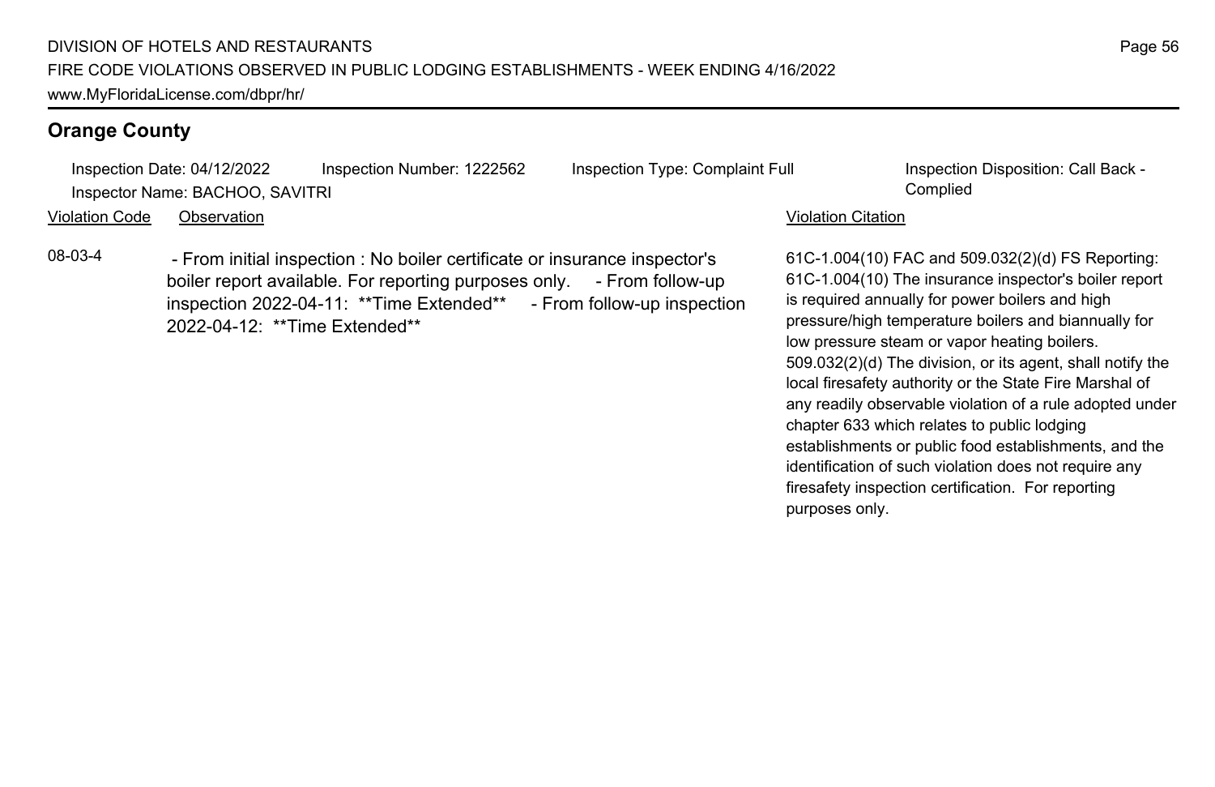## Orange County

Inspection Date: 04/12/2022 Inspection Number: 1222562 Inspection Type: Complaint Full Inspection Disposition: Call Back - Complied
Inspector Name: BACHOO, SAVITRI

| Violation Code | Observation | Violation Citation |
|---|---|---|
| 08-03-4 | - From initial inspection : No boiler certificate or insurance inspector's boiler report available. For reporting purposes only. - From follow-up inspection 2022-04-11: **Time Extended** - From follow-up inspection 2022-04-12: **Time Extended** | 61C-1.004(10) FAC and 509.032(2)(d) FS Reporting: 61C-1.004(10) The insurance inspector's boiler report is required annually for power boilers and high pressure/high temperature boilers and biannually for low pressure steam or vapor heating boilers. 509.032(2)(d) The division, or its agent, shall notify the local firesafety authority or the State Fire Marshal of any readily observable violation of a rule adopted under chapter 633 which relates to public lodging establishments or public food establishments, and the identification of such violation does not require any firesafety inspection certification. For reporting purposes only. |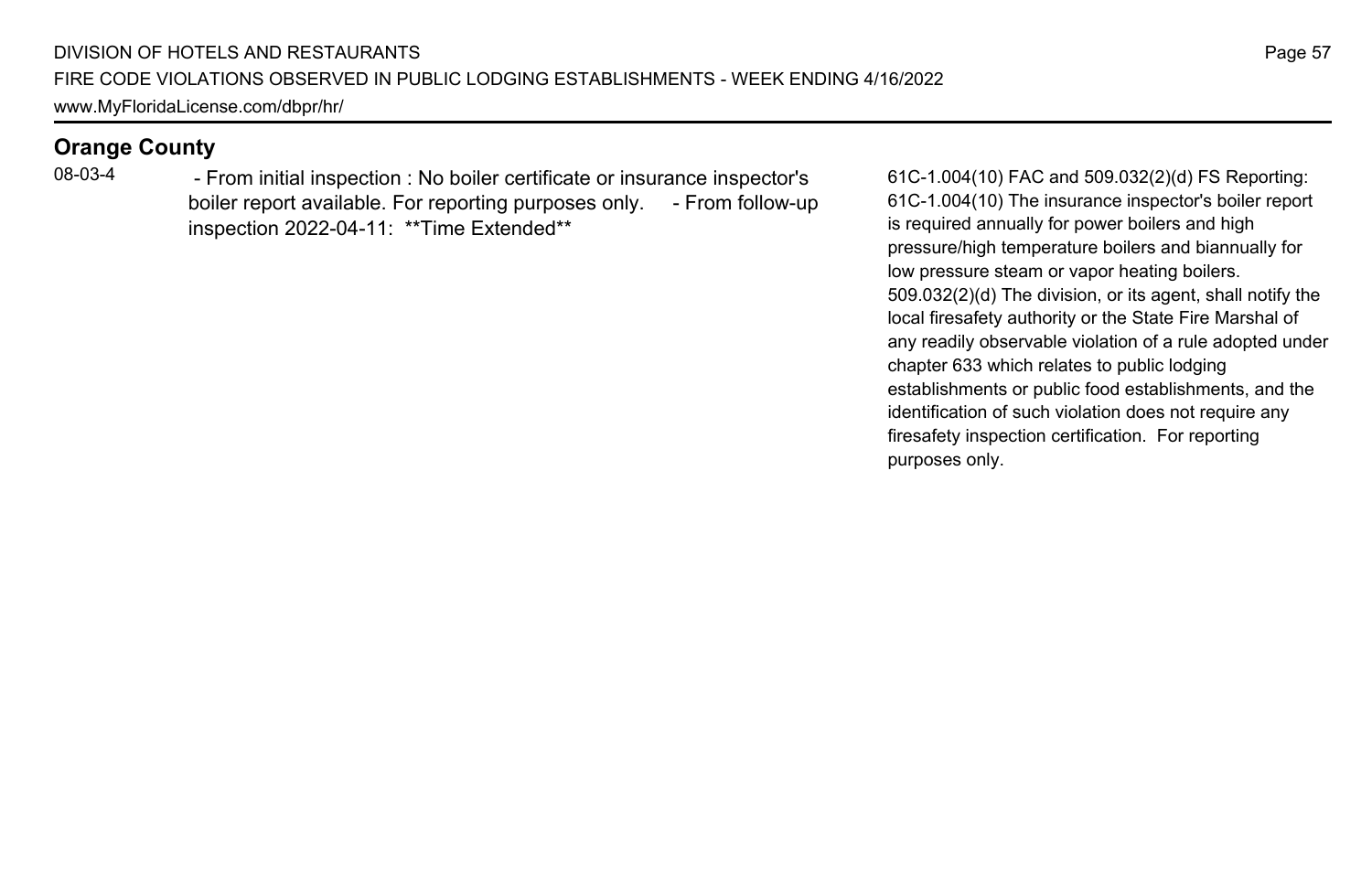## Orange County

| | | |
|---|---|---|
| 08-03-4 | - From initial inspection : No boiler certificate or insurance inspector's boiler report available. For reporting purposes only. - From follow-up inspection 2022-04-11: **Time Extended** | 61C-1.004(10) FAC and 509.032(2)(d) FS Reporting: 61C-1.004(10) The insurance inspector's boiler report is required annually for power boilers and high pressure/high temperature boilers and biannually for low pressure steam or vapor heating boilers. 509.032(2)(d) The division, or its agent, shall notify the local firesafety authority or the State Fire Marshal of any readily observable violation of a rule adopted under chapter 633 which relates to public lodging establishments or public food establishments, and the identification of such violation does not require any firesafety inspection certification. For reporting purposes only. |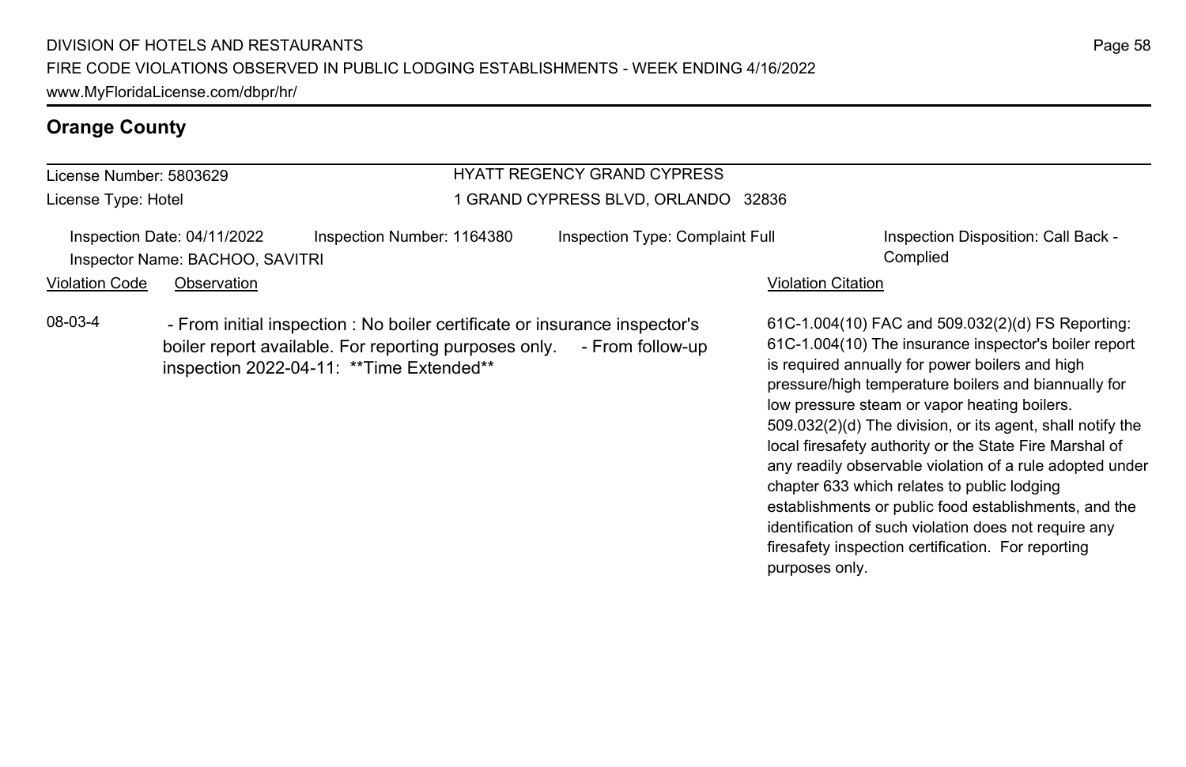## Orange County

| License Number: 5803629 | HYATT REGENCY GRAND CYPRESS |
| --- | --- |
| License Type: Hotel | 1 GRAND CYPRESS BLVD, ORLANDO 32836 |

Inspection Date: 04/11/2022 | Inspection Number: 1164380 | Inspection Type: Complaint Full | Inspection Disposition: Call Back - Complied

Inspector Name: BACHOO, SAVITRI

| Violation Code | Observation | Violation Citation |
| --- | --- | --- |
| 08-03-4 | - From initial inspection : No boiler certificate or insurance inspector's boiler report available. For reporting purposes only. - From follow-up inspection 2022-04-11: **Time Extended** | 61C-1.004(10) FAC and 509.032(2)(d) FS Reporting: 61C-1.004(10) The insurance inspector's boiler report is required annually for power boilers and high pressure/high temperature boilers and biannually for low pressure steam or vapor heating boilers. 509.032(2)(d) The division, or its agent, shall notify the local firesafety authority or the State Fire Marshal of any readily observable violation of a rule adopted under chapter 633 which relates to public lodging establishments or public food establishments, and the identification of such violation does not require any firesafety inspection certification. For reporting purposes only. |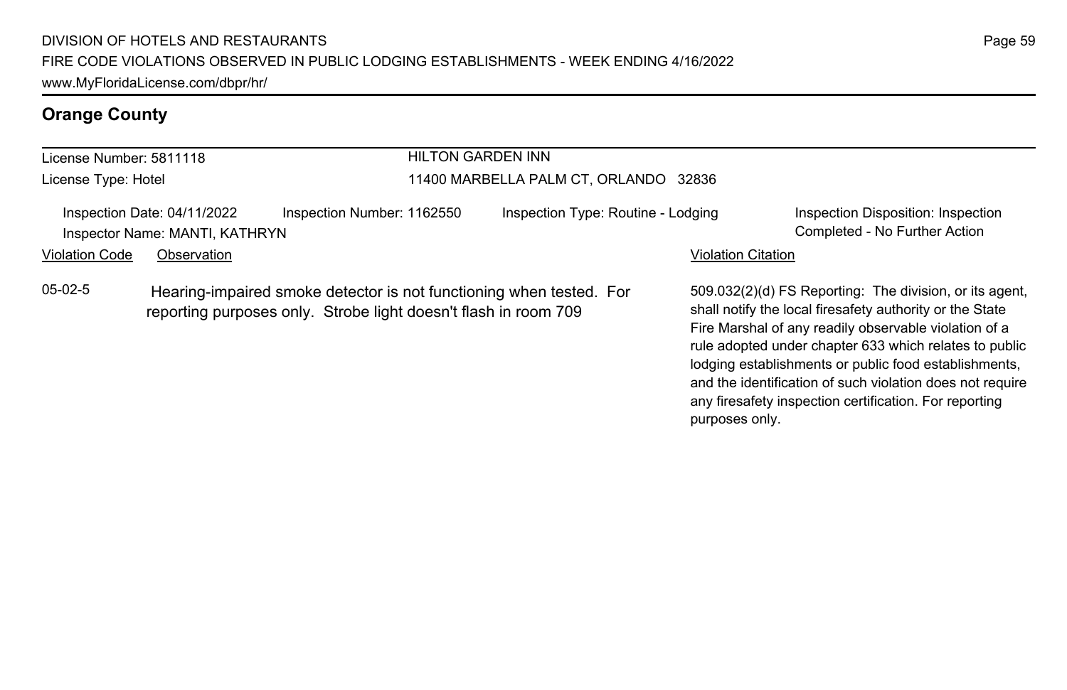## Orange County

| License Number: 5811118 | HILTON GARDEN INN |
|---|---|
| License Type: Hotel | 11400 MARBELLA PALM CT, ORLANDO 32836 |

Inspection Date: 04/11/2022 | Inspection Number: 1162550 | Inspection Type: Routine - Lodging | Inspection Disposition: Inspection Completed - No Further Action

Inspector Name: MANTI, KATHRYN

| Violation Code | Observation | Violation Citation |
|---|---|---|
| 05-02-5 | Hearing-impaired smoke detector is not functioning when tested. For reporting purposes only. Strobe light doesn't flash in room 709 | 509.032(2)(d) FS Reporting: The division, or its agent, shall notify the local firesafety authority or the State Fire Marshal of any readily observable violation of a rule adopted under chapter 633 which relates to public lodging establishments or public food establishments, and the identification of such violation does not require any firesafety inspection certification. For reporting purposes only. |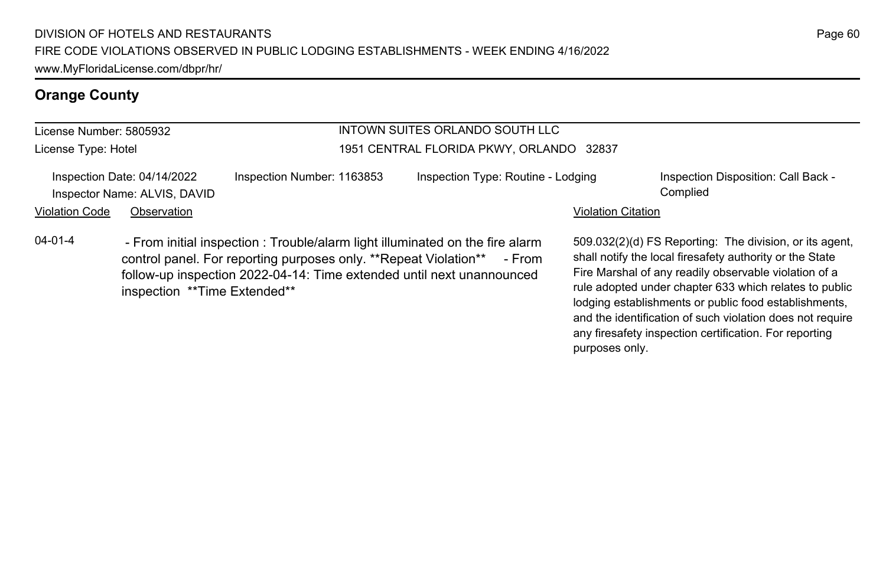## Orange County

License Number: 5805932
License Type: Hotel

INTOWN SUITES ORLANDO SOUTH LLC
1951 CENTRAL FLORIDA PKWY, ORLANDO 32837

Inspection Date: 04/14/2022
Inspector Name: ALVIS, DAVID
Inspection Number: 1163853
Inspection Type: Routine - Lodging
Inspection Disposition: Call Back - Complied

| Violation Code | Observation | Violation Citation |
| --- | --- | --- |
| 04-01-4 | - From initial inspection : Trouble/alarm light illuminated on the fire alarm control panel. For reporting purposes only. **Repeat Violation** - From follow-up inspection 2022-04-14: Time extended until next unannounced inspection **Time Extended** | 509.032(2)(d) FS Reporting: The division, or its agent, shall notify the local firesafety authority or the State Fire Marshal of any readily observable violation of a rule adopted under chapter 633 which relates to public lodging establishments or public food establishments, and the identification of such violation does not require any firesafety inspection certification. For reporting purposes only. |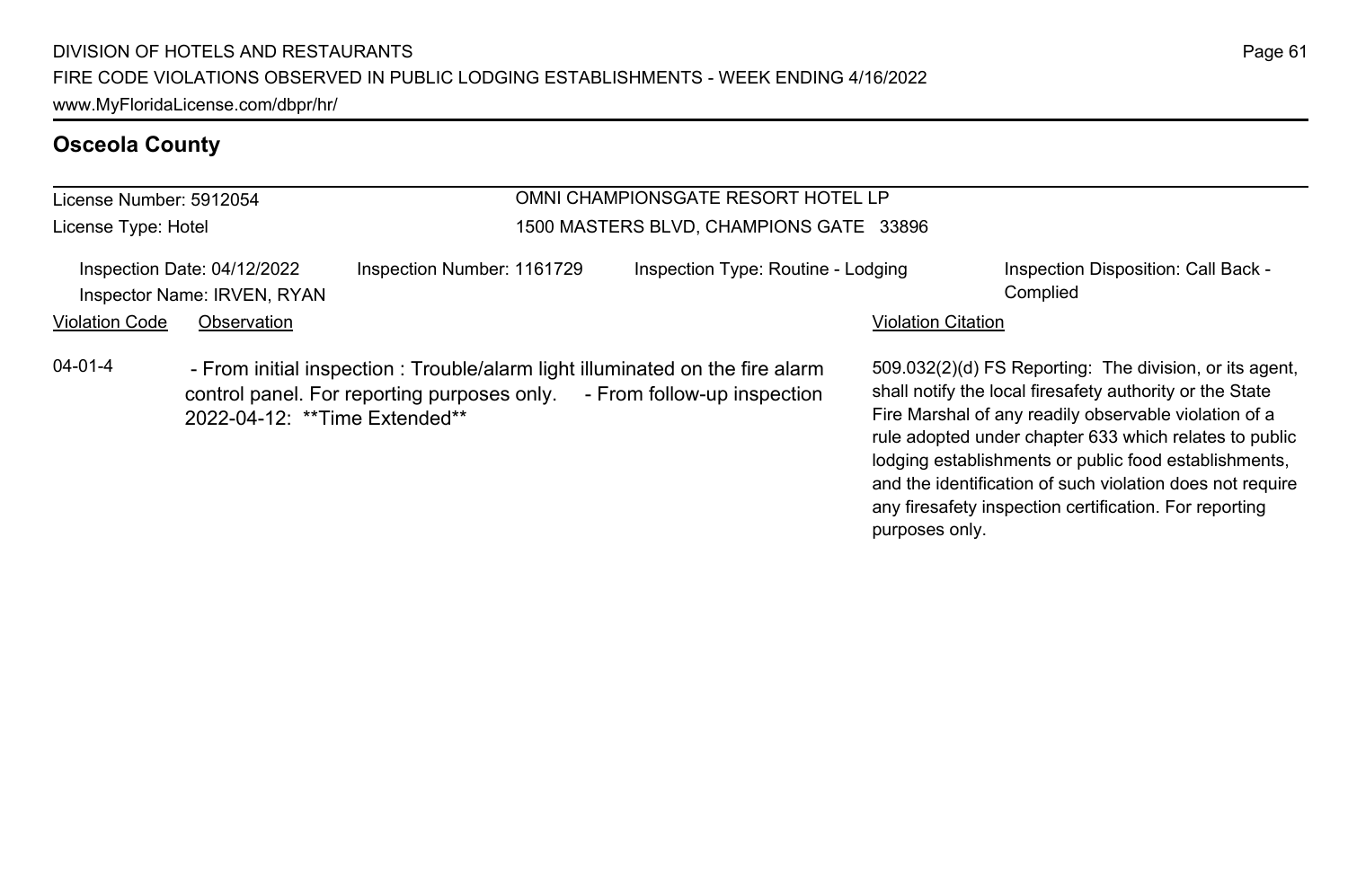## Osceola County

License Number: 5912054
License Type: Hotel

OMNI CHAMPIONSGATE RESORT HOTEL LP
1500 MASTERS BLVD, CHAMPIONS GATE 33896

Inspection Date: 04/12/2022
Inspector Name: IRVEN, RYAN
Inspection Number: 1161729
Inspection Type: Routine - Lodging
Inspection Disposition: Call Back - Complied

| Violation Code | Observation | Violation Citation |
| --- | --- | --- |
| 04-01-4 | - From initial inspection : Trouble/alarm light illuminated on the fire alarm control panel. For reporting purposes only. - From follow-up inspection 2022-04-12: **Time Extended** | 509.032(2)(d) FS Reporting: The division, or its agent, shall notify the local firesafety authority or the State Fire Marshal of any readily observable violation of a rule adopted under chapter 633 which relates to public lodging establishments or public food establishments, and the identification of such violation does not require any firesafety inspection certification. For reporting purposes only. |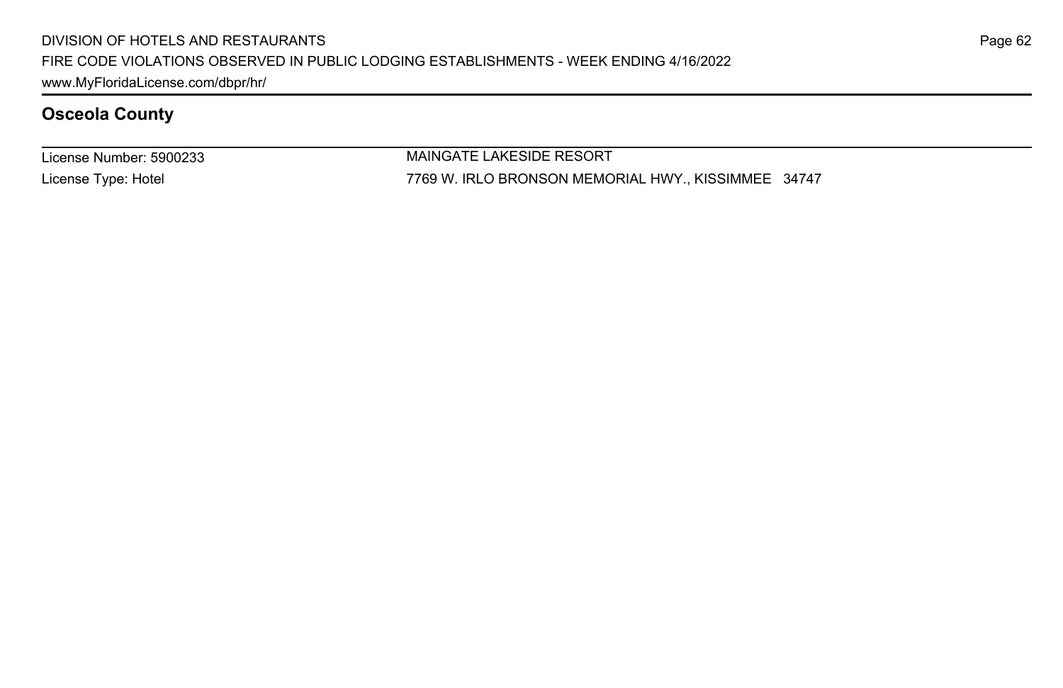## Osceola County

| | |
|---|---|
| License Number: 5900233 | MAINGATE LAKESIDE RESORT |
| License Type: Hotel | 7769 W. IRLO BRONSON MEMORIAL HWY., KISSIMMEE 34747 |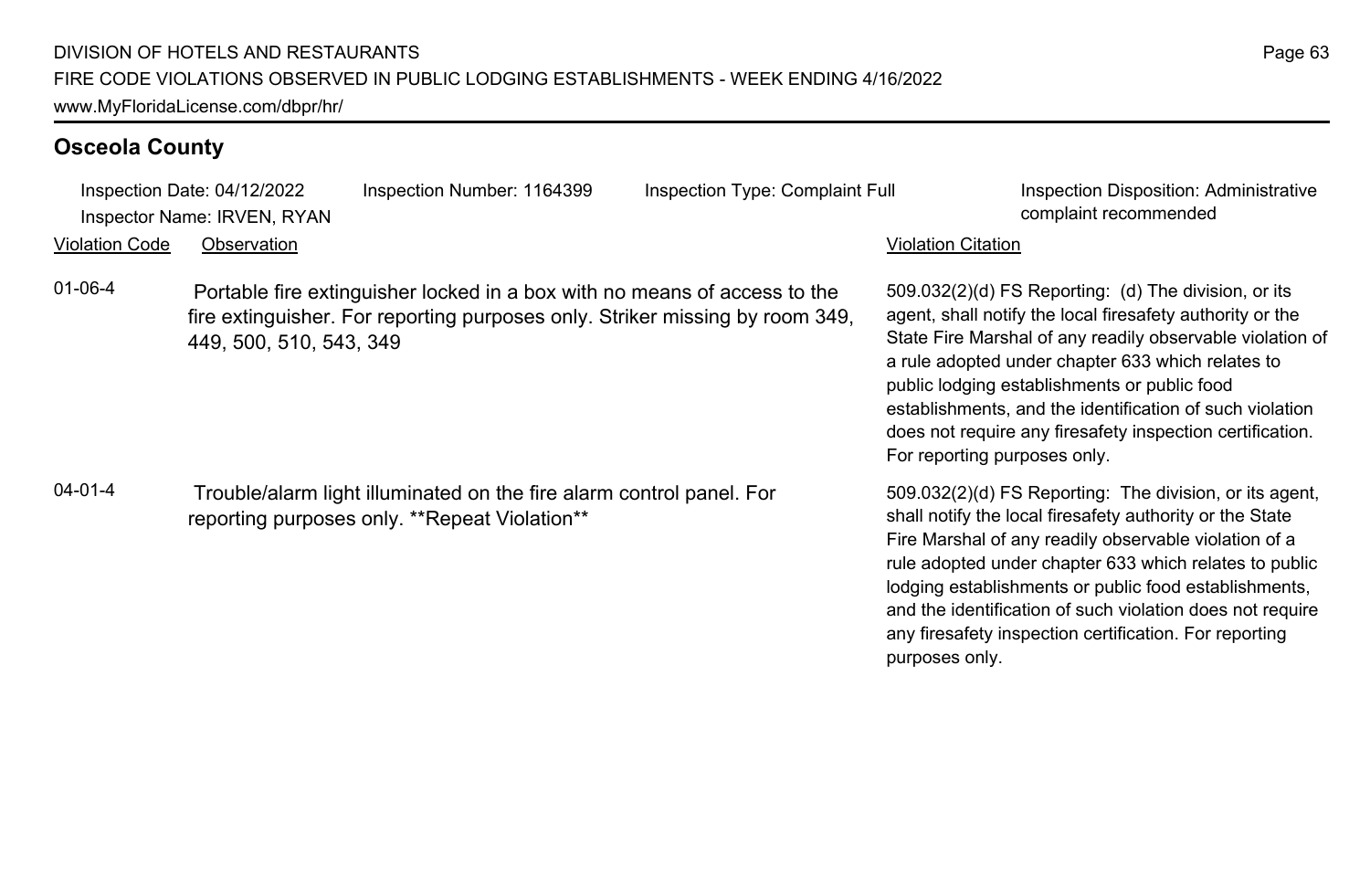## Osceola County

Inspection Date: 04/12/2022 | Inspection Number: 1164399 | Inspection Type: Complaint Full | Inspection Disposition: Administrative complaint recommended

Inspector Name: IRVEN, RYAN

| Violation Code | Observation | Violation Citation |
| --- | --- | --- |
| 01-06-4 | Portable fire extinguisher locked in a box with no means of access to the fire extinguisher. For reporting purposes only. Striker missing by room 349, 449, 500, 510, 543, 349 | 509.032(2)(d) FS Reporting: (d) The division, or its agent, shall notify the local firesafety authority or the State Fire Marshal of any readily observable violation of a rule adopted under chapter 633 which relates to public lodging establishments or public food establishments, and the identification of such violation does not require any firesafety inspection certification. For reporting purposes only. |
| 04-01-4 | Trouble/alarm light illuminated on the fire alarm control panel. For reporting purposes only. **Repeat Violation** | 509.032(2)(d) FS Reporting: The division, or its agent, shall notify the local firesafety authority or the State Fire Marshal of any readily observable violation of a rule adopted under chapter 633 which relates to public lodging establishments or public food establishments, and the identification of such violation does not require any firesafety inspection certification. For reporting purposes only. |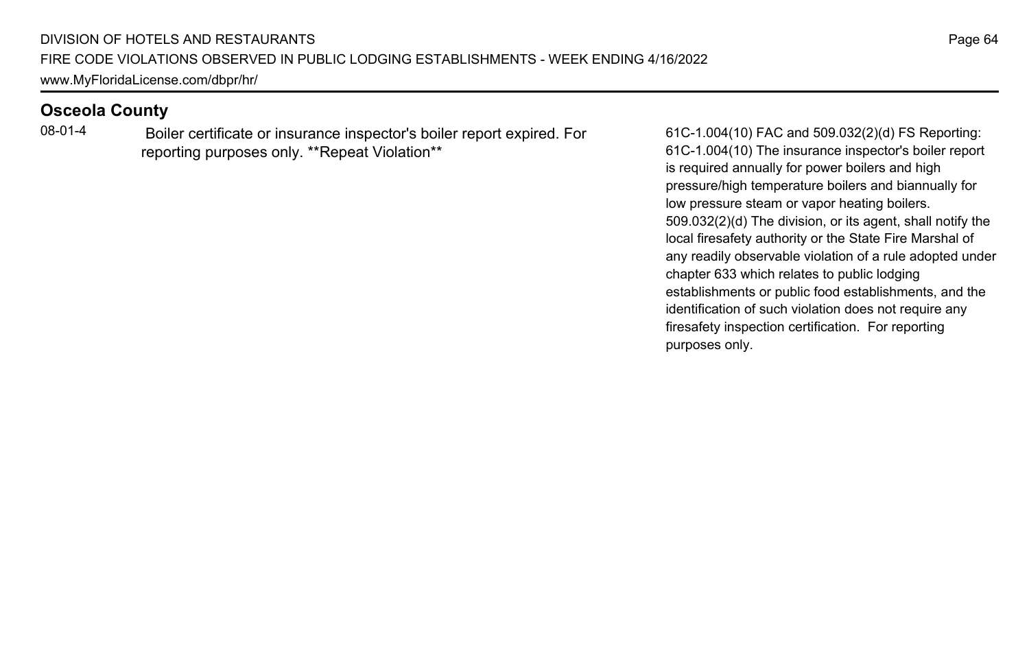## Osceola County

| | | |
|---|---|---|
| 08-01-4 | Boiler certificate or insurance inspector's boiler report expired. For reporting purposes only. **Repeat Violation** | 61C-1.004(10) FAC and 509.032(2)(d) FS Reporting: 61C-1.004(10) The insurance inspector's boiler report is required annually for power boilers and high pressure/high temperature boilers and biannually for low pressure steam or vapor heating boilers. 509.032(2)(d) The division, or its agent, shall notify the local firesafety authority or the State Fire Marshal of any readily observable violation of a rule adopted under chapter 633 which relates to public lodging establishments or public food establishments, and the identification of such violation does not require any firesafety inspection certification. For reporting purposes only. |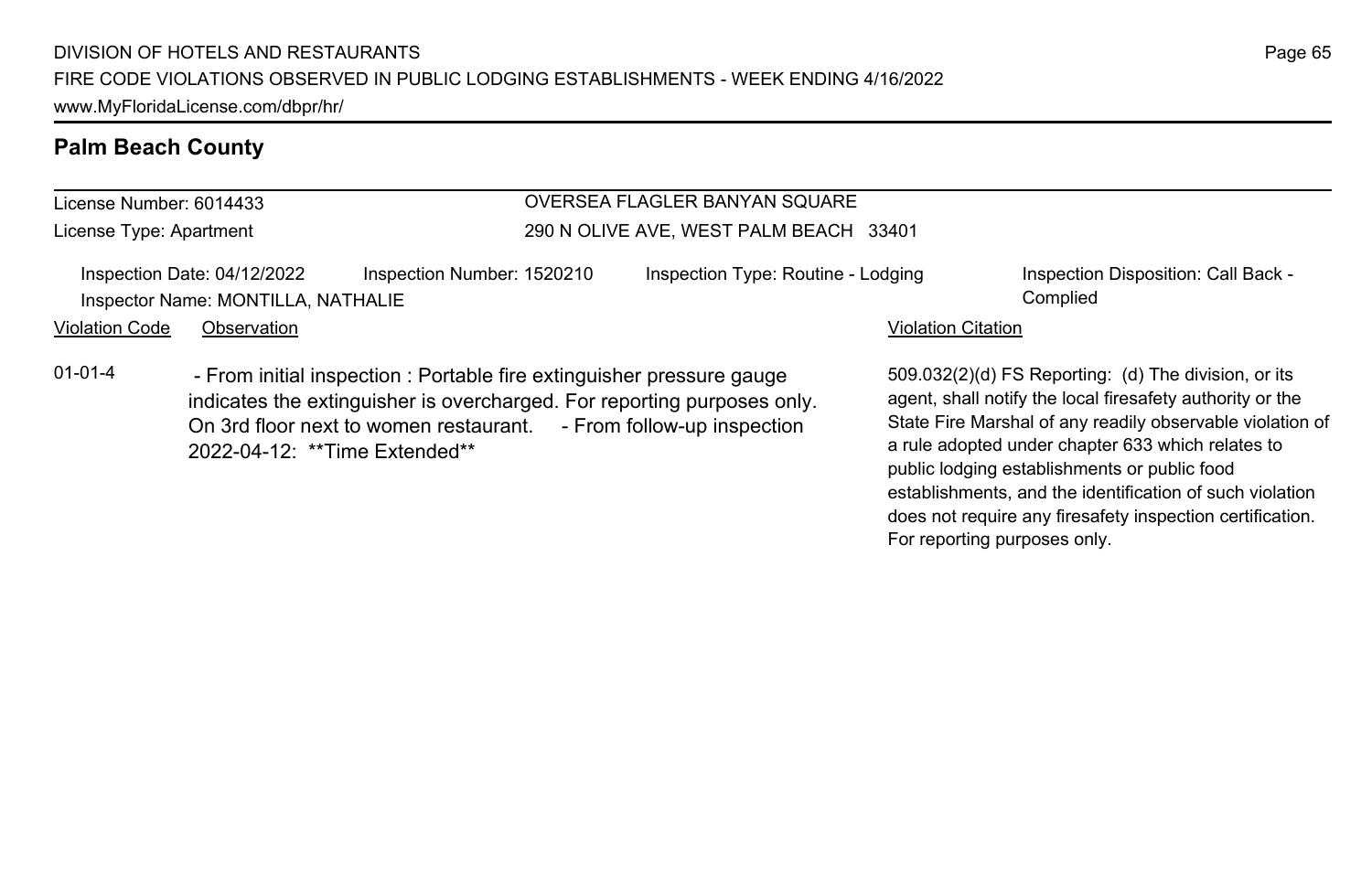## Palm Beach County

License Number: 6014433
License Type: Apartment

OVERSEA FLAGLER BANYAN SQUARE
290 N OLIVE AVE, WEST PALM BEACH 33401

Inspection Date: 04/12/2022 | Inspection Number: 1520210 | Inspection Type: Routine - Lodging | Inspection Disposition: Call Back - Complied
Inspector Name: MONTILLA, NATHALIE

| Violation Code | Observation | Violation Citation |
| --- | --- | --- |
| 01-01-4 | - From initial inspection : Portable fire extinguisher pressure gauge indicates the extinguisher is overcharged. For reporting purposes only. On 3rd floor next to women restaurant. - From follow-up inspection 2022-04-12: **Time Extended** | 509.032(2)(d) FS Reporting: (d) The division, or its agent, shall notify the local firesafety authority or the State Fire Marshal of any readily observable violation of a rule adopted under chapter 633 which relates to public lodging establishments or public food establishments, and the identification of such violation does not require any firesafety inspection certification. For reporting purposes only. |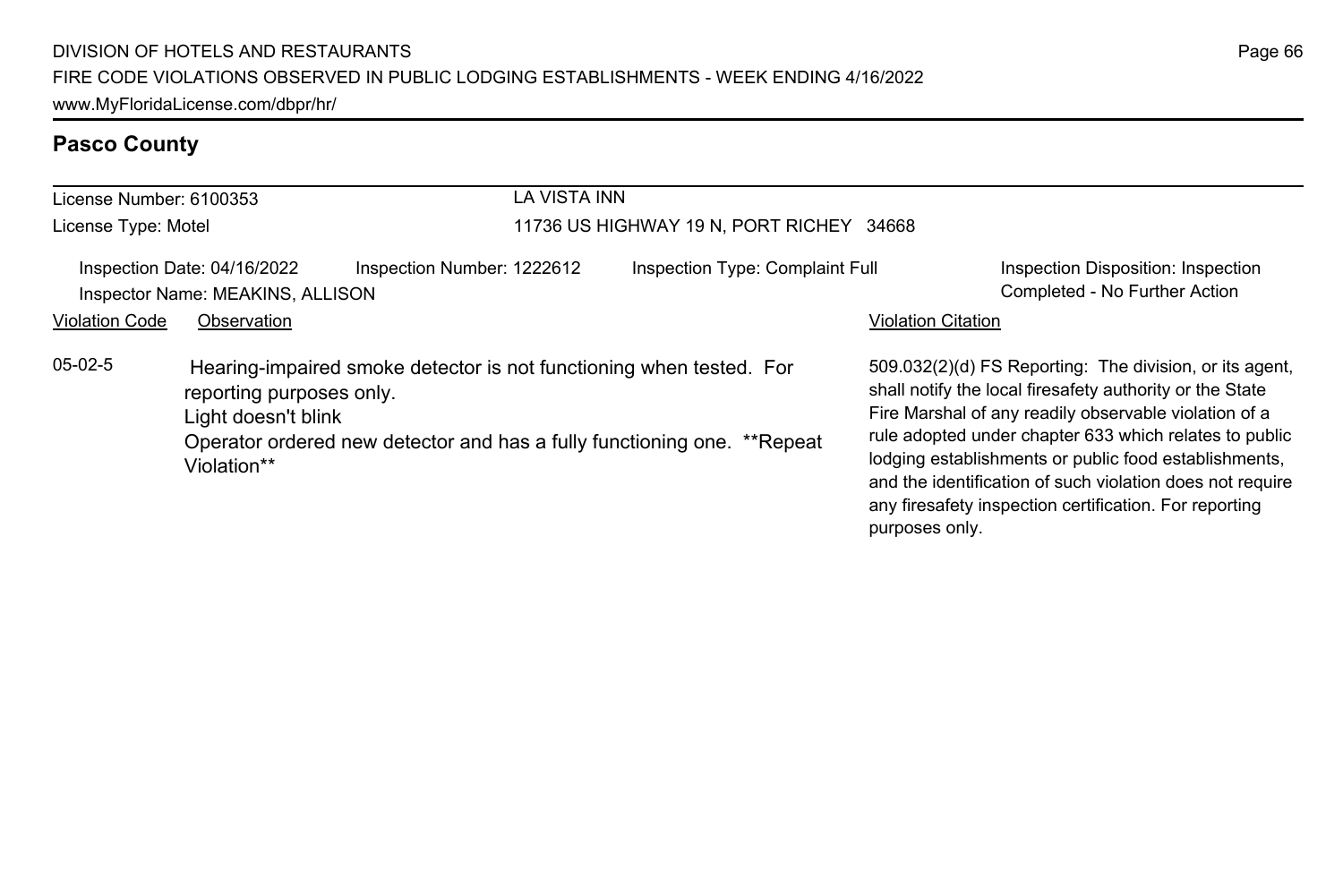## Pasco County

License Number: 6100353 | LA VISTA INN

License Type: Motel | 11736 US HIGHWAY 19 N, PORT RICHEY 34668

Inspection Date: 04/16/2022 | Inspection Number: 1222612 | Inspection Type: Complaint Full | Inspection Disposition: Inspection Completed - No Further Action

Inspector Name: MEAKINS, ALLISON

| Violation Code | Observation | Violation Citation |
| --- | --- | --- |
| 05-02-5 | Hearing-impaired smoke detector is not functioning when tested. For reporting purposes only.<br>Light doesn't blink<br>Operator ordered new detector and has a fully functioning one. **Repeat Violation** | 509.032(2)(d) FS Reporting: The division, or its agent, shall notify the local firesafety authority or the State Fire Marshal of any readily observable violation of a rule adopted under chapter 633 which relates to public lodging establishments or public food establishments, and the identification of such violation does not require any firesafety inspection certification. For reporting purposes only. |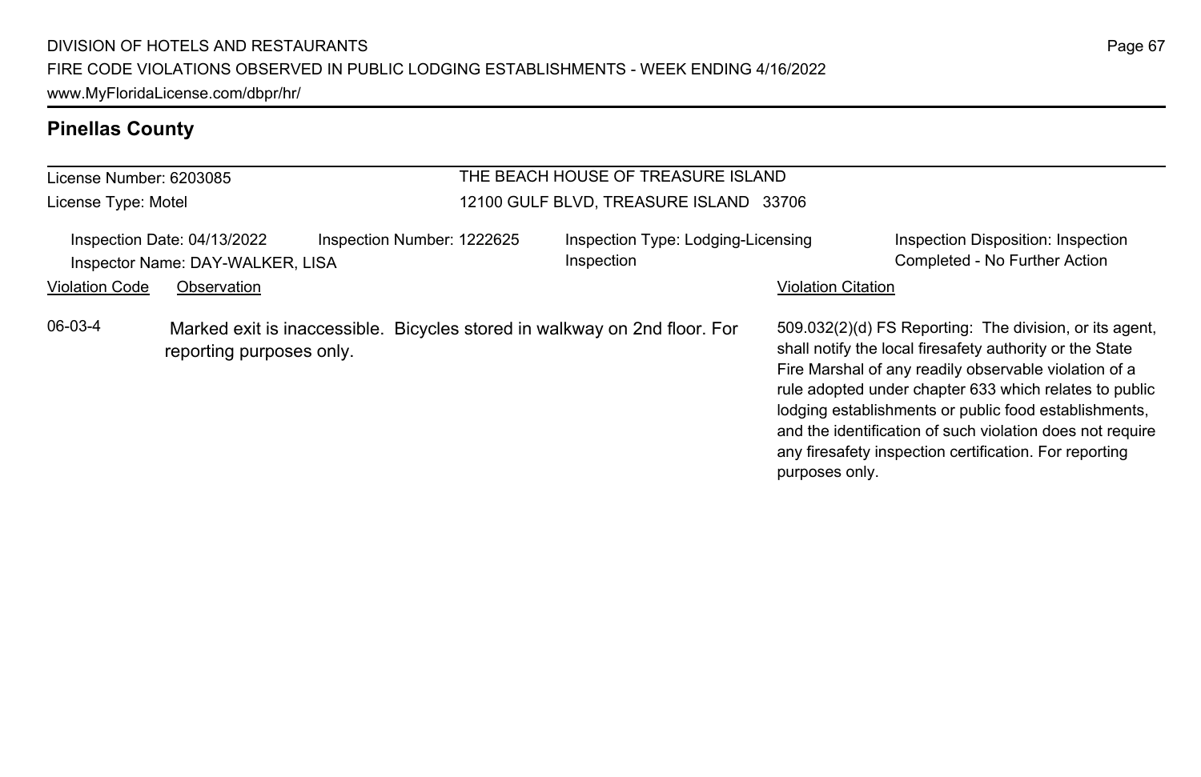## Pinellas County

License Number: 6203085

License Type: Motel

THE BEACH HOUSE OF TREASURE ISLAND

12100 GULF BLVD, TREASURE ISLAND 33706

Inspection Date: 04/13/2022

Inspection Number: 1222625

Inspection Type: Lodging-Licensing Inspection

Inspection Disposition: Inspection Completed - No Further Action

Inspector Name: DAY-WALKER, LISA

| Violation Code | Observation | Violation Citation |
| --- | --- | --- |
| 06-03-4 | Marked exit is inaccessible. Bicycles stored in walkway on 2nd floor. For reporting purposes only. | 509.032(2)(d) FS Reporting: The division, or its agent, shall notify the local firesafety authority or the State Fire Marshal of any readily observable violation of a rule adopted under chapter 633 which relates to public lodging establishments or public food establishments, and the identification of such violation does not require any firesafety inspection certification. For reporting purposes only. |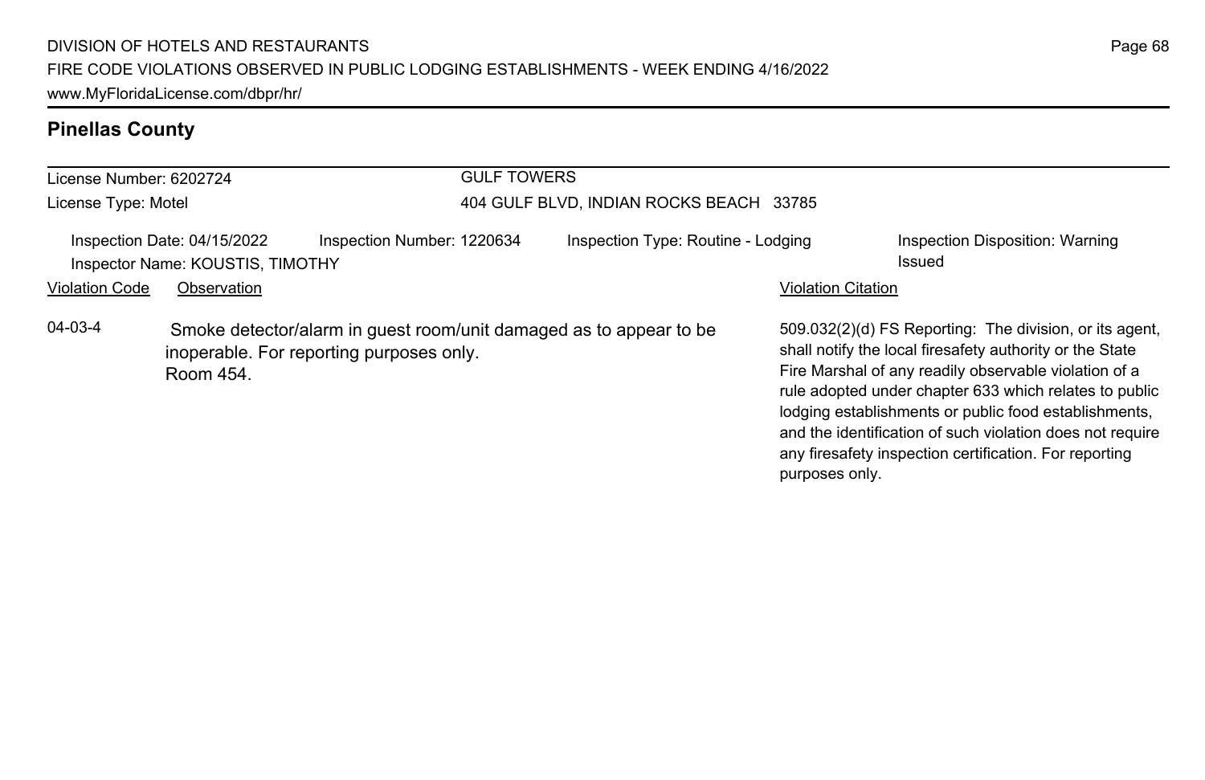## Pinellas County

License Number: 6202724

License Type: Motel

GULF TOWERS

404 GULF BLVD, INDIAN ROCKS BEACH 33785

Inspection Date: 04/15/2022

Inspector Name: KOUSTIS, TIMOTHY

Inspection Number: 1220634

Inspection Type: Routine - Lodging

Inspection Disposition: Warning Issued

| Violation Code | Observation | Violation Citation |
| --- | --- | --- |
| 04-03-4 | Smoke detector/alarm in guest room/unit damaged as to appear to be inoperable. For reporting purposes only. Room 454. | 509.032(2)(d) FS Reporting: The division, or its agent, shall notify the local firesafety authority or the State Fire Marshal of any readily observable violation of a rule adopted under chapter 633 which relates to public lodging establishments or public food establishments, and the identification of such violation does not require any firesafety inspection certification. For reporting purposes only. |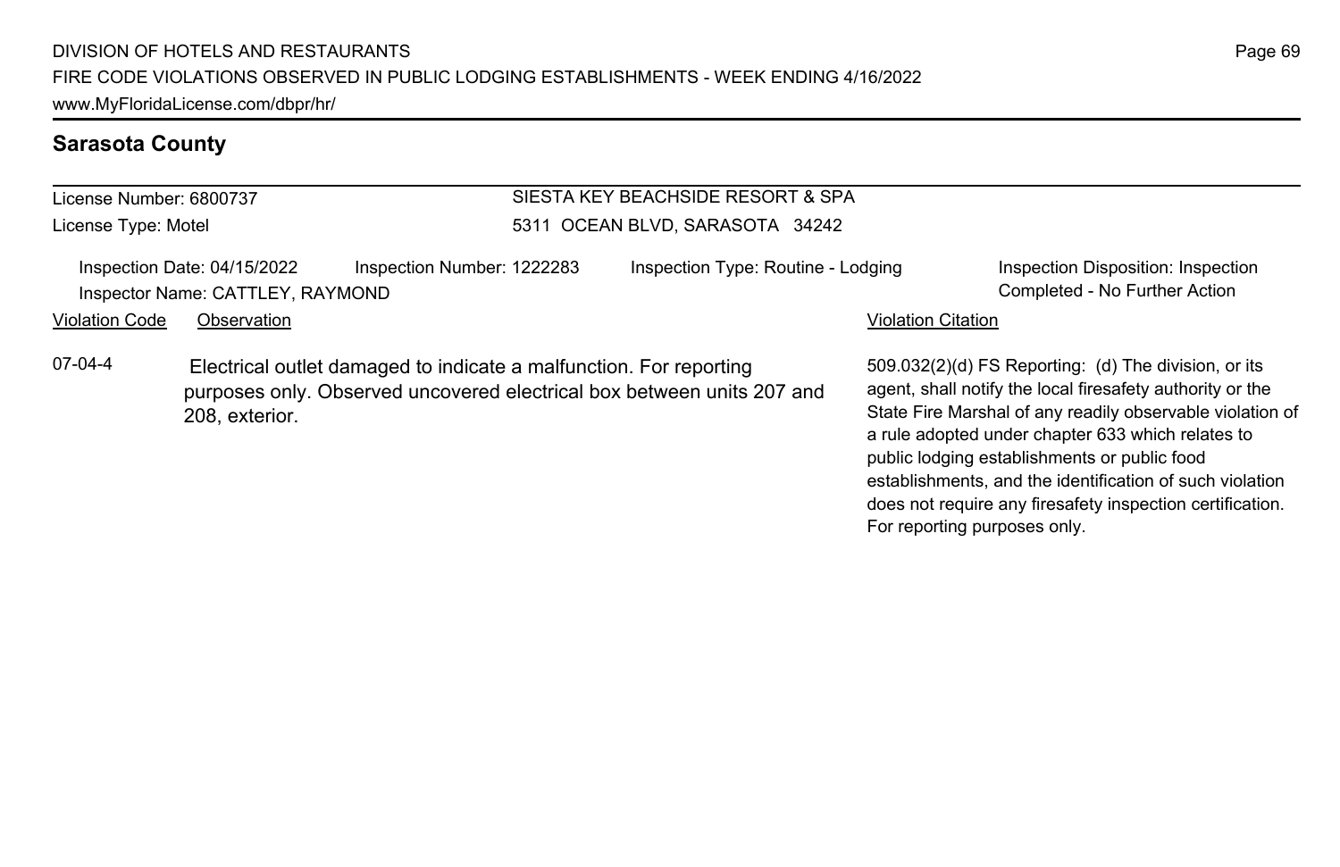## Sarasota County

License Number: 6800737
License Type: Motel

SIESTA KEY BEACHSIDE RESORT & SPA
5311 OCEAN BLVD, SARASOTA 34242

Inspection Date: 04/15/2022 Inspection Number: 1222283 Inspection Type: Routine - Lodging Inspection Disposition: Inspection Completed - No Further Action
Inspector Name: CATTLEY, RAYMOND

| Violation Code | Observation | Violation Citation |
| --- | --- | --- |
| 07-04-4 | Electrical outlet damaged to indicate a malfunction. For reporting purposes only. Observed uncovered electrical box between units 207 and 208, exterior. | 509.032(2)(d) FS Reporting: (d) The division, or its agent, shall notify the local firesafety authority or the State Fire Marshal of any readily observable violation of a rule adopted under chapter 633 which relates to public lodging establishments or public food establishments, and the identification of such violation does not require any firesafety inspection certification. For reporting purposes only. |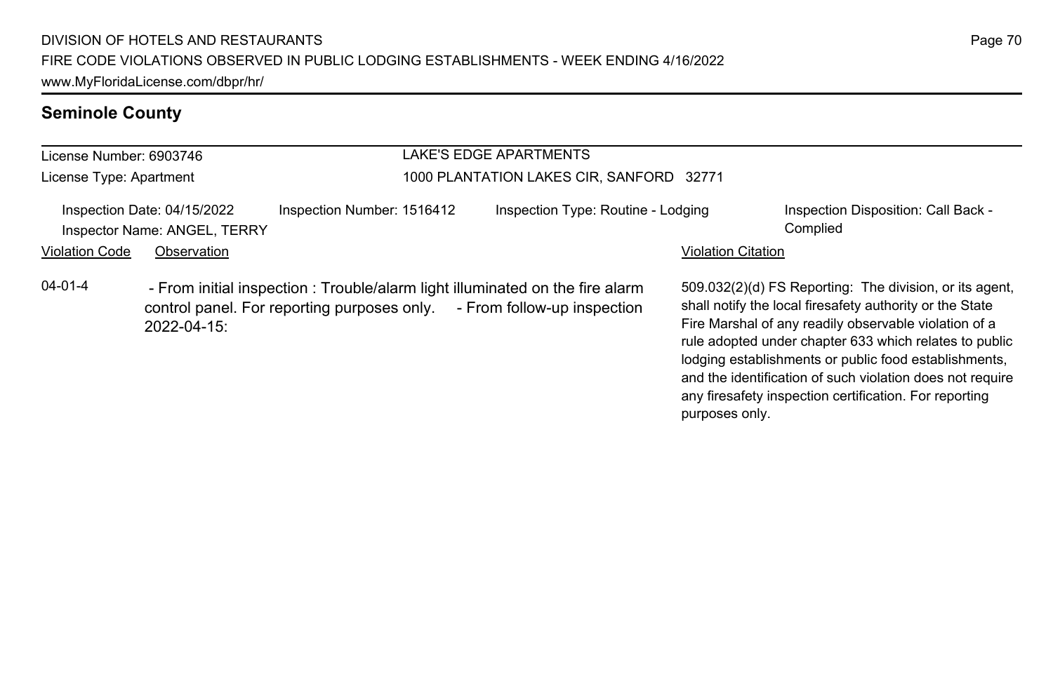## Seminole County

| License Number: 6903746 | LAKE'S EDGE APARTMENTS |
|---|---|
| License Type: Apartment | 1000 PLANTATION LAKES CIR, SANFORD 32771 |

| Inspection Date: 04/15/2022 | Inspection Number: 1516412 | Inspection Type: Routine - Lodging | Inspection Disposition: Call Back - Complied |
|---|---|---|---|
| Inspector Name: ANGEL, TERRY | | | |

| Violation Code | Observation | Violation Citation |
|---|---|---|
| 04-01-4 | - From initial inspection : Trouble/alarm light illuminated on the fire alarm control panel. For reporting purposes only. - From follow-up inspection 2022-04-15: | 509.032(2)(d) FS Reporting: The division, or its agent, shall notify the local firesafety authority or the State Fire Marshal of any readily observable violation of a rule adopted under chapter 633 which relates to public lodging establishments or public food establishments, and the identification of such violation does not require any firesafety inspection certification. For reporting purposes only. |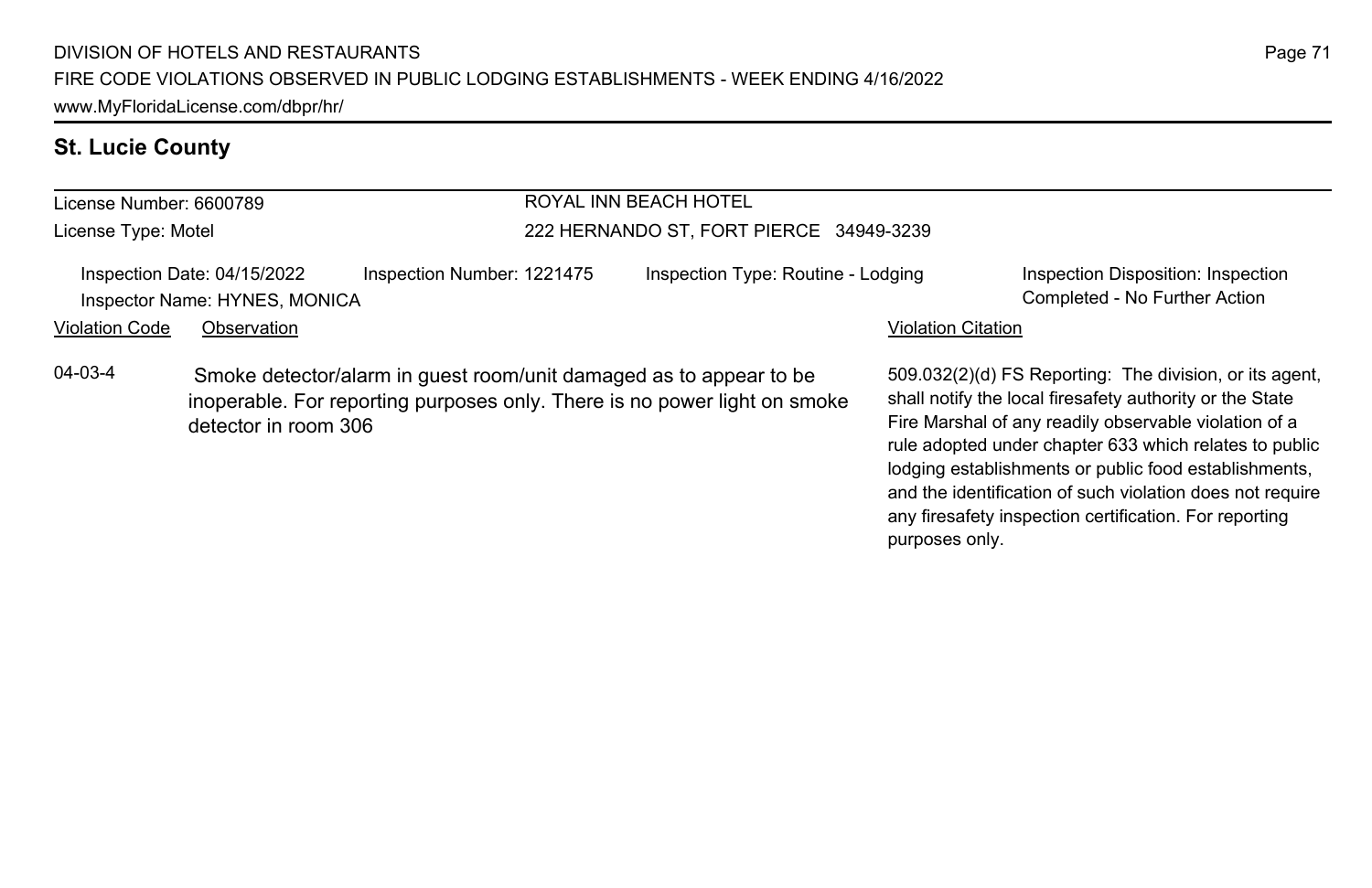## St. Lucie County

License Number: 6600789
License Type: Motel

ROYAL INN BEACH HOTEL
222 HERNANDO ST, FORT PIERCE 34949-3239

Inspection Date: 04/15/2022
Inspection Number: 1221475
Inspection Type: Routine - Lodging
Inspection Disposition: Inspection Completed - No Further Action
Inspector Name: HYNES, MONICA

| Violation Code | Observation | Violation Citation |
| --- | --- | --- |
| 04-03-4 | Smoke detector/alarm in guest room/unit damaged as to appear to be inoperable. For reporting purposes only. There is no power light on smoke detector in room 306 | 509.032(2)(d) FS Reporting: The division, or its agent, shall notify the local firesafety authority or the State Fire Marshal of any readily observable violation of a rule adopted under chapter 633 which relates to public lodging establishments or public food establishments, and the identification of such violation does not require any firesafety inspection certification. For reporting purposes only. |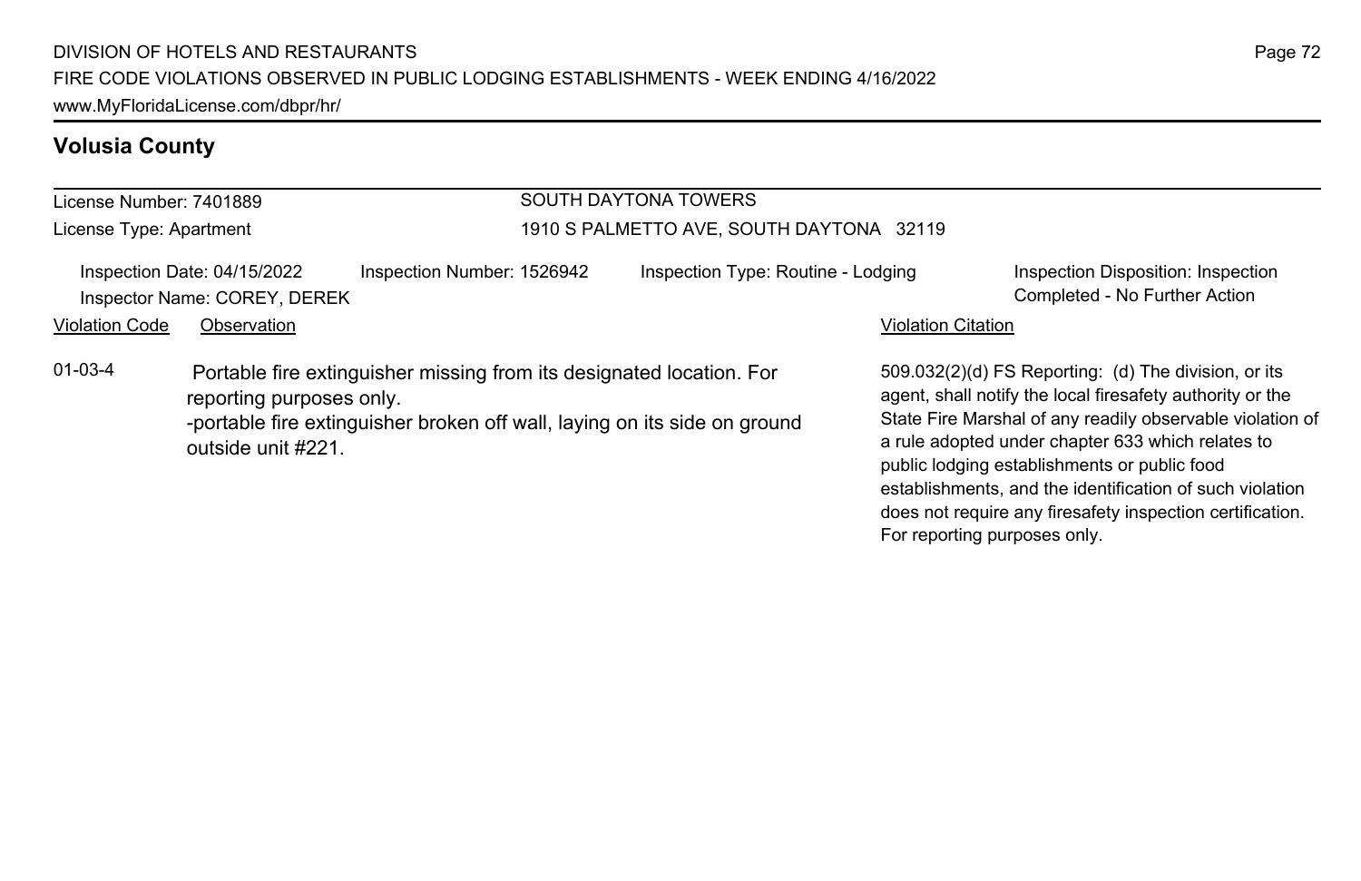## Volusia County

License Number: 7401889

License Type: Apartment

SOUTH DAYTONA TOWERS

1910 S PALMETTO AVE, SOUTH DAYTONA 32119

Inspection Date: 04/15/2022 | Inspection Number: 1526942 | Inspection Type: Routine - Lodging | Inspection Disposition: Inspection Completed - No Further Action

Inspector Name: COREY, DEREK

| Violation Code | Observation | Violation Citation |
|---|---|---|
| 01-03-4 | Portable fire extinguisher missing from its designated location. For reporting purposes only. -portable fire extinguisher broken off wall, laying on its side on ground outside unit #221. | 509.032(2)(d) FS Reporting: (d) The division, or its agent, shall notify the local firesafety authority or the State Fire Marshal of any readily observable violation of a rule adopted under chapter 633 which relates to public lodging establishments or public food establishments, and the identification of such violation does not require any firesafety inspection certification. For reporting purposes only. |